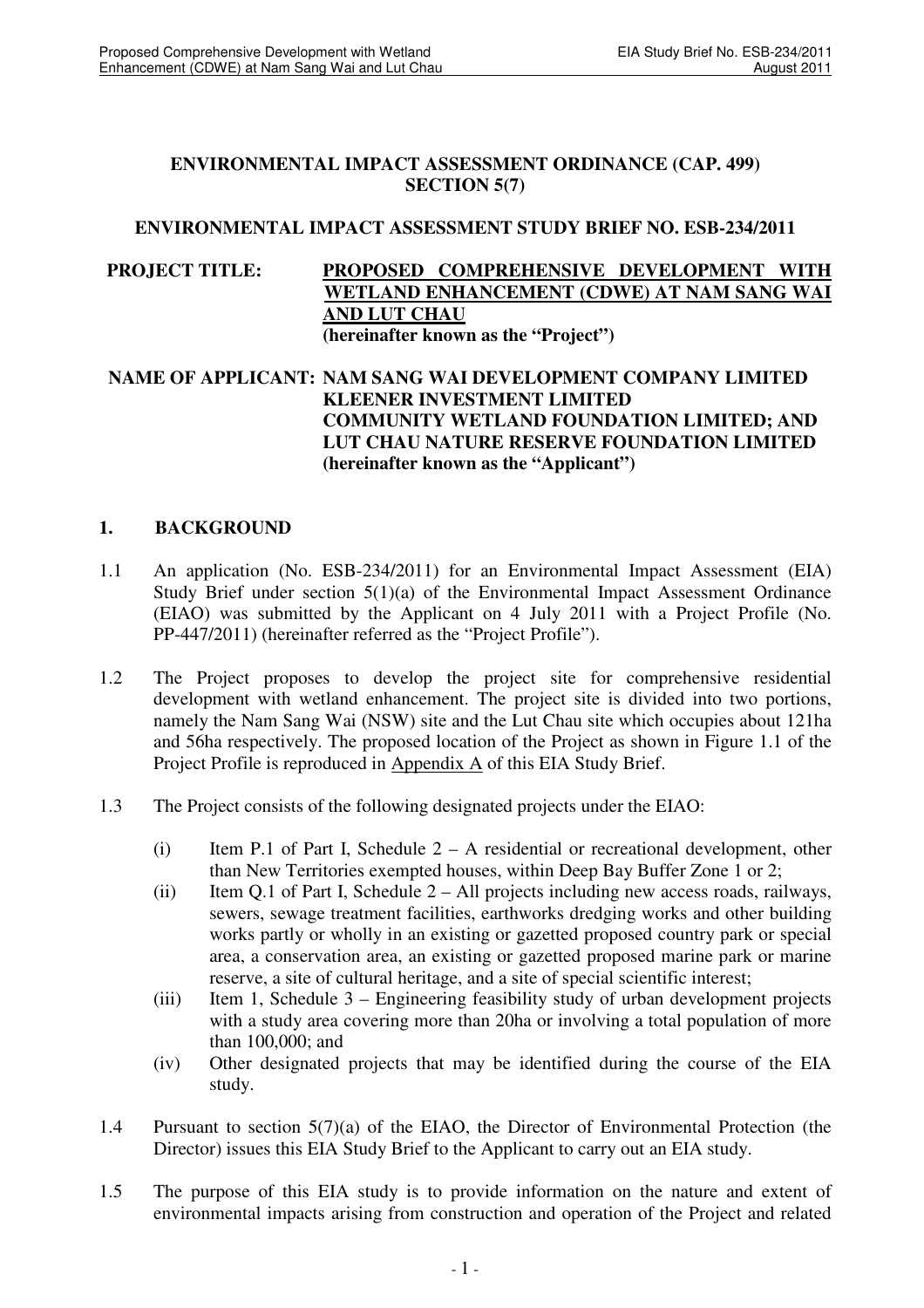**ENVIRONMENTAL IMPACT ASSESSMENT ORDINANCE (CAP. 499) SECTION 5(7)**

**ENVIRONMENTAL IMPACT ASSESSMENT STUDY BRIEF NO. ESB-234/2011**

**PROJECT TITLE:** **<u>PROPOSED COMPREHENSIVE DEVELOPMENT WITH WETLAND ENHANCEMENT (CDWE) AT NAM SANG WAI AND LUT CHAU</u>**
**(hereinafter known as the "Project")**

**NAME OF APPLICANT: NAM SANG WAI DEVELOPMENT COMPANY LIMITED**
**KLEENER INVESTMENT LIMITED**
**COMMUNITY WETLAND FOUNDATION LIMITED; AND**
**LUT CHAU NATURE RESERVE FOUNDATION LIMITED**
**(hereinafter known as the "Applicant")**

## 1. BACKGROUND

1.1 An application (No. ESB-234/2011) for an Environmental Impact Assessment (EIA) Study Brief under section 5(1)(a) of the Environmental Impact Assessment Ordinance (EIAO) was submitted by the Applicant on 4 July 2011 with a Project Profile (No. PP-447/2011) (hereinafter referred as the "Project Profile").

1.2 The Project proposes to develop the project site for comprehensive residential development with wetland enhancement. The project site is divided into two portions, namely the Nam Sang Wai (NSW) site and the Lut Chau site which occupies about 121ha and 56ha respectively. The proposed location of the Project as shown in Figure 1.1 of the Project Profile is reproduced in <u>Appendix A</u> of this EIA Study Brief.

1.3 The Project consists of the following designated projects under the EIAO:

(i) Item P.1 of Part I, Schedule 2 – A residential or recreational development, other than New Territories exempted houses, within Deep Bay Buffer Zone 1 or 2;

(ii) Item Q.1 of Part I, Schedule 2 – All projects including new access roads, railways, sewers, sewage treatment facilities, earthworks dredging works and other building works partly or wholly in an existing or gazetted proposed country park or special area, a conservation area, an existing or gazetted proposed marine park or marine reserve, a site of cultural heritage, and a site of special scientific interest;

(iii) Item 1, Schedule 3 – Engineering feasibility study of urban development projects with a study area covering more than 20ha or involving a total population of more than 100,000; and

(iv) Other designated projects that may be identified during the course of the EIA study.

1.4 Pursuant to section 5(7)(a) of the EIAO, the Director of Environmental Protection (the Director) issues this EIA Study Brief to the Applicant to carry out an EIA study.

1.5 The purpose of this EIA study is to provide information on the nature and extent of environmental impacts arising from construction and operation of the Project and related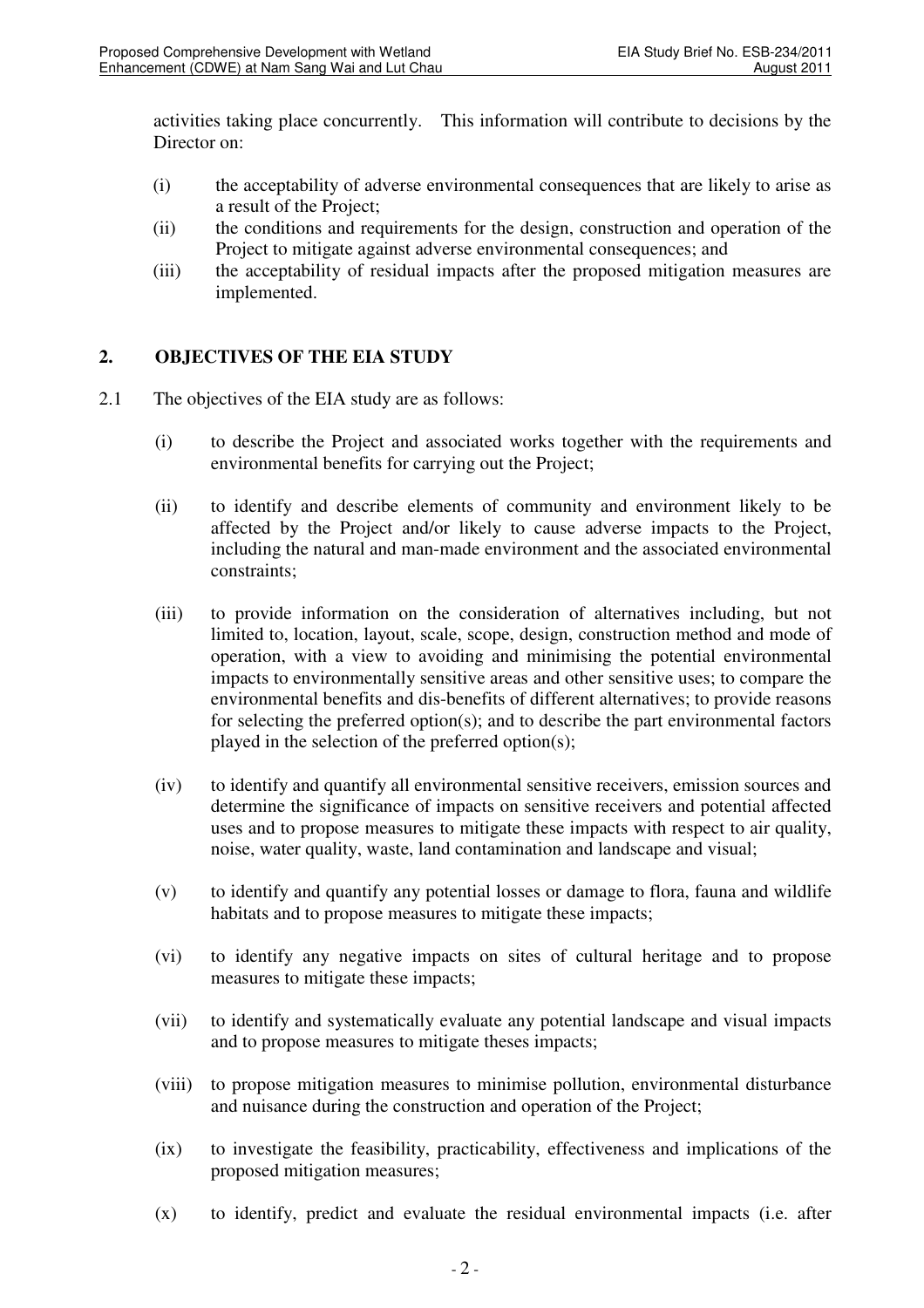activities taking place concurrently. This information will contribute to decisions by the Director on:

(i) the acceptability of adverse environmental consequences that are likely to arise as a result of the Project;

(ii) the conditions and requirements for the design, construction and operation of the Project to mitigate against adverse environmental consequences; and

(iii) the acceptability of residual impacts after the proposed mitigation measures are implemented.

## 2. OBJECTIVES OF THE EIA STUDY

2.1 The objectives of the EIA study are as follows:

(i) to describe the Project and associated works together with the requirements and environmental benefits for carrying out the Project;

(ii) to identify and describe elements of community and environment likely to be affected by the Project and/or likely to cause adverse impacts to the Project, including the natural and man-made environment and the associated environmental constraints;

(iii) to provide information on the consideration of alternatives including, but not limited to, location, layout, scale, scope, design, construction method and mode of operation, with a view to avoiding and minimising the potential environmental impacts to environmentally sensitive areas and other sensitive uses; to compare the environmental benefits and dis-benefits of different alternatives; to provide reasons for selecting the preferred option(s); and to describe the part environmental factors played in the selection of the preferred option(s);

(iv) to identify and quantify all environmental sensitive receivers, emission sources and determine the significance of impacts on sensitive receivers and potential affected uses and to propose measures to mitigate these impacts with respect to air quality, noise, water quality, waste, land contamination and landscape and visual;

(v) to identify and quantify any potential losses or damage to flora, fauna and wildlife habitats and to propose measures to mitigate these impacts;

(vi) to identify any negative impacts on sites of cultural heritage and to propose measures to mitigate these impacts;

(vii) to identify and systematically evaluate any potential landscape and visual impacts and to propose measures to mitigate theses impacts;

(viii) to propose mitigation measures to minimise pollution, environmental disturbance and nuisance during the construction and operation of the Project;

(ix) to investigate the feasibility, practicability, effectiveness and implications of the proposed mitigation measures;

(x) to identify, predict and evaluate the residual environmental impacts (i.e. after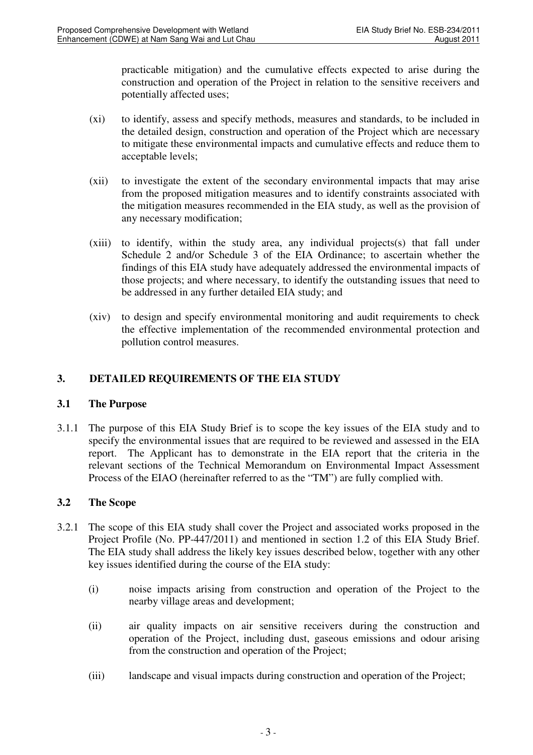practicable mitigation) and the cumulative effects expected to arise during the construction and operation of the Project in relation to the sensitive receivers and potentially affected uses;

(xi) to identify, assess and specify methods, measures and standards, to be included in the detailed design, construction and operation of the Project which are necessary to mitigate these environmental impacts and cumulative effects and reduce them to acceptable levels;

(xii) to investigate the extent of the secondary environmental impacts that may arise from the proposed mitigation measures and to identify constraints associated with the mitigation measures recommended in the EIA study, as well as the provision of any necessary modification;

(xiii) to identify, within the study area, any individual projects(s) that fall under Schedule 2 and/or Schedule 3 of the EIA Ordinance; to ascertain whether the findings of this EIA study have adequately addressed the environmental impacts of those projects; and where necessary, to identify the outstanding issues that need to be addressed in any further detailed EIA study; and

(xiv) to design and specify environmental monitoring and audit requirements to check the effective implementation of the recommended environmental protection and pollution control measures.

## 3. DETAILED REQUIREMENTS OF THE EIA STUDY

### 3.1 The Purpose

3.1.1 The purpose of this EIA Study Brief is to scope the key issues of the EIA study and to specify the environmental issues that are required to be reviewed and assessed in the EIA report. The Applicant has to demonstrate in the EIA report that the criteria in the relevant sections of the Technical Memorandum on Environmental Impact Assessment Process of the EIAO (hereinafter referred to as the "TM") are fully complied with.

### 3.2 The Scope

3.2.1 The scope of this EIA study shall cover the Project and associated works proposed in the Project Profile (No. PP-447/2011) and mentioned in section 1.2 of this EIA Study Brief. The EIA study shall address the likely key issues described below, together with any other key issues identified during the course of the EIA study:

(i) noise impacts arising from construction and operation of the Project to the nearby village areas and development;

(ii) air quality impacts on air sensitive receivers during the construction and operation of the Project, including dust, gaseous emissions and odour arising from the construction and operation of the Project;

(iii) landscape and visual impacts during construction and operation of the Project;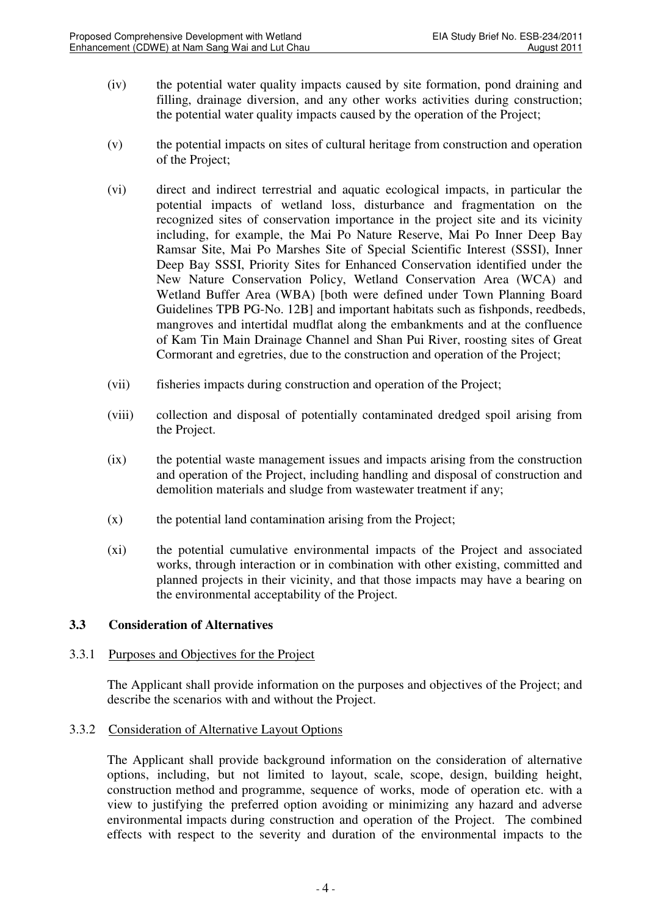(iv) the potential water quality impacts caused by site formation, pond draining and filling, drainage diversion, and any other works activities during construction; the potential water quality impacts caused by the operation of the Project;

(v) the potential impacts on sites of cultural heritage from construction and operation of the Project;

(vi) direct and indirect terrestrial and aquatic ecological impacts, in particular the potential impacts of wetland loss, disturbance and fragmentation on the recognized sites of conservation importance in the project site and its vicinity including, for example, the Mai Po Nature Reserve, Mai Po Inner Deep Bay Ramsar Site, Mai Po Marshes Site of Special Scientific Interest (SSSI), Inner Deep Bay SSSI, Priority Sites for Enhanced Conservation identified under the New Nature Conservation Policy, Wetland Conservation Area (WCA) and Wetland Buffer Area (WBA) [both were defined under Town Planning Board Guidelines TPB PG-No. 12B] and important habitats such as fishponds, reedbeds, mangroves and intertidal mudflat along the embankments and at the confluence of Kam Tin Main Drainage Channel and Shan Pui River, roosting sites of Great Cormorant and egretries, due to the construction and operation of the Project;

(vii) fisheries impacts during construction and operation of the Project;

(viii) collection and disposal of potentially contaminated dredged spoil arising from the Project.

(ix) the potential waste management issues and impacts arising from the construction and operation of the Project, including handling and disposal of construction and demolition materials and sludge from wastewater treatment if any;

(x) the potential land contamination arising from the Project;

(xi) the potential cumulative environmental impacts of the Project and associated works, through interaction or in combination with other existing, committed and planned projects in their vicinity, and that those impacts may have a bearing on the environmental acceptability of the Project.

### 3.3 Consideration of Alternatives

3.3.1 Purposes and Objectives for the Project

The Applicant shall provide information on the purposes and objectives of the Project; and describe the scenarios with and without the Project.

3.3.2 Consideration of Alternative Layout Options

The Applicant shall provide background information on the consideration of alternative options, including, but not limited to layout, scale, scope, design, building height, construction method and programme, sequence of works, mode of operation etc. with a view to justifying the preferred option avoiding or minimizing any hazard and adverse environmental impacts during construction and operation of the Project. The combined effects with respect to the severity and duration of the environmental impacts to the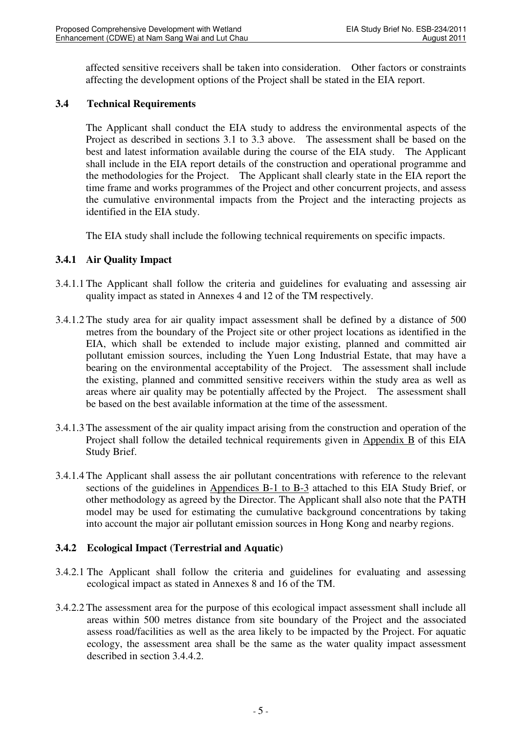affected sensitive receivers shall be taken into consideration. Other factors or constraints affecting the development options of the Project shall be stated in the EIA report.

### 3.4 Technical Requirements

The Applicant shall conduct the EIA study to address the environmental aspects of the Project as described in sections 3.1 to 3.3 above. The assessment shall be based on the best and latest information available during the course of the EIA study. The Applicant shall include in the EIA report details of the construction and operational programme and the methodologies for the Project. The Applicant shall clearly state in the EIA report the time frame and works programmes of the Project and other concurrent projects, and assess the cumulative environmental impacts from the Project and the interacting projects as identified in the EIA study.

The EIA study shall include the following technical requirements on specific impacts.

#### 3.4.1 Air Quality Impact

3.4.1.1 The Applicant shall follow the criteria and guidelines for evaluating and assessing air quality impact as stated in Annexes 4 and 12 of the TM respectively.

3.4.1.2 The study area for air quality impact assessment shall be defined by a distance of 500 metres from the boundary of the Project site or other project locations as identified in the EIA, which shall be extended to include major existing, planned and committed air pollutant emission sources, including the Yuen Long Industrial Estate, that may have a bearing on the environmental acceptability of the Project. The assessment shall include the existing, planned and committed sensitive receivers within the study area as well as areas where air quality may be potentially affected by the Project. The assessment shall be based on the best available information at the time of the assessment.

3.4.1.3 The assessment of the air quality impact arising from the construction and operation of the Project shall follow the detailed technical requirements given in Appendix B of this EIA Study Brief.

3.4.1.4 The Applicant shall assess the air pollutant concentrations with reference to the relevant sections of the guidelines in Appendices B-1 to B-3 attached to this EIA Study Brief, or other methodology as agreed by the Director. The Applicant shall also note that the PATH model may be used for estimating the cumulative background concentrations by taking into account the major air pollutant emission sources in Hong Kong and nearby regions.

#### 3.4.2 Ecological Impact (Terrestrial and Aquatic)

3.4.2.1 The Applicant shall follow the criteria and guidelines for evaluating and assessing ecological impact as stated in Annexes 8 and 16 of the TM.

3.4.2.2 The assessment area for the purpose of this ecological impact assessment shall include all areas within 500 metres distance from site boundary of the Project and the associated assess road/facilities as well as the area likely to be impacted by the Project. For aquatic ecology, the assessment area shall be the same as the water quality impact assessment described in section 3.4.4.2.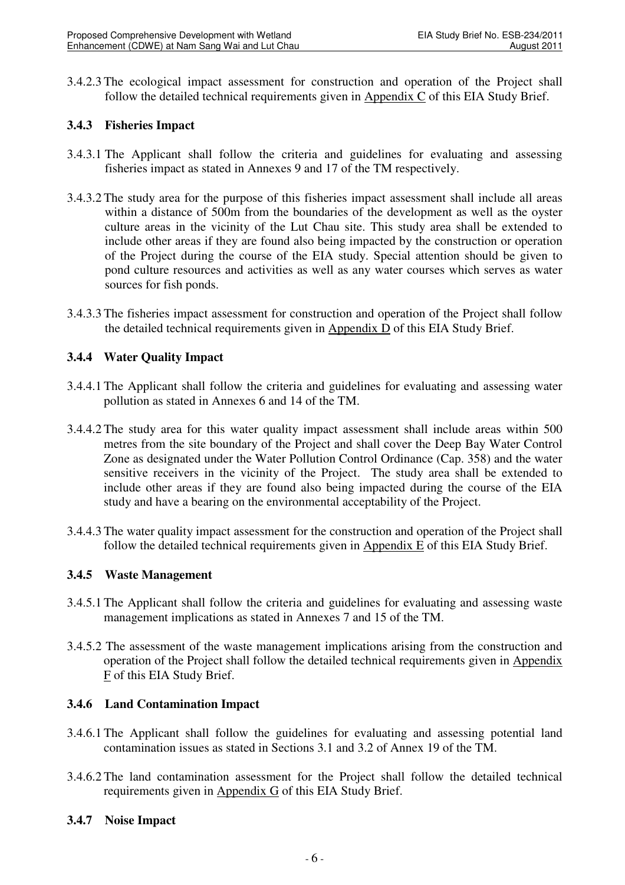3.4.2.3 The ecological impact assessment for construction and operation of the Project shall follow the detailed technical requirements given in Appendix C of this EIA Study Brief.

### 3.4.3 Fisheries Impact

3.4.3.1 The Applicant shall follow the criteria and guidelines for evaluating and assessing fisheries impact as stated in Annexes 9 and 17 of the TM respectively.

3.4.3.2 The study area for the purpose of this fisheries impact assessment shall include all areas within a distance of 500m from the boundaries of the development as well as the oyster culture areas in the vicinity of the Lut Chau site. This study area shall be extended to include other areas if they are found also being impacted by the construction or operation of the Project during the course of the EIA study. Special attention should be given to pond culture resources and activities as well as any water courses which serves as water sources for fish ponds.

3.4.3.3 The fisheries impact assessment for construction and operation of the Project shall follow the detailed technical requirements given in Appendix D of this EIA Study Brief.

### 3.4.4 Water Quality Impact

3.4.4.1 The Applicant shall follow the criteria and guidelines for evaluating and assessing water pollution as stated in Annexes 6 and 14 of the TM.

3.4.4.2 The study area for this water quality impact assessment shall include areas within 500 metres from the site boundary of the Project and shall cover the Deep Bay Water Control Zone as designated under the Water Pollution Control Ordinance (Cap. 358) and the water sensitive receivers in the vicinity of the Project. The study area shall be extended to include other areas if they are found also being impacted during the course of the EIA study and have a bearing on the environmental acceptability of the Project.

3.4.4.3 The water quality impact assessment for the construction and operation of the Project shall follow the detailed technical requirements given in Appendix E of this EIA Study Brief.

### 3.4.5 Waste Management

3.4.5.1 The Applicant shall follow the criteria and guidelines for evaluating and assessing waste management implications as stated in Annexes 7 and 15 of the TM.

3.4.5.2 The assessment of the waste management implications arising from the construction and operation of the Project shall follow the detailed technical requirements given in Appendix F of this EIA Study Brief.

### 3.4.6 Land Contamination Impact

3.4.6.1 The Applicant shall follow the guidelines for evaluating and assessing potential land contamination issues as stated in Sections 3.1 and 3.2 of Annex 19 of the TM.

3.4.6.2 The land contamination assessment for the Project shall follow the detailed technical requirements given in Appendix G of this EIA Study Brief.

### 3.4.7 Noise Impact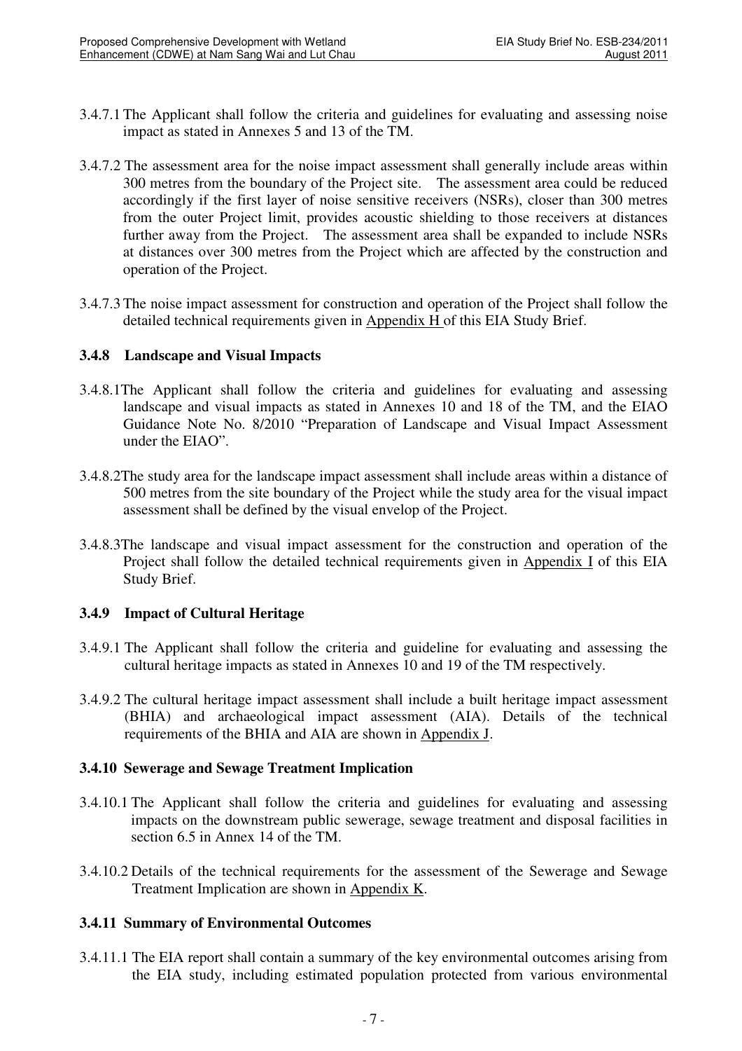3.4.7.1 The Applicant shall follow the criteria and guidelines for evaluating and assessing noise impact as stated in Annexes 5 and 13 of the TM.

3.4.7.2 The assessment area for the noise impact assessment shall generally include areas within 300 metres from the boundary of the Project site. The assessment area could be reduced accordingly if the first layer of noise sensitive receivers (NSRs), closer than 300 metres from the outer Project limit, provides acoustic shielding to those receivers at distances further away from the Project. The assessment area shall be expanded to include NSRs at distances over 300 metres from the Project which are affected by the construction and operation of the Project.

3.4.7.3 The noise impact assessment for construction and operation of the Project shall follow the detailed technical requirements given in Appendix H of this EIA Study Brief.

### 3.4.8 Landscape and Visual Impacts

3.4.8.1 The Applicant shall follow the criteria and guidelines for evaluating and assessing landscape and visual impacts as stated in Annexes 10 and 18 of the TM, and the EIAO Guidance Note No. 8/2010 "Preparation of Landscape and Visual Impact Assessment under the EIAO".

3.4.8.2 The study area for the landscape impact assessment shall include areas within a distance of 500 metres from the site boundary of the Project while the study area for the visual impact assessment shall be defined by the visual envelop of the Project.

3.4.8.3 The landscape and visual impact assessment for the construction and operation of the Project shall follow the detailed technical requirements given in Appendix I of this EIA Study Brief.

### 3.4.9 Impact of Cultural Heritage

3.4.9.1 The Applicant shall follow the criteria and guideline for evaluating and assessing the cultural heritage impacts as stated in Annexes 10 and 19 of the TM respectively.

3.4.9.2 The cultural heritage impact assessment shall include a built heritage impact assessment (BHIA) and archaeological impact assessment (AIA). Details of the technical requirements of the BHIA and AIA are shown in Appendix J.

### 3.4.10 Sewerage and Sewage Treatment Implication

3.4.10.1 The Applicant shall follow the criteria and guidelines for evaluating and assessing impacts on the downstream public sewerage, sewage treatment and disposal facilities in section 6.5 in Annex 14 of the TM.

3.4.10.2 Details of the technical requirements for the assessment of the Sewerage and Sewage Treatment Implication are shown in Appendix K.

### 3.4.11 Summary of Environmental Outcomes

3.4.11.1 The EIA report shall contain a summary of the key environmental outcomes arising from the EIA study, including estimated population protected from various environmental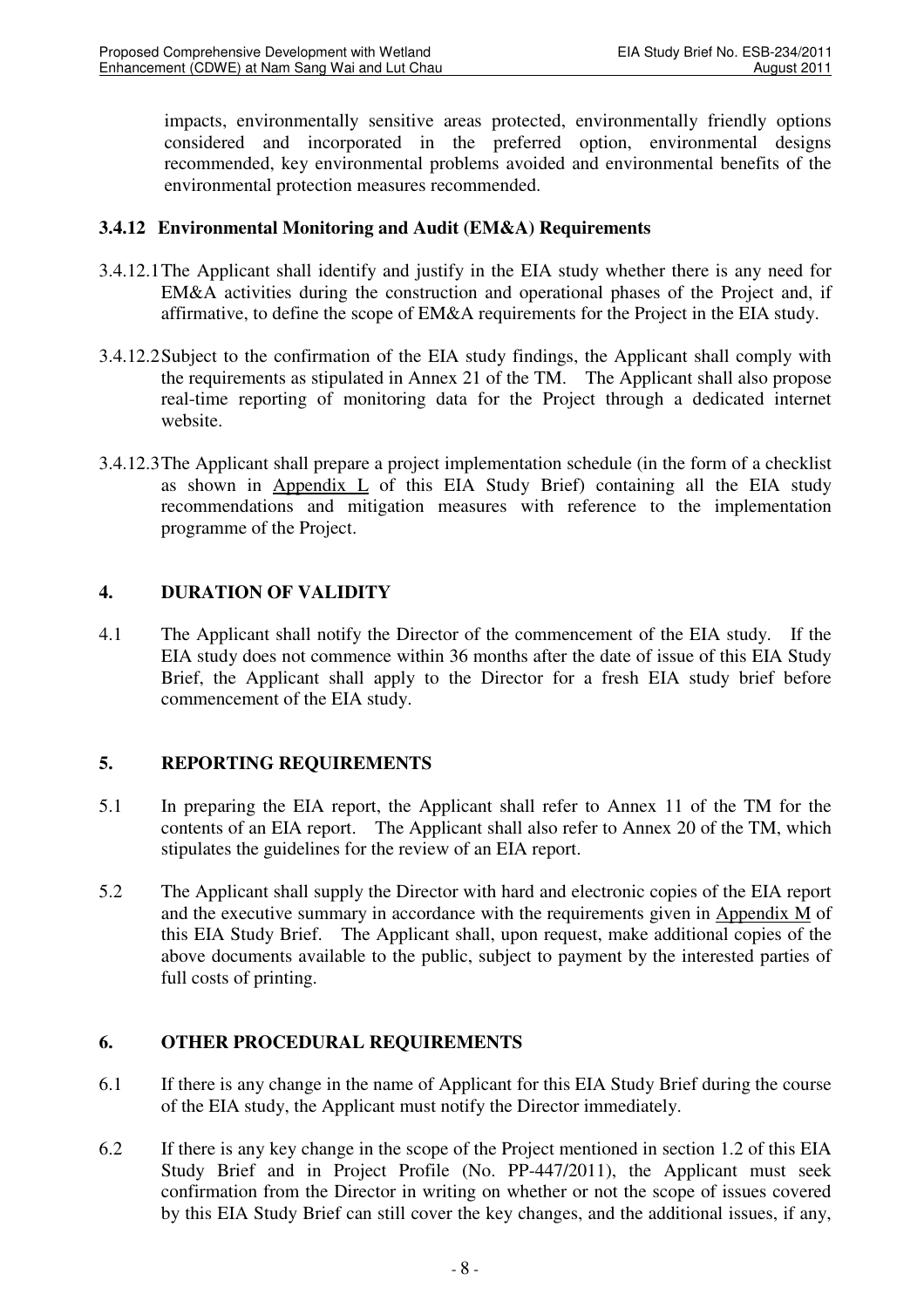impacts, environmentally sensitive areas protected, environmentally friendly options considered and incorporated in the preferred option, environmental designs recommended, key environmental problems avoided and environmental benefits of the environmental protection measures recommended.

### 3.4.12 Environmental Monitoring and Audit (EM&A) Requirements

3.4.12.1 The Applicant shall identify and justify in the EIA study whether there is any need for EM&A activities during the construction and operational phases of the Project and, if affirmative, to define the scope of EM&A requirements for the Project in the EIA study.

3.4.12.2 Subject to the confirmation of the EIA study findings, the Applicant shall comply with the requirements as stipulated in Annex 21 of the TM. The Applicant shall also propose real-time reporting of monitoring data for the Project through a dedicated internet website.

3.4.12.3 The Applicant shall prepare a project implementation schedule (in the form of a checklist as shown in Appendix L of this EIA Study Brief) containing all the EIA study recommendations and mitigation measures with reference to the implementation programme of the Project.

## 4. DURATION OF VALIDITY

4.1 The Applicant shall notify the Director of the commencement of the EIA study. If the EIA study does not commence within 36 months after the date of issue of this EIA Study Brief, the Applicant shall apply to the Director for a fresh EIA study brief before commencement of the EIA study.

## 5. REPORTING REQUIREMENTS

5.1 In preparing the EIA report, the Applicant shall refer to Annex 11 of the TM for the contents of an EIA report. The Applicant shall also refer to Annex 20 of the TM, which stipulates the guidelines for the review of an EIA report.

5.2 The Applicant shall supply the Director with hard and electronic copies of the EIA report and the executive summary in accordance with the requirements given in Appendix M of this EIA Study Brief. The Applicant shall, upon request, make additional copies of the above documents available to the public, subject to payment by the interested parties of full costs of printing.

## 6. OTHER PROCEDURAL REQUIREMENTS

6.1 If there is any change in the name of Applicant for this EIA Study Brief during the course of the EIA study, the Applicant must notify the Director immediately.

6.2 If there is any key change in the scope of the Project mentioned in section 1.2 of this EIA Study Brief and in Project Profile (No. PP-447/2011), the Applicant must seek confirmation from the Director in writing on whether or not the scope of issues covered by this EIA Study Brief can still cover the key changes, and the additional issues, if any,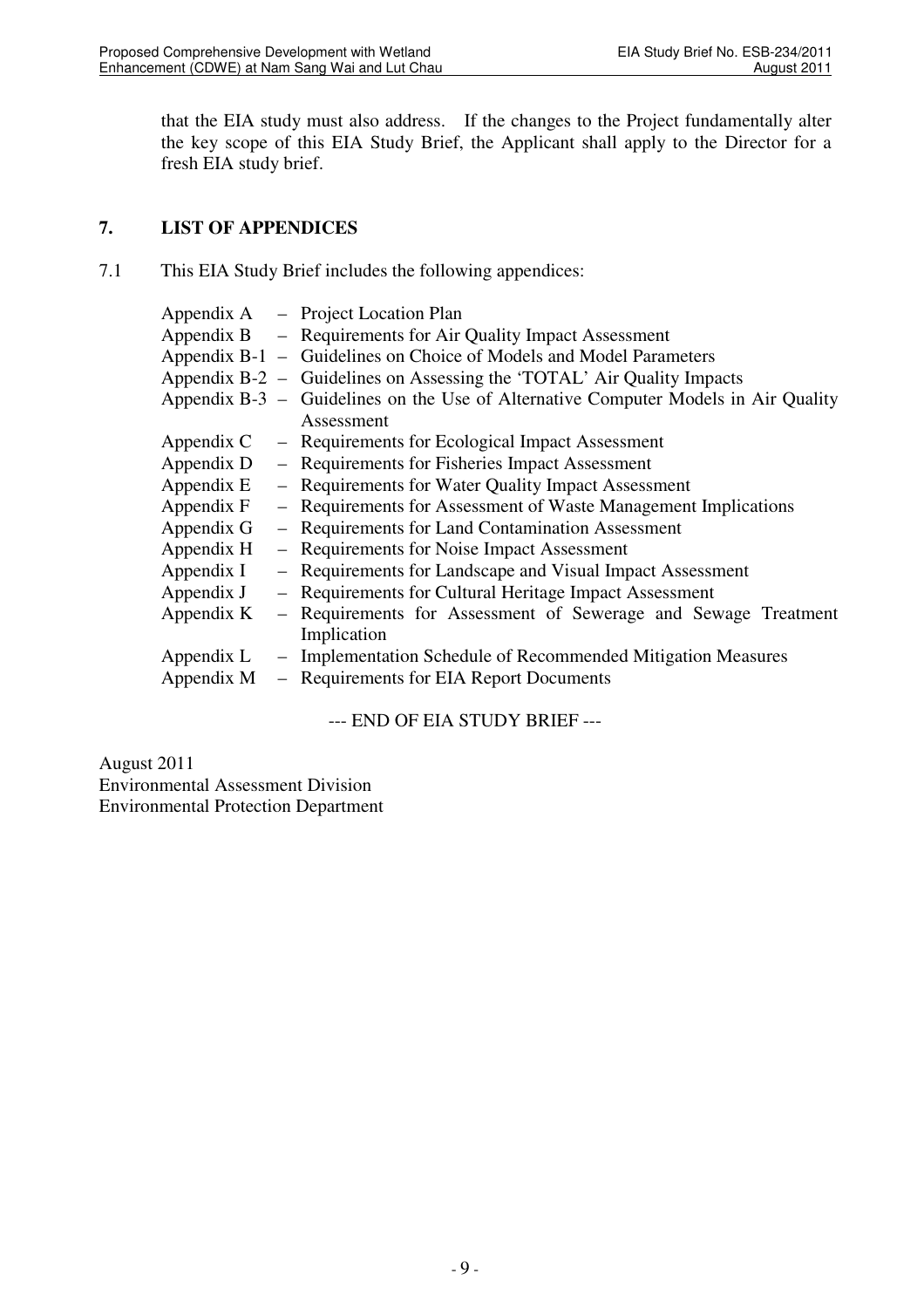that the EIA study must also address. If the changes to the Project fundamentally alter the key scope of this EIA Study Brief, the Applicant shall apply to the Director for a fresh EIA study brief.

## 7. LIST OF APPENDICES

7.1 This EIA Study Brief includes the following appendices:

- Appendix A – Project Location Plan
- Appendix B – Requirements for Air Quality Impact Assessment
- Appendix B-1 – Guidelines on Choice of Models and Model Parameters
- Appendix B-2 – Guidelines on Assessing the 'TOTAL' Air Quality Impacts
- Appendix B-3 – Guidelines on the Use of Alternative Computer Models in Air Quality Assessment
- Appendix C – Requirements for Ecological Impact Assessment
- Appendix D – Requirements for Fisheries Impact Assessment
- Appendix E – Requirements for Water Quality Impact Assessment
- Appendix F – Requirements for Assessment of Waste Management Implications
- Appendix G – Requirements for Land Contamination Assessment
- Appendix H – Requirements for Noise Impact Assessment
- Appendix I – Requirements for Landscape and Visual Impact Assessment
- Appendix J – Requirements for Cultural Heritage Impact Assessment
- Appendix K – Requirements for Assessment of Sewerage and Sewage Treatment Implication
- Appendix L – Implementation Schedule of Recommended Mitigation Measures
- Appendix M – Requirements for EIA Report Documents

--- END OF EIA STUDY BRIEF ---

August 2011
Environmental Assessment Division
Environmental Protection Department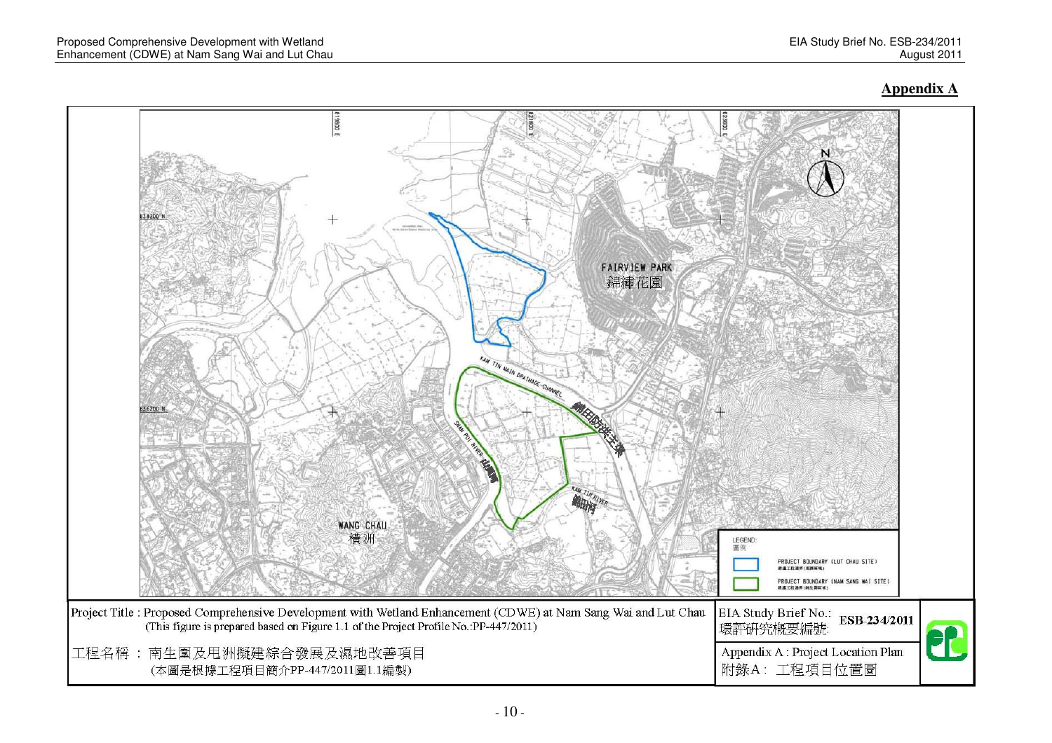## Appendix A

| Project Title : Proposed Comprehensive Development with Wetland Enhancement (CDWE) at Nam Sang Wai and Lut Chau (This figure is prepared based on Figure 1.1 of the Project Profile No.:PP-447/2011) | EIA Study Brief No.: 環評研究概要編號: ESB-234/2011 |
|---|---|
| 工程名稱 ： 南生圍及甩洲擬建綜合發展及濕地改善項目 (本圖是根據工程項目簡介PP-447/2011圖1.1編製) | Appendix A : Project Location Plan 附錄A： 工程項目位置圖 |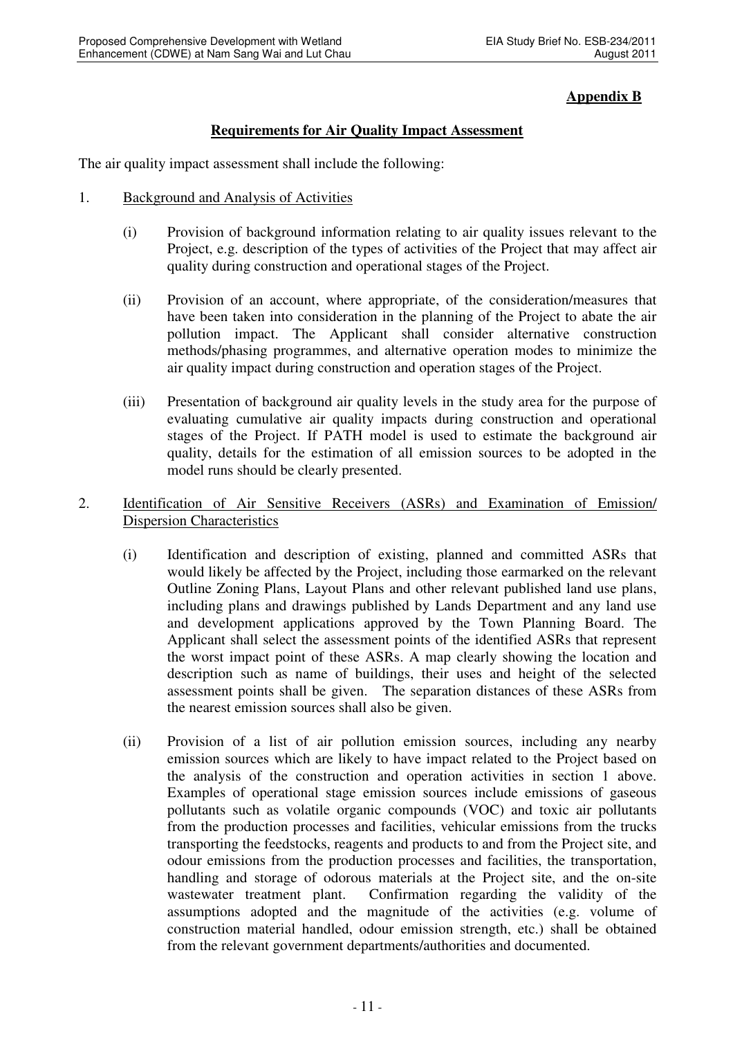**Appendix B**

## Requirements for Air Quality Impact Assessment

The air quality impact assessment shall include the following:

1. Background and Analysis of Activities

   (i) Provision of background information relating to air quality issues relevant to the Project, e.g. description of the types of activities of the Project that may affect air quality during construction and operational stages of the Project.

   (ii) Provision of an account, where appropriate, of the consideration/measures that have been taken into consideration in the planning of the Project to abate the air pollution impact. The Applicant shall consider alternative construction methods/phasing programmes, and alternative operation modes to minimize the air quality impact during construction and operation stages of the Project.

   (iii) Presentation of background air quality levels in the study area for the purpose of evaluating cumulative air quality impacts during construction and operational stages of the Project. If PATH model is used to estimate the background air quality, details for the estimation of all emission sources to be adopted in the model runs should be clearly presented.

2. Identification of Air Sensitive Receivers (ASRs) and Examination of Emission/ Dispersion Characteristics

   (i) Identification and description of existing, planned and committed ASRs that would likely be affected by the Project, including those earmarked on the relevant Outline Zoning Plans, Layout Plans and other relevant published land use plans, including plans and drawings published by Lands Department and any land use and development applications approved by the Town Planning Board. The Applicant shall select the assessment points of the identified ASRs that represent the worst impact point of these ASRs. A map clearly showing the location and description such as name of buildings, their uses and height of the selected assessment points shall be given. The separation distances of these ASRs from the nearest emission sources shall also be given.

   (ii) Provision of a list of air pollution emission sources, including any nearby emission sources which are likely to have impact related to the Project based on the analysis of the construction and operation activities in section 1 above. Examples of operational stage emission sources include emissions of gaseous pollutants such as volatile organic compounds (VOC) and toxic air pollutants from the production processes and facilities, vehicular emissions from the trucks transporting the feedstocks, reagents and products to and from the Project site, and odour emissions from the production processes and facilities, the transportation, handling and storage of odorous materials at the Project site, and the on-site wastewater treatment plant. Confirmation regarding the validity of the assumptions adopted and the magnitude of the activities (e.g. volume of construction material handled, odour emission strength, etc.) shall be obtained from the relevant government departments/authorities and documented.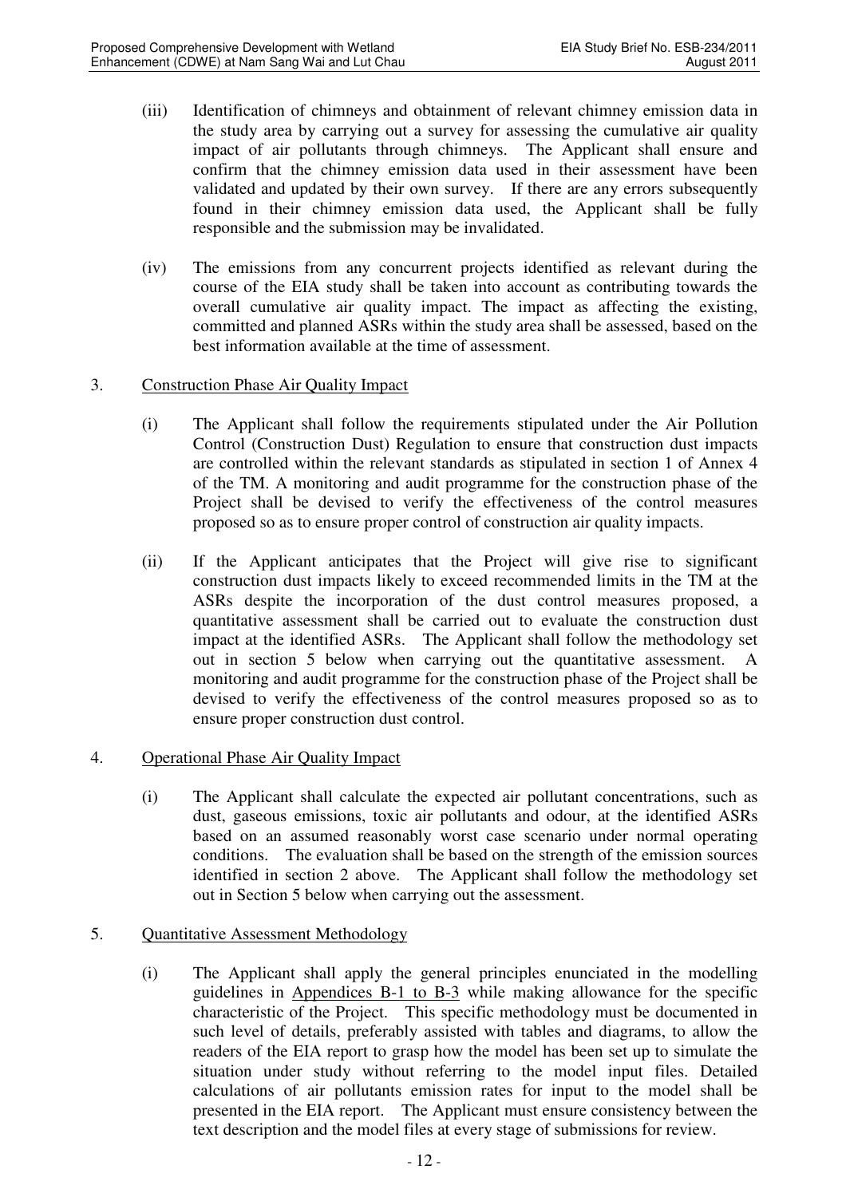(iii) Identification of chimneys and obtainment of relevant chimney emission data in the study area by carrying out a survey for assessing the cumulative air quality impact of air pollutants through chimneys. The Applicant shall ensure and confirm that the chimney emission data used in their assessment have been validated and updated by their own survey. If there are any errors subsequently found in their chimney emission data used, the Applicant shall be fully responsible and the submission may be invalidated.

(iv) The emissions from any concurrent projects identified as relevant during the course of the EIA study shall be taken into account as contributing towards the overall cumulative air quality impact. The impact as affecting the existing, committed and planned ASRs within the study area shall be assessed, based on the best information available at the time of assessment.

3. Construction Phase Air Quality Impact

(i) The Applicant shall follow the requirements stipulated under the Air Pollution Control (Construction Dust) Regulation to ensure that construction dust impacts are controlled within the relevant standards as stipulated in section 1 of Annex 4 of the TM. A monitoring and audit programme for the construction phase of the Project shall be devised to verify the effectiveness of the control measures proposed so as to ensure proper control of construction air quality impacts.

(ii) If the Applicant anticipates that the Project will give rise to significant construction dust impacts likely to exceed recommended limits in the TM at the ASRs despite the incorporation of the dust control measures proposed, a quantitative assessment shall be carried out to evaluate the construction dust impact at the identified ASRs. The Applicant shall follow the methodology set out in section 5 below when carrying out the quantitative assessment. A monitoring and audit programme for the construction phase of the Project shall be devised to verify the effectiveness of the control measures proposed so as to ensure proper construction dust control.

4. Operational Phase Air Quality Impact

(i) The Applicant shall calculate the expected air pollutant concentrations, such as dust, gaseous emissions, toxic air pollutants and odour, at the identified ASRs based on an assumed reasonably worst case scenario under normal operating conditions. The evaluation shall be based on the strength of the emission sources identified in section 2 above. The Applicant shall follow the methodology set out in Section 5 below when carrying out the assessment.

5. Quantitative Assessment Methodology

(i) The Applicant shall apply the general principles enunciated in the modelling guidelines in Appendices B-1 to B-3 while making allowance for the specific characteristic of the Project. This specific methodology must be documented in such level of details, preferably assisted with tables and diagrams, to allow the readers of the EIA report to grasp how the model has been set up to simulate the situation under study without referring to the model input files. Detailed calculations of air pollutants emission rates for input to the model shall be presented in the EIA report. The Applicant must ensure consistency between the text description and the model files at every stage of submissions for review.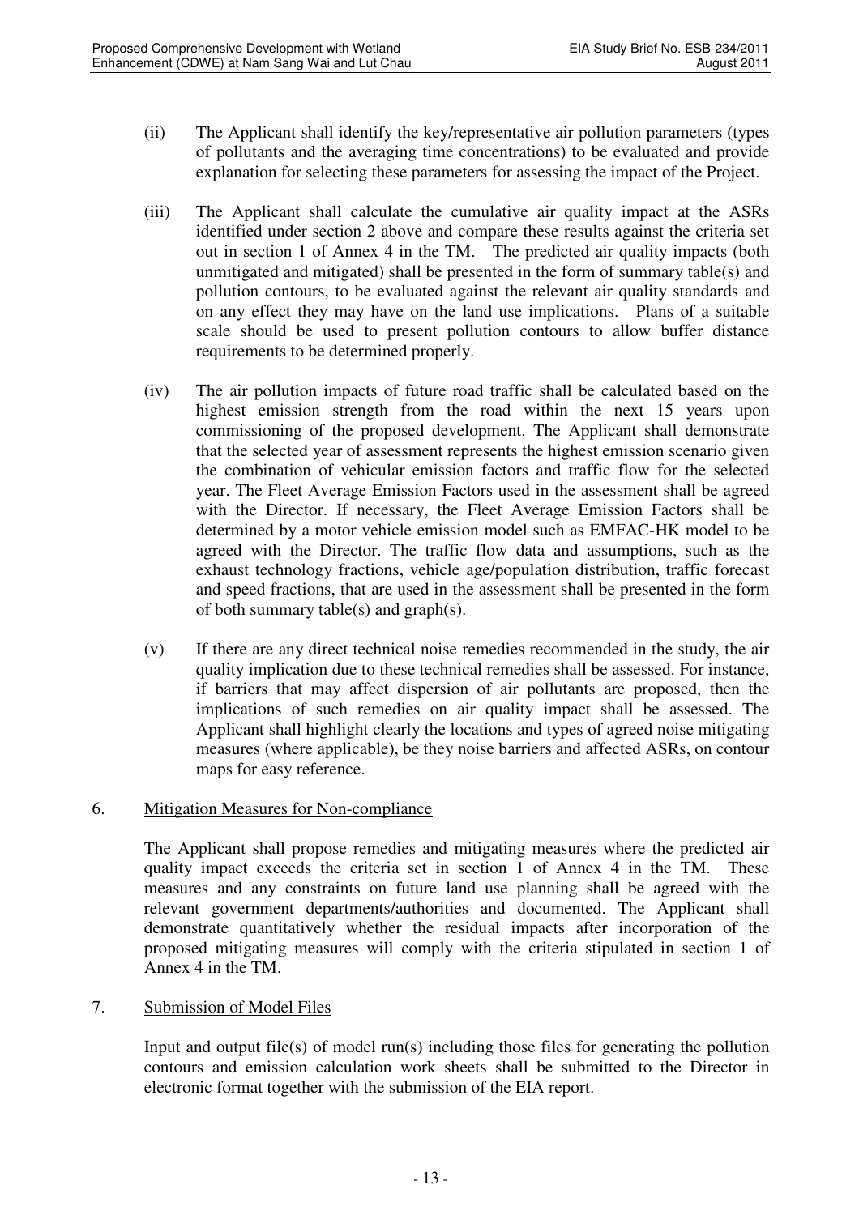(ii) The Applicant shall identify the key/representative air pollution parameters (types of pollutants and the averaging time concentrations) to be evaluated and provide explanation for selecting these parameters for assessing the impact of the Project.

(iii) The Applicant shall calculate the cumulative air quality impact at the ASRs identified under section 2 above and compare these results against the criteria set out in section 1 of Annex 4 in the TM. The predicted air quality impacts (both unmitigated and mitigated) shall be presented in the form of summary table(s) and pollution contours, to be evaluated against the relevant air quality standards and on any effect they may have on the land use implications. Plans of a suitable scale should be used to present pollution contours to allow buffer distance requirements to be determined properly.

(iv) The air pollution impacts of future road traffic shall be calculated based on the highest emission strength from the road within the next 15 years upon commissioning of the proposed development. The Applicant shall demonstrate that the selected year of assessment represents the highest emission scenario given the combination of vehicular emission factors and traffic flow for the selected year. The Fleet Average Emission Factors used in the assessment shall be agreed with the Director. If necessary, the Fleet Average Emission Factors shall be determined by a motor vehicle emission model such as EMFAC-HK model to be agreed with the Director. The traffic flow data and assumptions, such as the exhaust technology fractions, vehicle age/population distribution, traffic forecast and speed fractions, that are used in the assessment shall be presented in the form of both summary table(s) and graph(s).

(v) If there are any direct technical noise remedies recommended in the study, the air quality implication due to these technical remedies shall be assessed. For instance, if barriers that may affect dispersion of air pollutants are proposed, then the implications of such remedies on air quality impact shall be assessed. The Applicant shall highlight clearly the locations and types of agreed noise mitigating measures (where applicable), be they noise barriers and affected ASRs, on contour maps for easy reference.

6. Mitigation Measures for Non-compliance

The Applicant shall propose remedies and mitigating measures where the predicted air quality impact exceeds the criteria set in section 1 of Annex 4 in the TM. These measures and any constraints on future land use planning shall be agreed with the relevant government departments/authorities and documented. The Applicant shall demonstrate quantitatively whether the residual impacts after incorporation of the proposed mitigating measures will comply with the criteria stipulated in section 1 of Annex 4 in the TM.

7. Submission of Model Files

Input and output file(s) of model run(s) including those files for generating the pollution contours and emission calculation work sheets shall be submitted to the Director in electronic format together with the submission of the EIA report.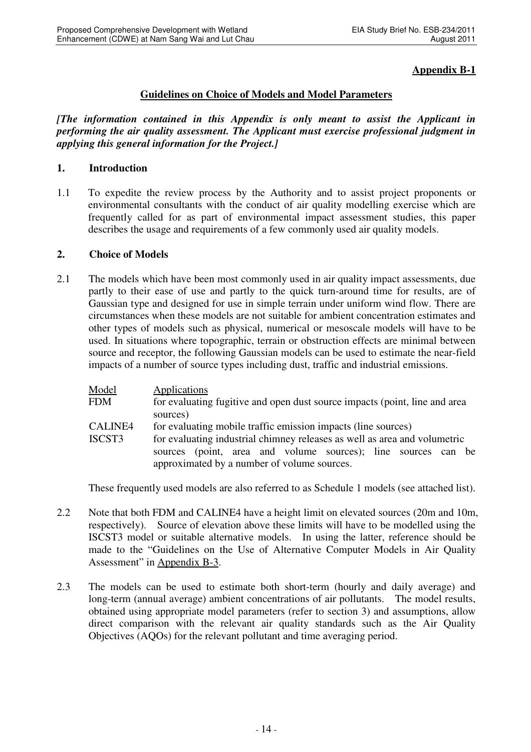**Appendix B-1**

## Guidelines on Choice of Models and Model Parameters

***[The information contained in this Appendix is only meant to assist the Applicant in performing the air quality assessment. The Applicant must exercise professional judgment in applying this general information for the Project.]***

### 1. Introduction

1.1 To expedite the review process by the Authority and to assist project proponents or environmental consultants with the conduct of air quality modelling exercise which are frequently called for as part of environmental impact assessment studies, this paper describes the usage and requirements of a few commonly used air quality models.

### 2. Choice of Models

2.1 The models which have been most commonly used in air quality impact assessments, due partly to their ease of use and partly to the quick turn-around time for results, are of Gaussian type and designed for use in simple terrain under uniform wind flow. There are circumstances when these models are not suitable for ambient concentration estimates and other types of models such as physical, numerical or mesoscale models will have to be used. In situations where topographic, terrain or obstruction effects are minimal between source and receptor, the following Gaussian models can be used to estimate the near-field impacts of a number of source types including dust, traffic and industrial emissions.

| Model | Applications |
|---|---|
| FDM | for evaluating fugitive and open dust source impacts (point, line and area sources) |
| CALINE4 | for evaluating mobile traffic emission impacts (line sources) |
| ISCST3 | for evaluating industrial chimney releases as well as area and volumetric sources (point, area and volume sources); line sources can be approximated by a number of volume sources. |

These frequently used models are also referred to as Schedule 1 models (see attached list).

2.2 Note that both FDM and CALINE4 have a height limit on elevated sources (20m and 10m, respectively). Source of elevation above these limits will have to be modelled using the ISCST3 model or suitable alternative models. In using the latter, reference should be made to the "Guidelines on the Use of Alternative Computer Models in Air Quality Assessment" in Appendix B-3.

2.3 The models can be used to estimate both short-term (hourly and daily average) and long-term (annual average) ambient concentrations of air pollutants. The model results, obtained using appropriate model parameters (refer to section 3) and assumptions, allow direct comparison with the relevant air quality standards such as the Air Quality Objectives (AQOs) for the relevant pollutant and time averaging period.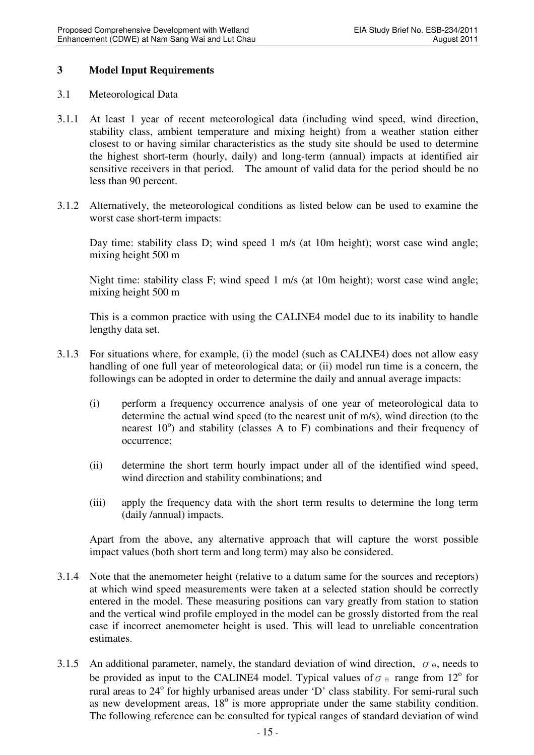## 3 Model Input Requirements

3.1 Meteorological Data

3.1.1 At least 1 year of recent meteorological data (including wind speed, wind direction, stability class, ambient temperature and mixing height) from a weather station either closest to or having similar characteristics as the study site should be used to determine the highest short-term (hourly, daily) and long-term (annual) impacts at identified air sensitive receivers in that period. The amount of valid data for the period should be no less than 90 percent.

3.1.2 Alternatively, the meteorological conditions as listed below can be used to examine the worst case short-term impacts:

Day time: stability class D; wind speed 1 m/s (at 10m height); worst case wind angle; mixing height 500 m

Night time: stability class F; wind speed 1 m/s (at 10m height); worst case wind angle; mixing height 500 m

This is a common practice with using the CALINE4 model due to its inability to handle lengthy data set.

3.1.3 For situations where, for example, (i) the model (such as CALINE4) does not allow easy handling of one full year of meteorological data; or (ii) model run time is a concern, the followings can be adopted in order to determine the daily and annual average impacts:

(i) perform a frequency occurrence analysis of one year of meteorological data to determine the actual wind speed (to the nearest unit of m/s), wind direction (to the nearest $10^{o}$) and stability (classes A to F) combinations and their frequency of occurrence;

(ii) determine the short term hourly impact under all of the identified wind speed, wind direction and stability combinations; and

(iii) apply the frequency data with the short term results to determine the long term (daily /annual) impacts.

Apart from the above, any alternative approach that will capture the worst possible impact values (both short term and long term) may also be considered.

3.1.4 Note that the anemometer height (relative to a datum same for the sources and receptors) at which wind speed measurements were taken at a selected station should be correctly entered in the model. These measuring positions can vary greatly from station to station and the vertical wind profile employed in the model can be grossly distorted from the real case if incorrect anemometer height is used. This will lead to unreliable concentration estimates.

3.1.5 An additional parameter, namely, the standard deviation of wind direction, $\sigma_{\theta}$, needs to be provided as input to the CALINE4 model. Typical values of $\sigma_{\theta}$ range from $12^{o}$ for rural areas to $24^{o}$ for highly urbanised areas under 'D' class stability. For semi-rural such as new development areas, $18^{o}$ is more appropriate under the same stability condition. The following reference can be consulted for typical ranges of standard deviation of wind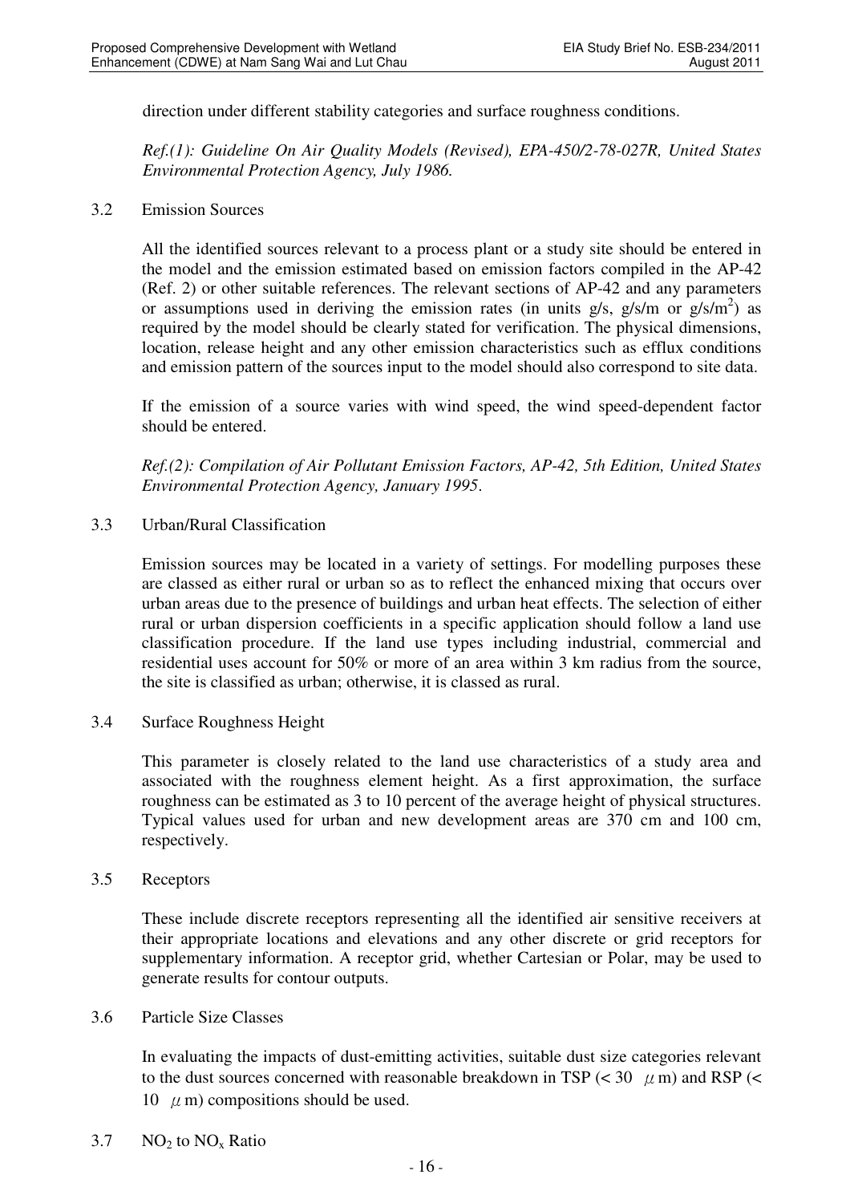direction under different stability categories and surface roughness conditions.

*Ref.(1): Guideline On Air Quality Models (Revised), EPA-450/2-78-027R, United States Environmental Protection Agency, July 1986.*

3.2 Emission Sources

All the identified sources relevant to a process plant or a study site should be entered in the model and the emission estimated based on emission factors compiled in the AP-42 (Ref. 2) or other suitable references. The relevant sections of AP-42 and any parameters or assumptions used in deriving the emission rates (in units g/s, g/s/m or g/s/m$^2$) as required by the model should be clearly stated for verification. The physical dimensions, location, release height and any other emission characteristics such as efflux conditions and emission pattern of the sources input to the model should also correspond to site data.

If the emission of a source varies with wind speed, the wind speed-dependent factor should be entered.

*Ref.(2): Compilation of Air Pollutant Emission Factors, AP-42, 5th Edition, United States Environmental Protection Agency, January 1995.*

3.3 Urban/Rural Classification

Emission sources may be located in a variety of settings. For modelling purposes these are classed as either rural or urban so as to reflect the enhanced mixing that occurs over urban areas due to the presence of buildings and urban heat effects. The selection of either rural or urban dispersion coefficients in a specific application should follow a land use classification procedure. If the land use types including industrial, commercial and residential uses account for 50% or more of an area within 3 km radius from the source, the site is classified as urban; otherwise, it is classed as rural.

3.4 Surface Roughness Height

This parameter is closely related to the land use characteristics of a study area and associated with the roughness element height. As a first approximation, the surface roughness can be estimated as 3 to 10 percent of the average height of physical structures. Typical values used for urban and new development areas are 370 cm and 100 cm, respectively.

3.5 Receptors

These include discrete receptors representing all the identified air sensitive receivers at their appropriate locations and elevations and any other discrete or grid receptors for supplementary information. A receptor grid, whether Cartesian or Polar, may be used to generate results for contour outputs.

3.6 Particle Size Classes

In evaluating the impacts of dust-emitting activities, suitable dust size categories relevant to the dust sources concerned with reasonable breakdown in TSP (< 30 $\mu$m) and RSP (< 10 $\mu$m) compositions should be used.

3.7 $NO_2$ to $NO_x$ Ratio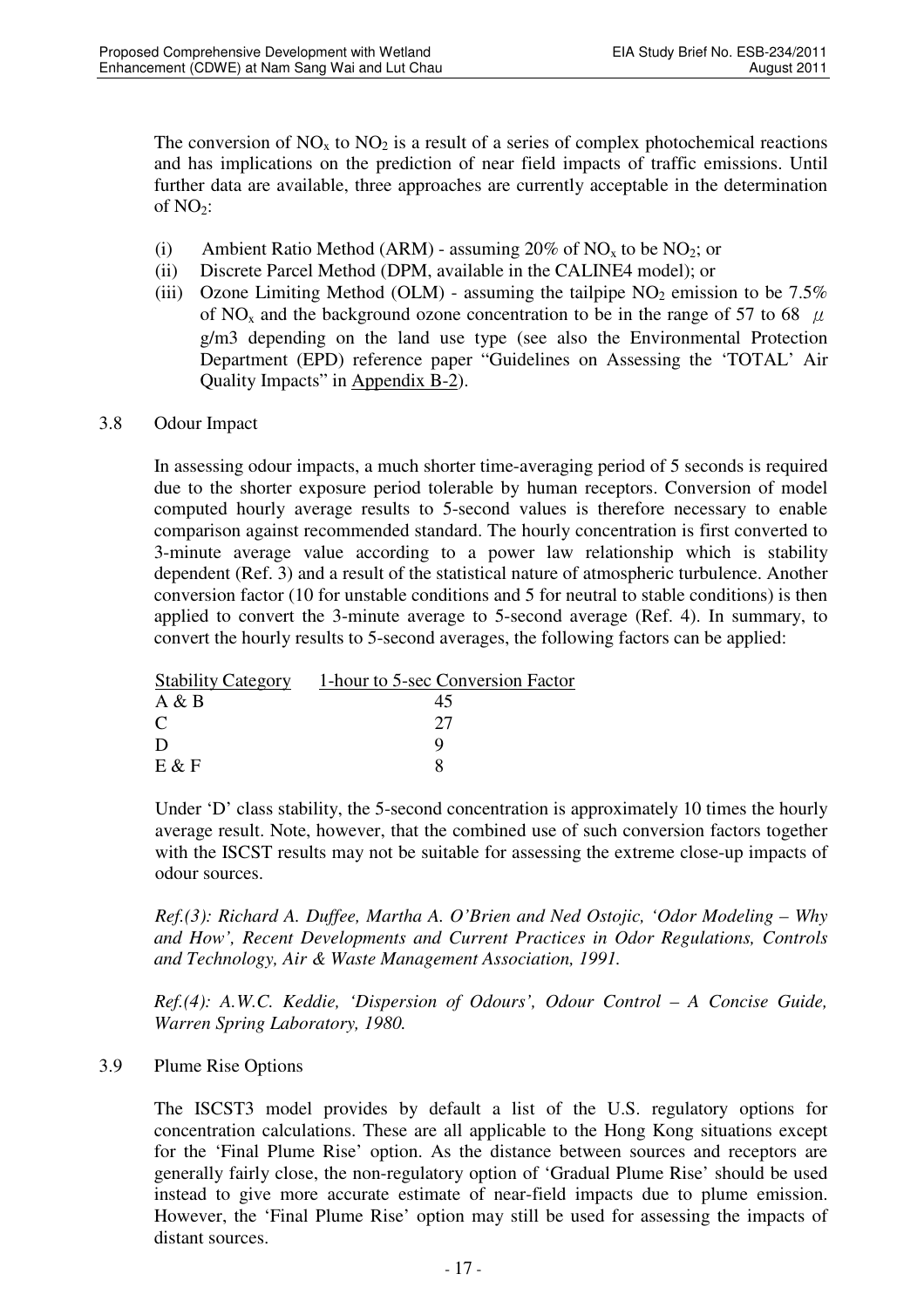The conversion of $NO_x$ to $NO_2$ is a result of a series of complex photochemical reactions and has implications on the prediction of near field impacts of traffic emissions. Until further data are available, three approaches are currently acceptable in the determination of $NO_2$:

(i) Ambient Ratio Method (ARM) - assuming 20% of $NO_x$ to be $NO_2$; or

(ii) Discrete Parcel Method (DPM, available in the CALINE4 model); or

(iii) Ozone Limiting Method (OLM) - assuming the tailpipe $NO_2$ emission to be 7.5% of $NO_x$ and the background ozone concentration to be in the range of 57 to 68 $\mu$g/m3 depending on the land use type (see also the Environmental Protection Department (EPD) reference paper "Guidelines on Assessing the 'TOTAL' Air Quality Impacts" in Appendix B-2).

## 3.8 Odour Impact

In assessing odour impacts, a much shorter time-averaging period of 5 seconds is required due to the shorter exposure period tolerable by human receptors. Conversion of model computed hourly average results to 5-second values is therefore necessary to enable comparison against recommended standard. The hourly concentration is first converted to 3-minute average value according to a power law relationship which is stability dependent (Ref. 3) and a result of the statistical nature of atmospheric turbulence. Another conversion factor (10 for unstable conditions and 5 for neutral to stable conditions) is then applied to convert the 3-minute average to 5-second average (Ref. 4). In summary, to convert the hourly results to 5-second averages, the following factors can be applied:

| Stability Category | 1-hour to 5-sec Conversion Factor |
|---|---|
| A & B | 45 |
| C | 27 |
| D | 9 |
| E & F | 8 |

Under 'D' class stability, the 5-second concentration is approximately 10 times the hourly average result. Note, however, that the combined use of such conversion factors together with the ISCST results may not be suitable for assessing the extreme close-up impacts of odour sources.

*Ref.(3): Richard A. Duffee, Martha A. O'Brien and Ned Ostojic, 'Odor Modeling – Why and How', Recent Developments and Current Practices in Odor Regulations, Controls and Technology, Air & Waste Management Association, 1991.*

*Ref.(4): A.W.C. Keddie, 'Dispersion of Odours', Odour Control – A Concise Guide, Warren Spring Laboratory, 1980.*

## 3.9 Plume Rise Options

The ISCST3 model provides by default a list of the U.S. regulatory options for concentration calculations. These are all applicable to the Hong Kong situations except for the 'Final Plume Rise' option. As the distance between sources and receptors are generally fairly close, the non-regulatory option of 'Gradual Plume Rise' should be used instead to give more accurate estimate of near-field impacts due to plume emission. However, the 'Final Plume Rise' option may still be used for assessing the impacts of distant sources.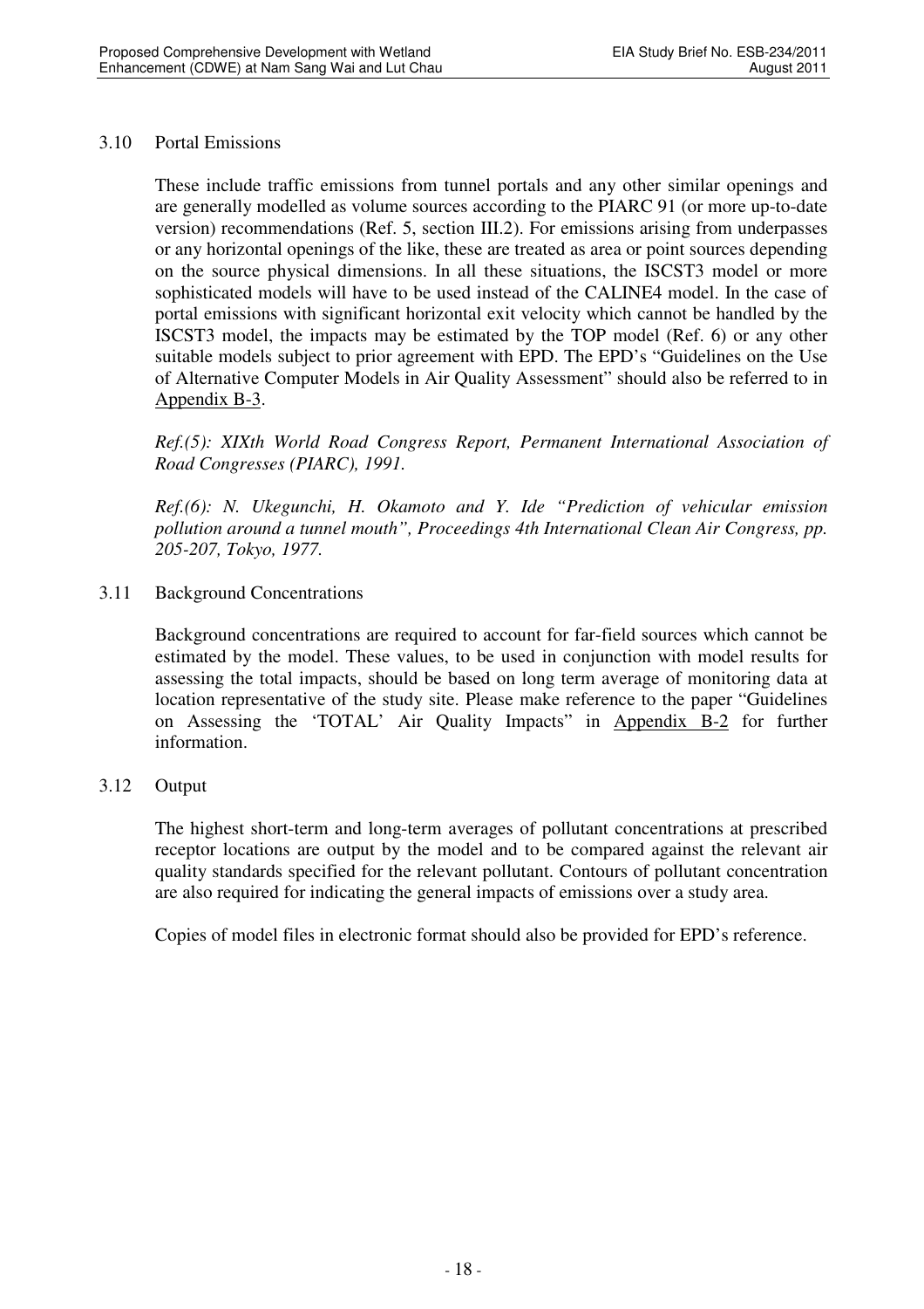3.10 Portal Emissions

These include traffic emissions from tunnel portals and any other similar openings and are generally modelled as volume sources according to the PIARC 91 (or more up-to-date version) recommendations (Ref. 5, section III.2). For emissions arising from underpasses or any horizontal openings of the like, these are treated as area or point sources depending on the source physical dimensions. In all these situations, the ISCST3 model or more sophisticated models will have to be used instead of the CALINE4 model. In the case of portal emissions with significant horizontal exit velocity which cannot be handled by the ISCST3 model, the impacts may be estimated by the TOP model (Ref. 6) or any other suitable models subject to prior agreement with EPD. The EPD's "Guidelines on the Use of Alternative Computer Models in Air Quality Assessment" should also be referred to in Appendix B-3.

*Ref.(5): XIXth World Road Congress Report, Permanent International Association of Road Congresses (PIARC), 1991.*

*Ref.(6): N. Ukegunchi, H. Okamoto and Y. Ide "Prediction of vehicular emission pollution around a tunnel mouth", Proceedings 4th International Clean Air Congress, pp. 205-207, Tokyo, 1977.*

3.11 Background Concentrations

Background concentrations are required to account for far-field sources which cannot be estimated by the model. These values, to be used in conjunction with model results for assessing the total impacts, should be based on long term average of monitoring data at location representative of the study site. Please make reference to the paper "Guidelines on Assessing the 'TOTAL' Air Quality Impacts" in Appendix B-2 for further information.

3.12 Output

The highest short-term and long-term averages of pollutant concentrations at prescribed receptor locations are output by the model and to be compared against the relevant air quality standards specified for the relevant pollutant. Contours of pollutant concentration are also required for indicating the general impacts of emissions over a study area.

Copies of model files in electronic format should also be provided for EPD's reference.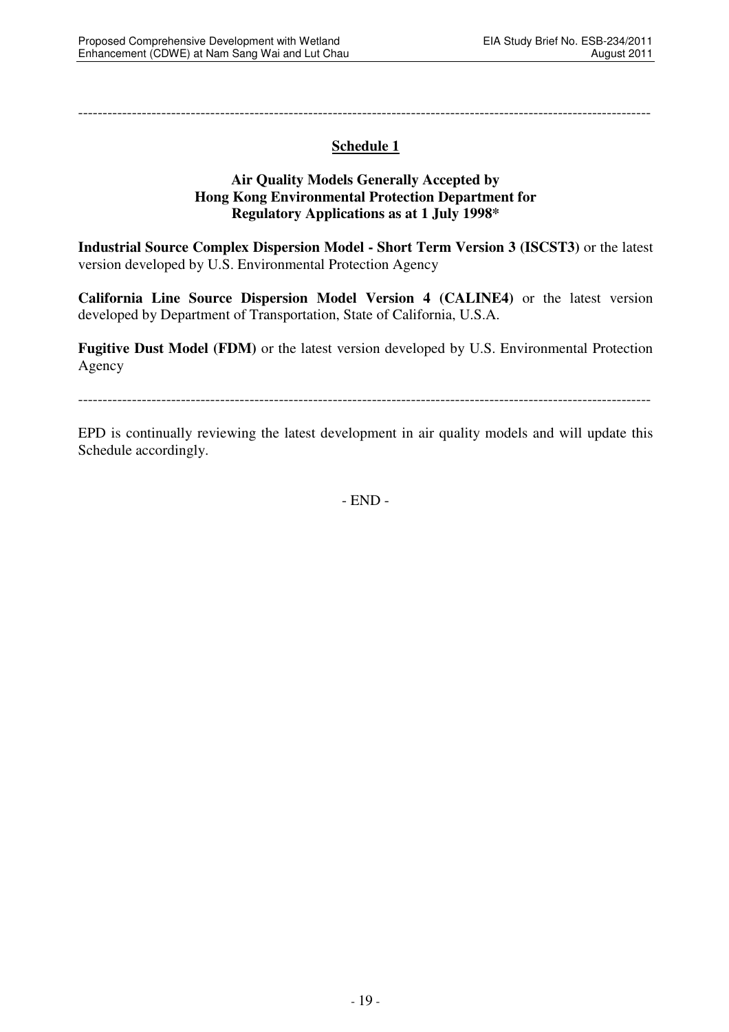---

## Schedule 1

### Air Quality Models Generally Accepted by Hong Kong Environmental Protection Department for Regulatory Applications as at 1 July 1998*

**Industrial Source Complex Dispersion Model - Short Term Version 3 (ISCST3)** or the latest version developed by U.S. Environmental Protection Agency

**California Line Source Dispersion Model Version 4 (CALINE4)** or the latest version developed by Department of Transportation, State of California, U.S.A.

**Fugitive Dust Model (FDM)** or the latest version developed by U.S. Environmental Protection Agency

---

EPD is continually reviewing the latest development in air quality models and will update this Schedule accordingly.

\- END -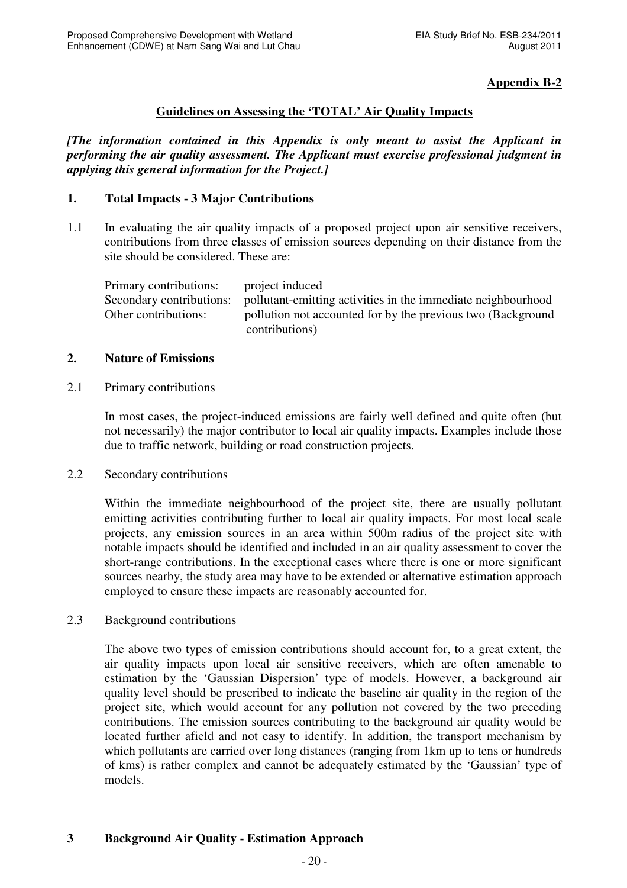**Appendix B-2**

## Guidelines on Assessing the 'TOTAL' Air Quality Impacts

***[The information contained in this Appendix is only meant to assist the Applicant in performing the air quality assessment. The Applicant must exercise professional judgment in applying this general information for the Project.]***

### 1. Total Impacts - 3 Major Contributions

1.1 In evaluating the air quality impacts of a proposed project upon air sensitive receivers, contributions from three classes of emission sources depending on their distance from the site should be considered. These are:

| | |
|---|---|
| Primary contributions: | project induced |
| Secondary contributions: | pollutant-emitting activities in the immediate neighbourhood |
| Other contributions: | pollution not accounted for by the previous two (Background contributions) |

### 2. Nature of Emissions

2.1 Primary contributions

In most cases, the project-induced emissions are fairly well defined and quite often (but not necessarily) the major contributor to local air quality impacts. Examples include those due to traffic network, building or road construction projects.

2.2 Secondary contributions

Within the immediate neighbourhood of the project site, there are usually pollutant emitting activities contributing further to local air quality impacts. For most local scale projects, any emission sources in an area within 500m radius of the project site with notable impacts should be identified and included in an air quality assessment to cover the short-range contributions. In the exceptional cases where there is one or more significant sources nearby, the study area may have to be extended or alternative estimation approach employed to ensure these impacts are reasonably accounted for.

2.3 Background contributions

The above two types of emission contributions should account for, to a great extent, the air quality impacts upon local air sensitive receivers, which are often amenable to estimation by the 'Gaussian Dispersion' type of models. However, a background air quality level should be prescribed to indicate the baseline air quality in the region of the project site, which would account for any pollution not covered by the two preceding contributions. The emission sources contributing to the background air quality would be located further afield and not easy to identify. In addition, the transport mechanism by which pollutants are carried over long distances (ranging from 1km up to tens or hundreds of kms) is rather complex and cannot be adequately estimated by the 'Gaussian' type of models.

### 3 Background Air Quality - Estimation Approach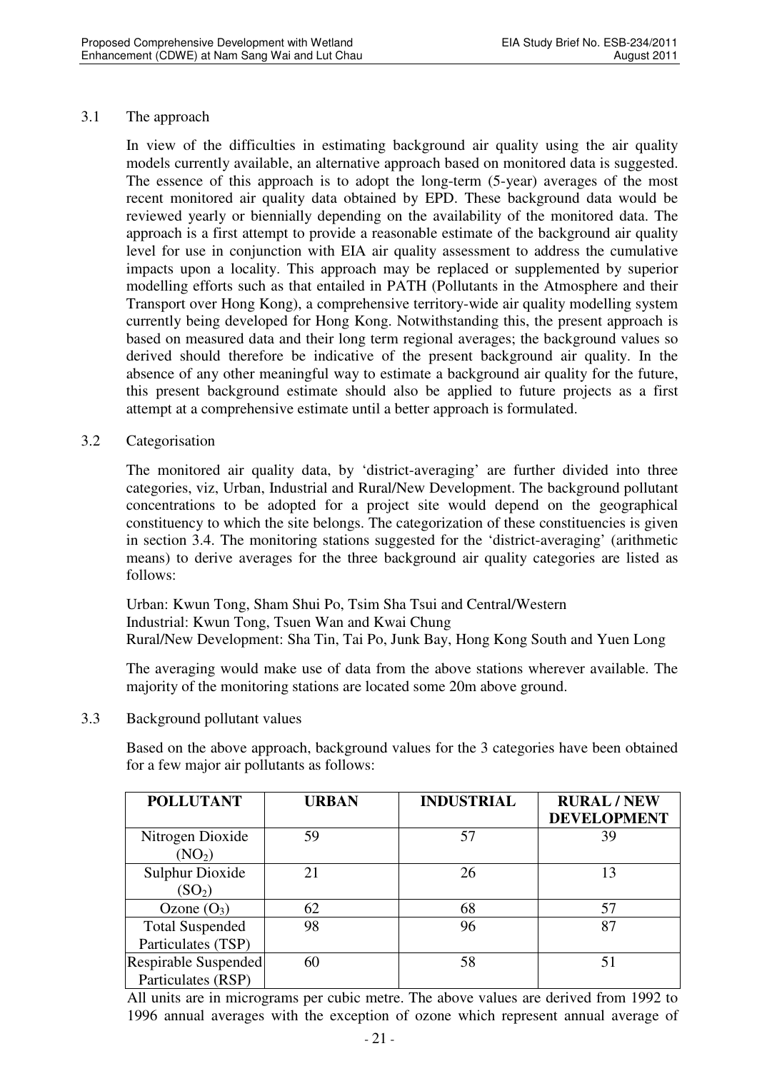### 3.1 The approach

In view of the difficulties in estimating background air quality using the air quality models currently available, an alternative approach based on monitored data is suggested. The essence of this approach is to adopt the long-term (5-year) averages of the most recent monitored air quality data obtained by EPD. These background data would be reviewed yearly or biennially depending on the availability of the monitored data. The approach is a first attempt to provide a reasonable estimate of the background air quality level for use in conjunction with EIA air quality assessment to address the cumulative impacts upon a locality. This approach may be replaced or supplemented by superior modelling efforts such as that entailed in PATH (Pollutants in the Atmosphere and their Transport over Hong Kong), a comprehensive territory-wide air quality modelling system currently being developed for Hong Kong. Notwithstanding this, the present approach is based on measured data and their long term regional averages; the background values so derived should therefore be indicative of the present background air quality. In the absence of any other meaningful way to estimate a background air quality for the future, this present background estimate should also be applied to future projects as a first attempt at a comprehensive estimate until a better approach is formulated.

### 3.2 Categorisation

The monitored air quality data, by 'district-averaging' are further divided into three categories, viz, Urban, Industrial and Rural/New Development. The background pollutant concentrations to be adopted for a project site would depend on the geographical constituency to which the site belongs. The categorization of these constituencies is given in section 3.4. The monitoring stations suggested for the 'district-averaging' (arithmetic means) to derive averages for the three background air quality categories are listed as follows:

Urban: Kwun Tong, Sham Shui Po, Tsim Sha Tsui and Central/Western
Industrial: Kwun Tong, Tsuen Wan and Kwai Chung
Rural/New Development: Sha Tin, Tai Po, Junk Bay, Hong Kong South and Yuen Long

The averaging would make use of data from the above stations wherever available. The majority of the monitoring stations are located some 20m above ground.

### 3.3 Background pollutant values

Based on the above approach, background values for the 3 categories have been obtained for a few major air pollutants as follows:

| POLLUTANT | URBAN | INDUSTRIAL | RURAL / NEW DEVELOPMENT |
|---|---|---|---|
| Nitrogen Dioxide ($NO_2$) | 59 | 57 | 39 |
| Sulphur Dioxide ($SO_2$) | 21 | 26 | 13 |
| Ozone ($O_3$) | 62 | 68 | 57 |
| Total Suspended Particulates (TSP) | 98 | 96 | 87 |
| Respirable Suspended Particulates (RSP) | 60 | 58 | 51 |

All units are in micrograms per cubic metre. The above values are derived from 1992 to 1996 annual averages with the exception of ozone which represent annual average of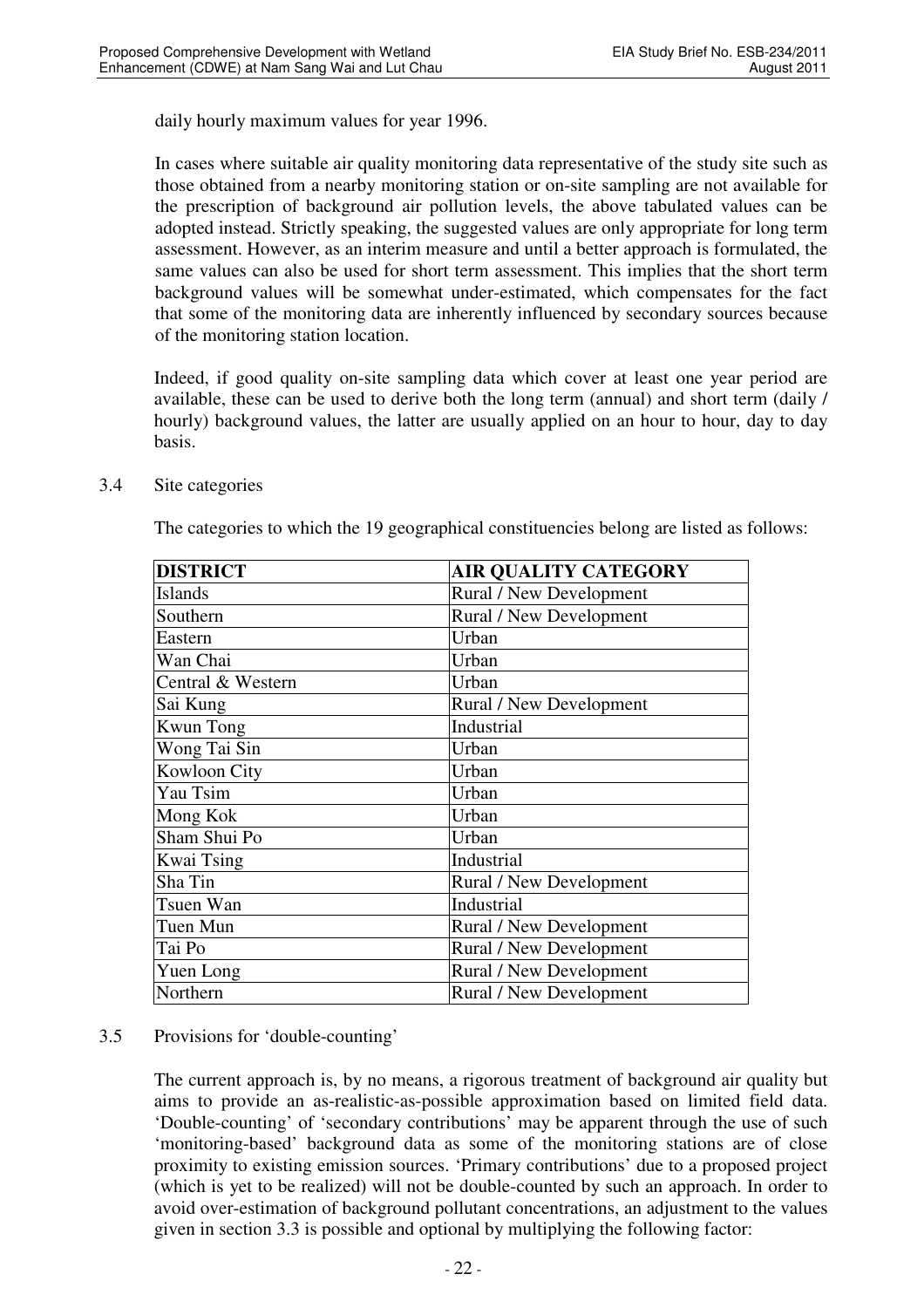daily hourly maximum values for year 1996.

In cases where suitable air quality monitoring data representative of the study site such as those obtained from a nearby monitoring station or on-site sampling are not available for the prescription of background air pollution levels, the above tabulated values can be adopted instead. Strictly speaking, the suggested values are only appropriate for long term assessment. However, as an interim measure and until a better approach is formulated, the same values can also be used for short term assessment. This implies that the short term background values will be somewhat under-estimated, which compensates for the fact that some of the monitoring data are inherently influenced by secondary sources because of the monitoring station location.

Indeed, if good quality on-site sampling data which cover at least one year period are available, these can be used to derive both the long term (annual) and short term (daily / hourly) background values, the latter are usually applied on an hour to hour, day to day basis.

3.4 Site categories

The categories to which the 19 geographical constituencies belong are listed as follows:

| DISTRICT | AIR QUALITY CATEGORY |
|---|---|
| Islands | Rural / New Development |
| Southern | Rural / New Development |
| Eastern | Urban |
| Wan Chai | Urban |
| Central & Western | Urban |
| Sai Kung | Rural / New Development |
| Kwun Tong | Industrial |
| Wong Tai Sin | Urban |
| Kowloon City | Urban |
| Yau Tsim | Urban |
| Mong Kok | Urban |
| Sham Shui Po | Urban |
| Kwai Tsing | Industrial |
| Sha Tin | Rural / New Development |
| Tsuen Wan | Industrial |
| Tuen Mun | Rural / New Development |
| Tai Po | Rural / New Development |
| Yuen Long | Rural / New Development |
| Northern | Rural / New Development |

3.5 Provisions for 'double-counting'

The current approach is, by no means, a rigorous treatment of background air quality but aims to provide an as-realistic-as-possible approximation based on limited field data. 'Double-counting' of 'secondary contributions' may be apparent through the use of such 'monitoring-based' background data as some of the monitoring stations are of close proximity to existing emission sources. 'Primary contributions' due to a proposed project (which is yet to be realized) will not be double-counted by such an approach. In order to avoid over-estimation of background pollutant concentrations, an adjustment to the values given in section 3.3 is possible and optional by multiplying the following factor: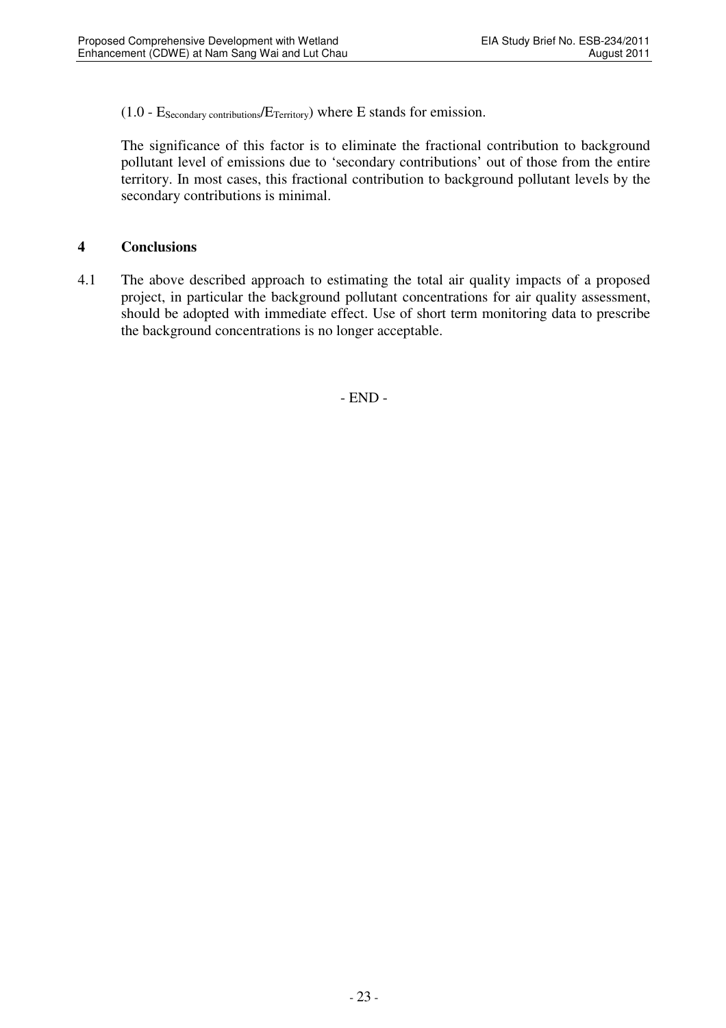$(1.0 - E_{Secondary\ contributions}/E_{Territory})$ where E stands for emission.

The significance of this factor is to eliminate the fractional contribution to background pollutant level of emissions due to 'secondary contributions' out of those from the entire territory. In most cases, this fractional contribution to background pollutant levels by the secondary contributions is minimal.

## 4 Conclusions

4.1 The above described approach to estimating the total air quality impacts of a proposed project, in particular the background pollutant concentrations for air quality assessment, should be adopted with immediate effect. Use of short term monitoring data to prescribe the background concentrations is no longer acceptable.

- END -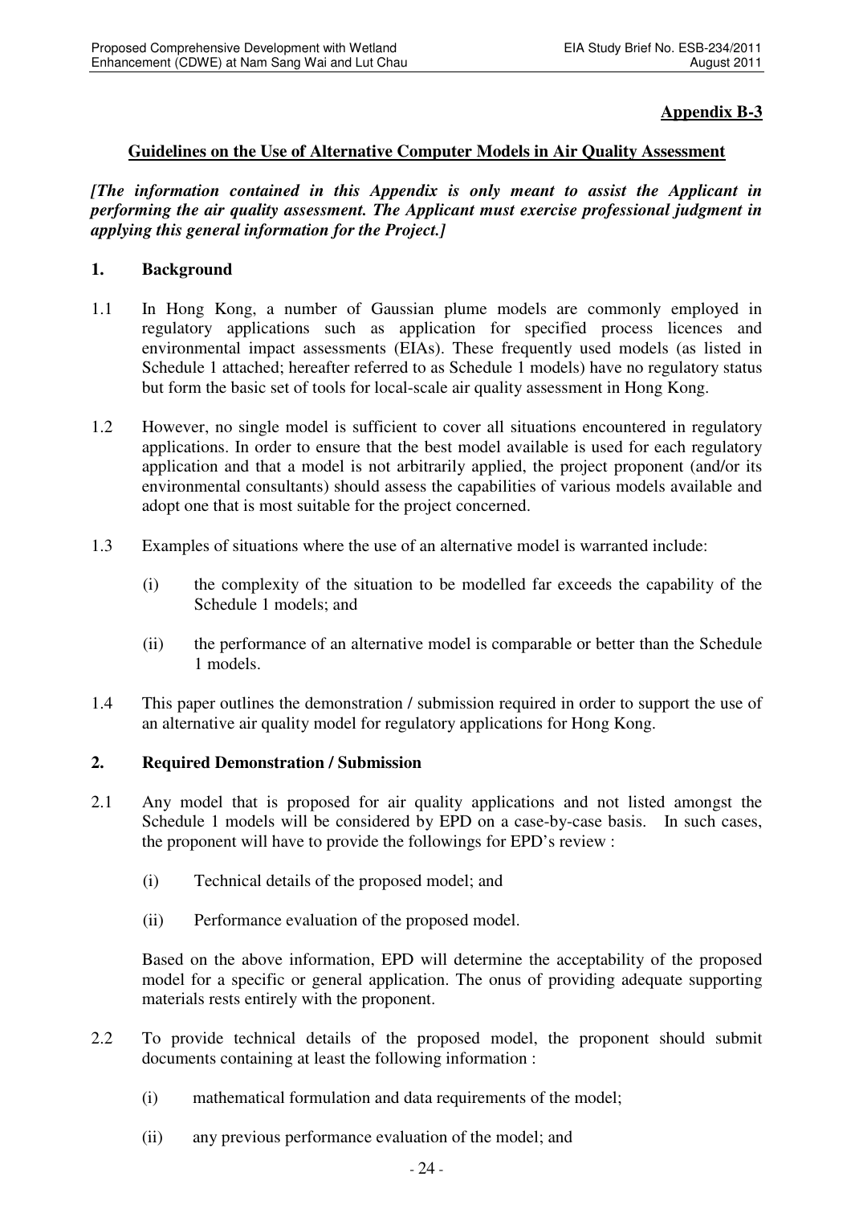**Appendix B-3**

**Guidelines on the Use of Alternative Computer Models in Air Quality Assessment**

***[The information contained in this Appendix is only meant to assist the Applicant in performing the air quality assessment. The Applicant must exercise professional judgment in applying this general information for the Project.]***

## 1. Background

1.1 In Hong Kong, a number of Gaussian plume models are commonly employed in regulatory applications such as application for specified process licences and environmental impact assessments (EIAs). These frequently used models (as listed in Schedule 1 attached; hereafter referred to as Schedule 1 models) have no regulatory status but form the basic set of tools for local-scale air quality assessment in Hong Kong.

1.2 However, no single model is sufficient to cover all situations encountered in regulatory applications. In order to ensure that the best model available is used for each regulatory application and that a model is not arbitrarily applied, the project proponent (and/or its environmental consultants) should assess the capabilities of various models available and adopt one that is most suitable for the project concerned.

1.3 Examples of situations where the use of an alternative model is warranted include:

(i) the complexity of the situation to be modelled far exceeds the capability of the Schedule 1 models; and

(ii) the performance of an alternative model is comparable or better than the Schedule 1 models.

1.4 This paper outlines the demonstration / submission required in order to support the use of an alternative air quality model for regulatory applications for Hong Kong.

## 2. Required Demonstration / Submission

2.1 Any model that is proposed for air quality applications and not listed amongst the Schedule 1 models will be considered by EPD on a case-by-case basis. In such cases, the proponent will have to provide the followings for EPD's review :

(i) Technical details of the proposed model; and

(ii) Performance evaluation of the proposed model.

Based on the above information, EPD will determine the acceptability of the proposed model for a specific or general application. The onus of providing adequate supporting materials rests entirely with the proponent.

2.2 To provide technical details of the proposed model, the proponent should submit documents containing at least the following information :

(i) mathematical formulation and data requirements of the model;

(ii) any previous performance evaluation of the model; and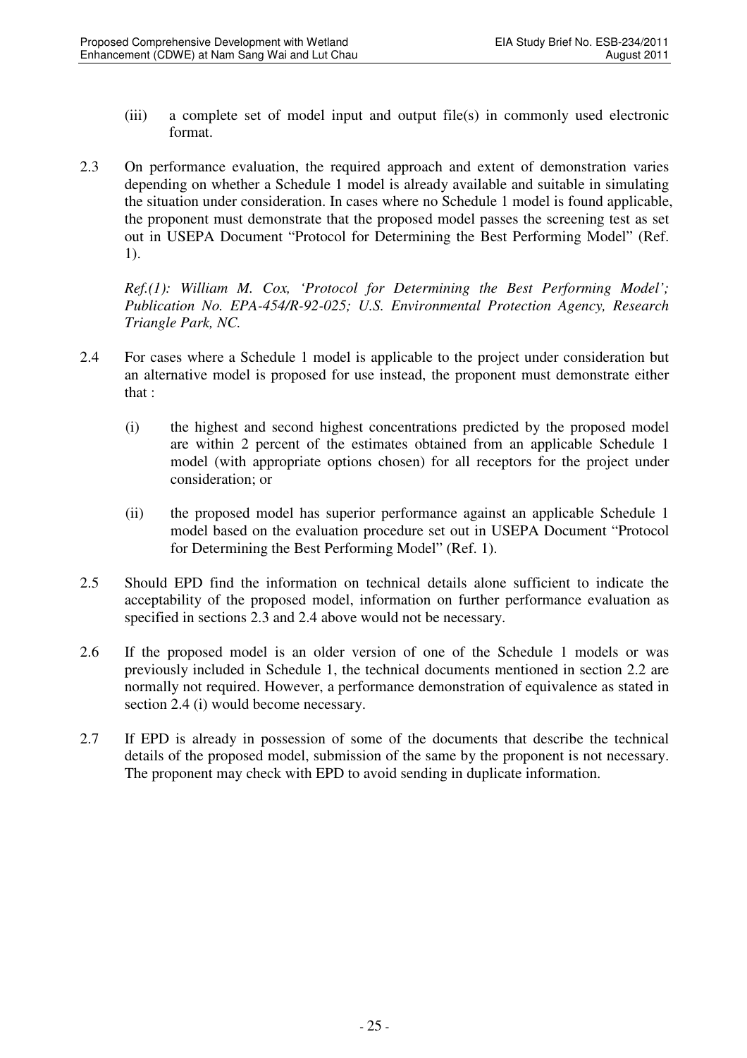(iii) a complete set of model input and output file(s) in commonly used electronic format.

2.3 On performance evaluation, the required approach and extent of demonstration varies depending on whether a Schedule 1 model is already available and suitable in simulating the situation under consideration. In cases where no Schedule 1 model is found applicable, the proponent must demonstrate that the proposed model passes the screening test as set out in USEPA Document "Protocol for Determining the Best Performing Model" (Ref. 1).

*Ref.(1): William M. Cox, 'Protocol for Determining the Best Performing Model'; Publication No. EPA-454/R-92-025; U.S. Environmental Protection Agency, Research Triangle Park, NC.*

2.4 For cases where a Schedule 1 model is applicable to the project under consideration but an alternative model is proposed for use instead, the proponent must demonstrate either that :

(i) the highest and second highest concentrations predicted by the proposed model are within 2 percent of the estimates obtained from an applicable Schedule 1 model (with appropriate options chosen) for all receptors for the project under consideration; or

(ii) the proposed model has superior performance against an applicable Schedule 1 model based on the evaluation procedure set out in USEPA Document "Protocol for Determining the Best Performing Model" (Ref. 1).

2.5 Should EPD find the information on technical details alone sufficient to indicate the acceptability of the proposed model, information on further performance evaluation as specified in sections 2.3 and 2.4 above would not be necessary.

2.6 If the proposed model is an older version of one of the Schedule 1 models or was previously included in Schedule 1, the technical documents mentioned in section 2.2 are normally not required. However, a performance demonstration of equivalence as stated in section 2.4 (i) would become necessary.

2.7 If EPD is already in possession of some of the documents that describe the technical details of the proposed model, submission of the same by the proponent is not necessary. The proponent may check with EPD to avoid sending in duplicate information.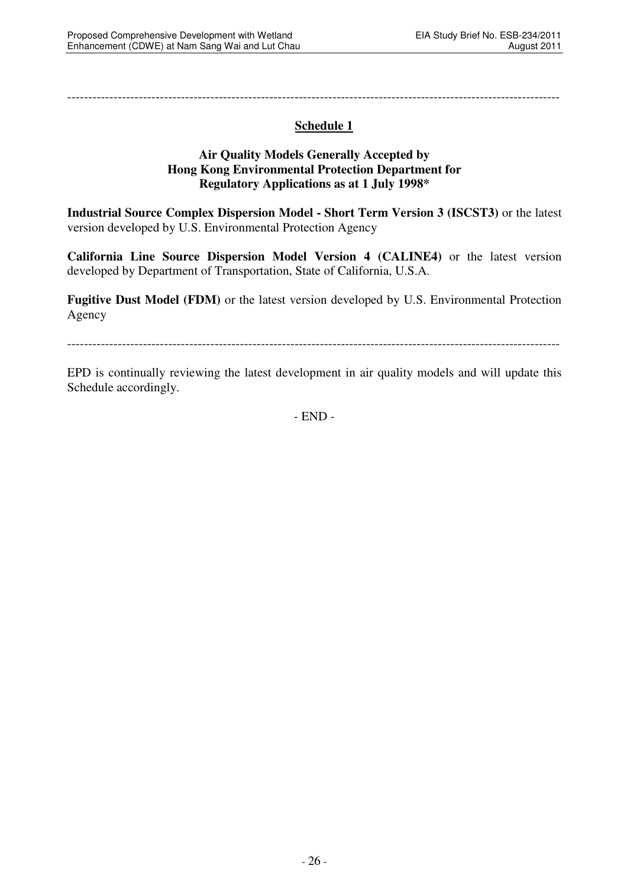---

## Schedule 1

### Air Quality Models Generally Accepted by Hong Kong Environmental Protection Department for Regulatory Applications as at 1 July 1998*

**Industrial Source Complex Dispersion Model - Short Term Version 3 (ISCST3)** or the latest version developed by U.S. Environmental Protection Agency

**California Line Source Dispersion Model Version 4 (CALINE4)** or the latest version developed by Department of Transportation, State of California, U.S.A.

**Fugitive Dust Model (FDM)** or the latest version developed by U.S. Environmental Protection Agency

---

EPD is continually reviewing the latest development in air quality models and will update this Schedule accordingly.

- END -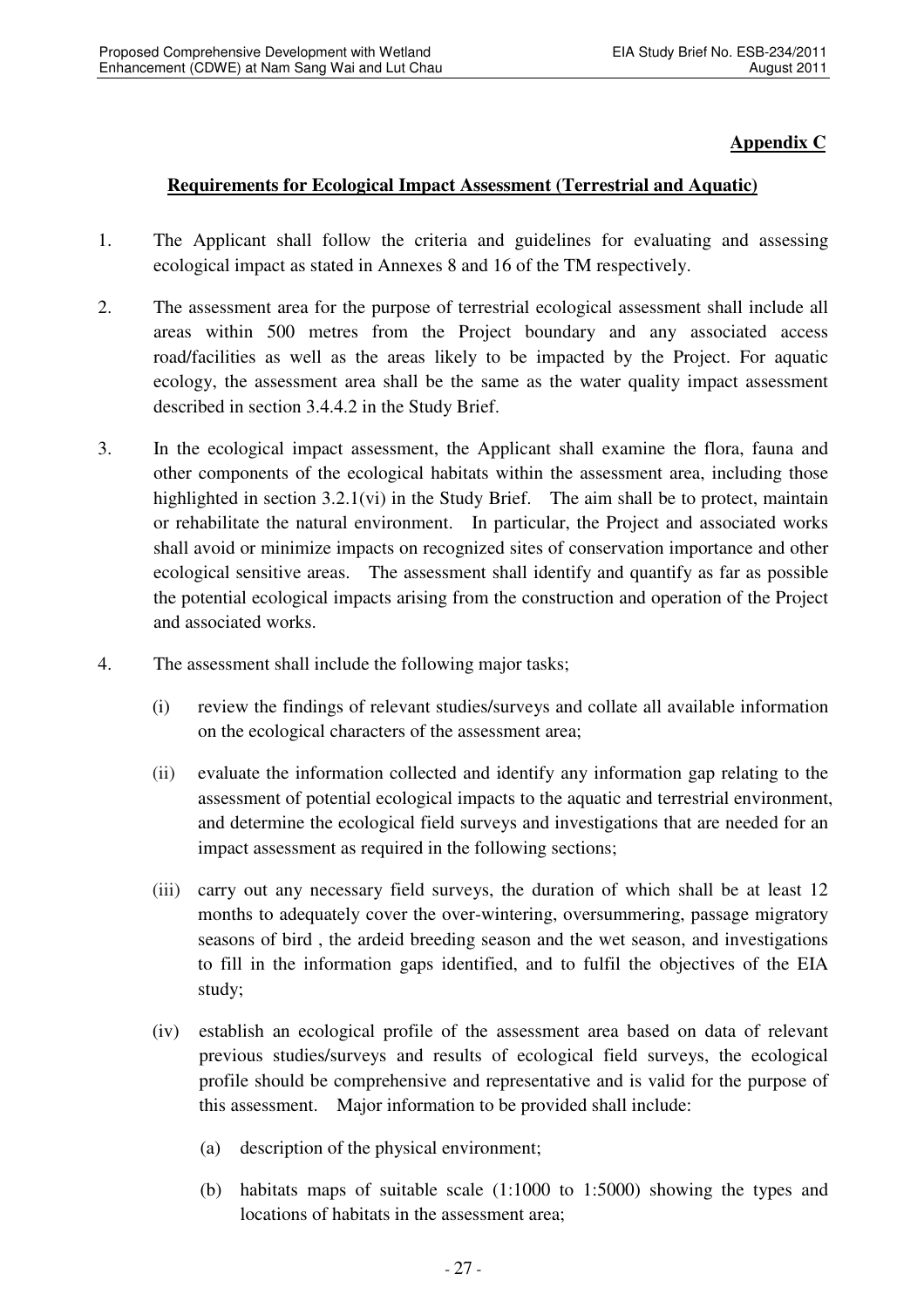**Appendix C**

**Requirements for Ecological Impact Assessment (Terrestrial and Aquatic)**

1. The Applicant shall follow the criteria and guidelines for evaluating and assessing ecological impact as stated in Annexes 8 and 16 of the TM respectively.

2. The assessment area for the purpose of terrestrial ecological assessment shall include all areas within 500 metres from the Project boundary and any associated access road/facilities as well as the areas likely to be impacted by the Project. For aquatic ecology, the assessment area shall be the same as the water quality impact assessment described in section 3.4.4.2 in the Study Brief.

3. In the ecological impact assessment, the Applicant shall examine the flora, fauna and other components of the ecological habitats within the assessment area, including those highlighted in section 3.2.1(vi) in the Study Brief. The aim shall be to protect, maintain or rehabilitate the natural environment. In particular, the Project and associated works shall avoid or minimize impacts on recognized sites of conservation importance and other ecological sensitive areas. The assessment shall identify and quantify as far as possible the potential ecological impacts arising from the construction and operation of the Project and associated works.

4. The assessment shall include the following major tasks;

   (i) review the findings of relevant studies/surveys and collate all available information on the ecological characters of the assessment area;

   (ii) evaluate the information collected and identify any information gap relating to the assessment of potential ecological impacts to the aquatic and terrestrial environment, and determine the ecological field surveys and investigations that are needed for an impact assessment as required in the following sections;

   (iii) carry out any necessary field surveys, the duration of which shall be at least 12 months to adequately cover the over-wintering, oversummering, passage migratory seasons of bird , the ardeid breeding season and the wet season, and investigations to fill in the information gaps identified, and to fulfil the objectives of the EIA study;

   (iv) establish an ecological profile of the assessment area based on data of relevant previous studies/surveys and results of ecological field surveys, the ecological profile should be comprehensive and representative and is valid for the purpose of this assessment. Major information to be provided shall include:

      (a) description of the physical environment;

      (b) habitats maps of suitable scale (1:1000 to 1:5000) showing the types and locations of habitats in the assessment area;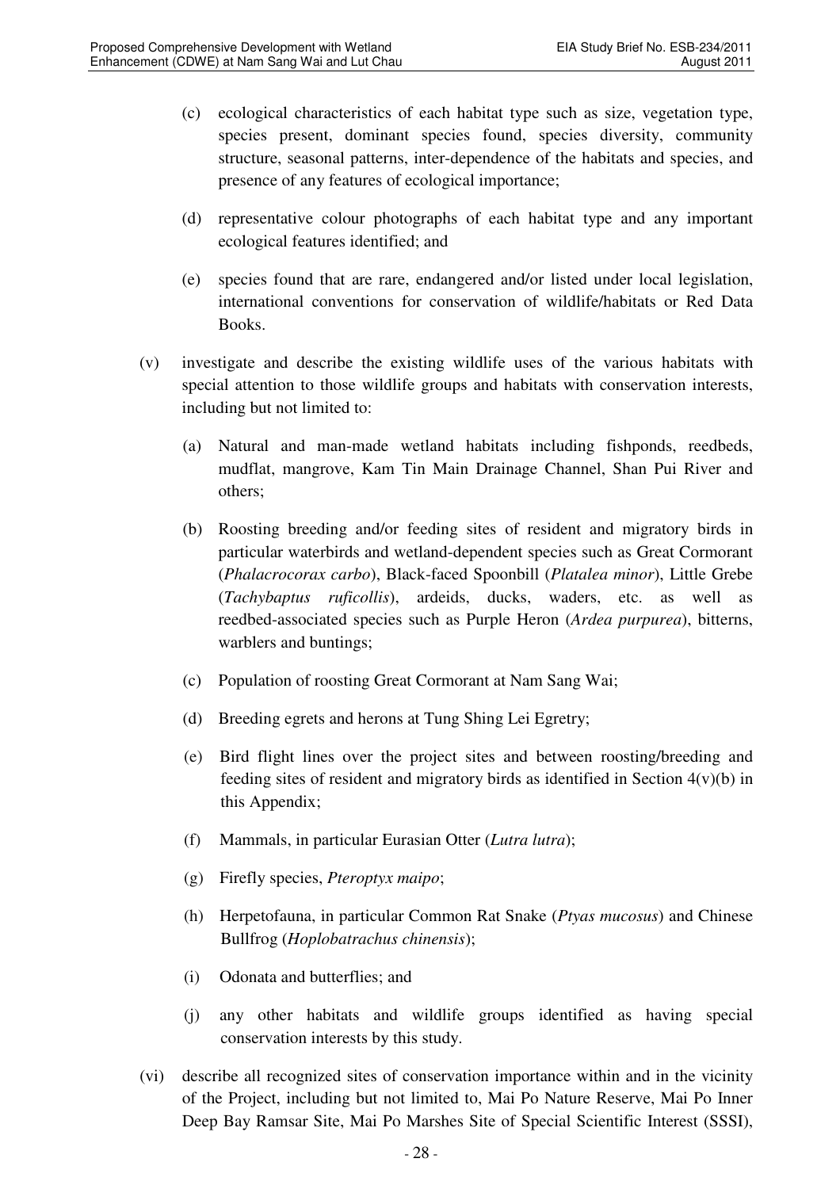(c) ecological characteristics of each habitat type such as size, vegetation type, species present, dominant species found, species diversity, community structure, seasonal patterns, inter-dependence of the habitats and species, and presence of any features of ecological importance;

(d) representative colour photographs of each habitat type and any important ecological features identified; and

(e) species found that are rare, endangered and/or listed under local legislation, international conventions for conservation of wildlife/habitats or Red Data Books.

(v) investigate and describe the existing wildlife uses of the various habitats with special attention to those wildlife groups and habitats with conservation interests, including but not limited to:

(a) Natural and man-made wetland habitats including fishponds, reedbeds, mudflat, mangrove, Kam Tin Main Drainage Channel, Shan Pui River and others;

(b) Roosting breeding and/or feeding sites of resident and migratory birds in particular waterbirds and wetland-dependent species such as Great Cormorant (*Phalacrocorax carbo*), Black-faced Spoonbill (*Platalea minor*), Little Grebe (*Tachybaptus ruficollis*), ardeids, ducks, waders, etc. as well as reedbed-associated species such as Purple Heron (*Ardea purpurea*), bitterns, warblers and buntings;

(c) Population of roosting Great Cormorant at Nam Sang Wai;

(d) Breeding egrets and herons at Tung Shing Lei Egretry;

(e) Bird flight lines over the project sites and between roosting/breeding and feeding sites of resident and migratory birds as identified in Section 4(v)(b) in this Appendix;

(f) Mammals, in particular Eurasian Otter (*Lutra lutra*);

(g) Firefly species, *Pteroptyx maipo*;

(h) Herpetofauna, in particular Common Rat Snake (*Ptyas mucosus*) and Chinese Bullfrog (*Hoplobatrachus chinensis*);

(i) Odonata and butterflies; and

(j) any other habitats and wildlife groups identified as having special conservation interests by this study.

(vi) describe all recognized sites of conservation importance within and in the vicinity of the Project, including but not limited to, Mai Po Nature Reserve, Mai Po Inner Deep Bay Ramsar Site, Mai Po Marshes Site of Special Scientific Interest (SSSI),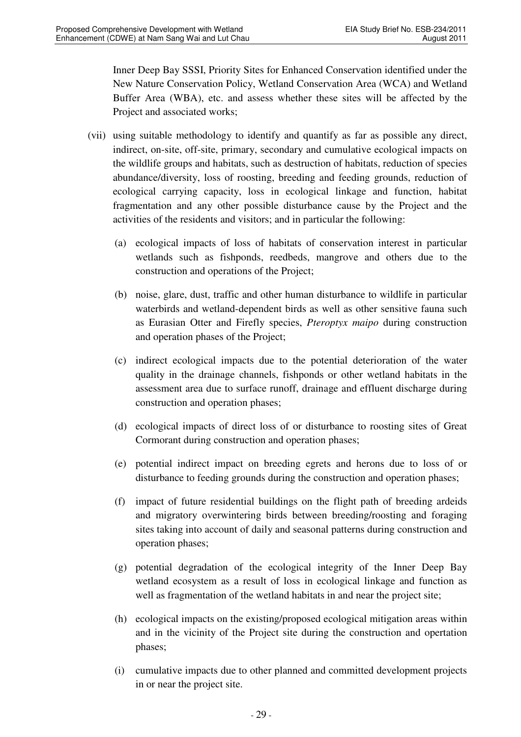Inner Deep Bay SSSI, Priority Sites for Enhanced Conservation identified under the New Nature Conservation Policy, Wetland Conservation Area (WCA) and Wetland Buffer Area (WBA), etc. and assess whether these sites will be affected by the Project and associated works;

(vii) using suitable methodology to identify and quantify as far as possible any direct, indirect, on-site, off-site, primary, secondary and cumulative ecological impacts on the wildlife groups and habitats, such as destruction of habitats, reduction of species abundance/diversity, loss of roosting, breeding and feeding grounds, reduction of ecological carrying capacity, loss in ecological linkage and function, habitat fragmentation and any other possible disturbance cause by the Project and the activities of the residents and visitors; and in particular the following:

   (a) ecological impacts of loss of habitats of conservation interest in particular wetlands such as fishponds, reedbeds, mangrove and others due to the construction and operations of the Project;

   (b) noise, glare, dust, traffic and other human disturbance to wildlife in particular waterbirds and wetland-dependent birds as well as other sensitive fauna such as Eurasian Otter and Firefly species, *Pteroptyx maipo* during construction and operation phases of the Project;

   (c) indirect ecological impacts due to the potential deterioration of the water quality in the drainage channels, fishponds or other wetland habitats in the assessment area due to surface runoff, drainage and effluent discharge during construction and operation phases;

   (d) ecological impacts of direct loss of or disturbance to roosting sites of Great Cormorant during construction and operation phases;

   (e) potential indirect impact on breeding egrets and herons due to loss of or disturbance to feeding grounds during the construction and operation phases;

   (f) impact of future residential buildings on the flight path of breeding ardeids and migratory overwintering birds between breeding/roosting and foraging sites taking into account of daily and seasonal patterns during construction and operation phases;

   (g) potential degradation of the ecological integrity of the Inner Deep Bay wetland ecosystem as a result of loss in ecological linkage and function as well as fragmentation of the wetland habitats in and near the project site;

   (h) ecological impacts on the existing/proposed ecological mitigation areas within and in the vicinity of the Project site during the construction and opertation phases;

   (i) cumulative impacts due to other planned and committed development projects in or near the project site.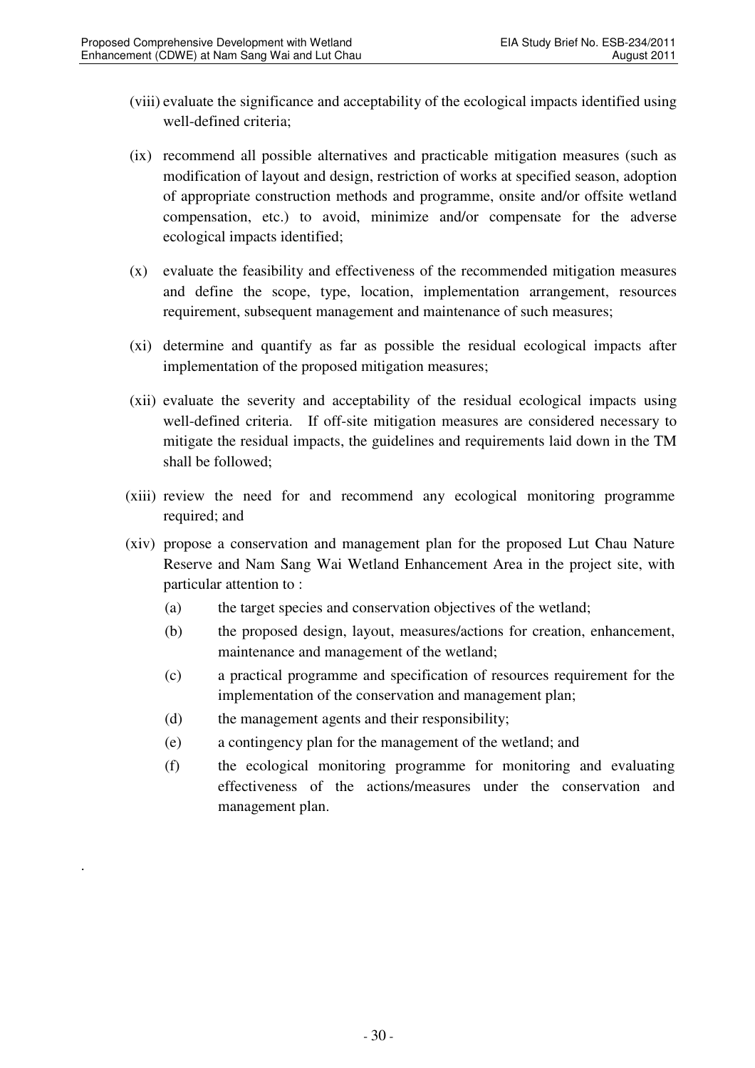(viii) evaluate the significance and acceptability of the ecological impacts identified using well-defined criteria;

(ix) recommend all possible alternatives and practicable mitigation measures (such as modification of layout and design, restriction of works at specified season, adoption of appropriate construction methods and programme, onsite and/or offsite wetland compensation, etc.) to avoid, minimize and/or compensate for the adverse ecological impacts identified;

(x) evaluate the feasibility and effectiveness of the recommended mitigation measures and define the scope, type, location, implementation arrangement, resources requirement, subsequent management and maintenance of such measures;

(xi) determine and quantify as far as possible the residual ecological impacts after implementation of the proposed mitigation measures;

(xii) evaluate the severity and acceptability of the residual ecological impacts using well-defined criteria. If off-site mitigation measures are considered necessary to mitigate the residual impacts, the guidelines and requirements laid down in the TM shall be followed;

(xiii) review the need for and recommend any ecological monitoring programme required; and

(xiv) propose a conservation and management plan for the proposed Lut Chau Nature Reserve and Nam Sang Wai Wetland Enhancement Area in the project site, with particular attention to :

   (a) the target species and conservation objectives of the wetland;

   (b) the proposed design, layout, measures/actions for creation, enhancement, maintenance and management of the wetland;

   (c) a practical programme and specification of resources requirement for the implementation of the conservation and management plan;

   (d) the management agents and their responsibility;

   (e) a contingency plan for the management of the wetland; and

   (f) the ecological monitoring programme for monitoring and evaluating effectiveness of the actions/measures under the conservation and management plan.

.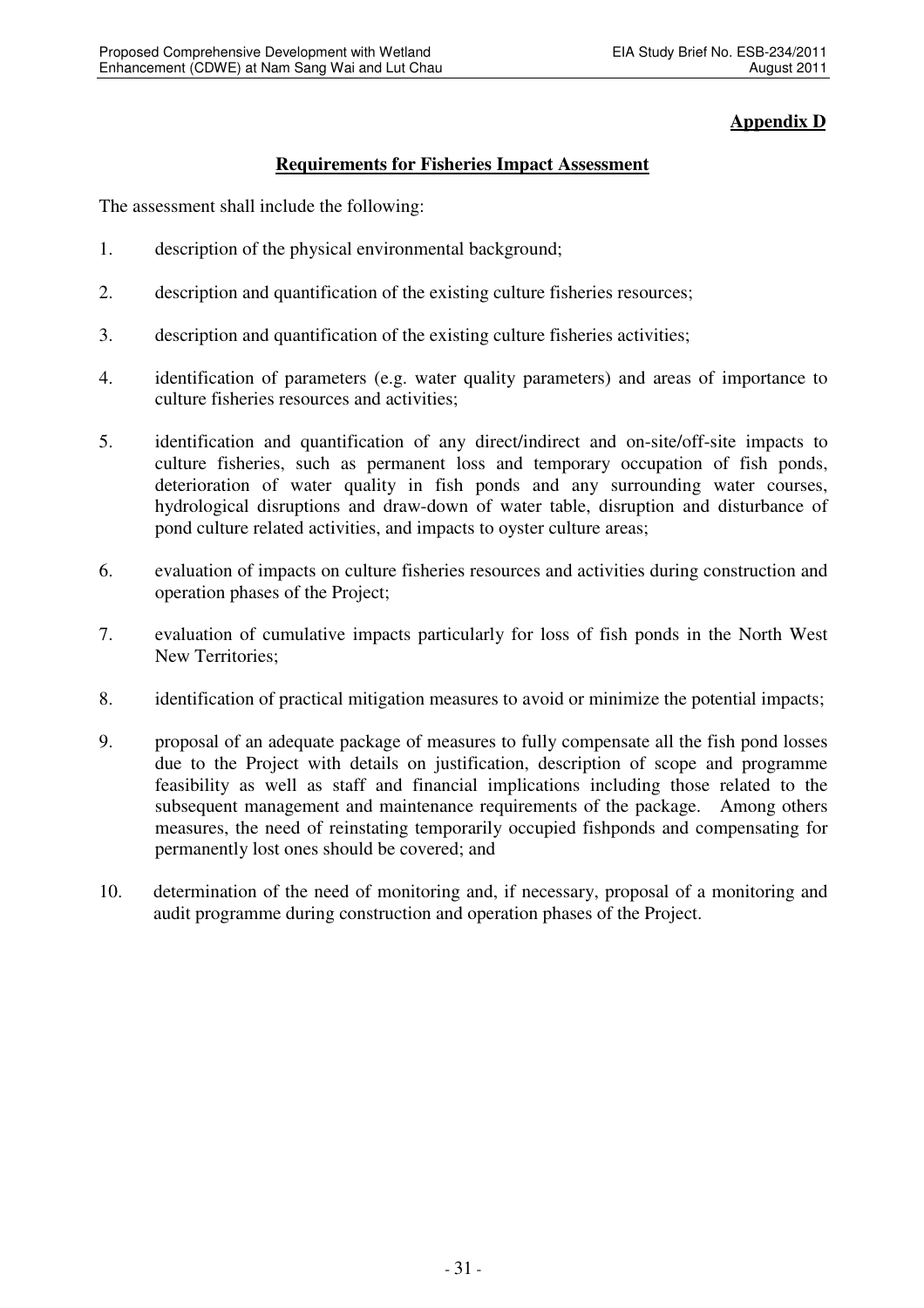**Appendix D**

## Requirements for Fisheries Impact Assessment

The assessment shall include the following:

1. description of the physical environmental background;

2. description and quantification of the existing culture fisheries resources;

3. description and quantification of the existing culture fisheries activities;

4. identification of parameters (e.g. water quality parameters) and areas of importance to culture fisheries resources and activities;

5. identification and quantification of any direct/indirect and on-site/off-site impacts to culture fisheries, such as permanent loss and temporary occupation of fish ponds, deterioration of water quality in fish ponds and any surrounding water courses, hydrological disruptions and draw-down of water table, disruption and disturbance of pond culture related activities, and impacts to oyster culture areas;

6. evaluation of impacts on culture fisheries resources and activities during construction and operation phases of the Project;

7. evaluation of cumulative impacts particularly for loss of fish ponds in the North West New Territories;

8. identification of practical mitigation measures to avoid or minimize the potential impacts;

9. proposal of an adequate package of measures to fully compensate all the fish pond losses due to the Project with details on justification, description of scope and programme feasibility as well as staff and financial implications including those related to the subsequent management and maintenance requirements of the package. Among others measures, the need of reinstating temporarily occupied fishponds and compensating for permanently lost ones should be covered; and

10. determination of the need of monitoring and, if necessary, proposal of a monitoring and audit programme during construction and operation phases of the Project.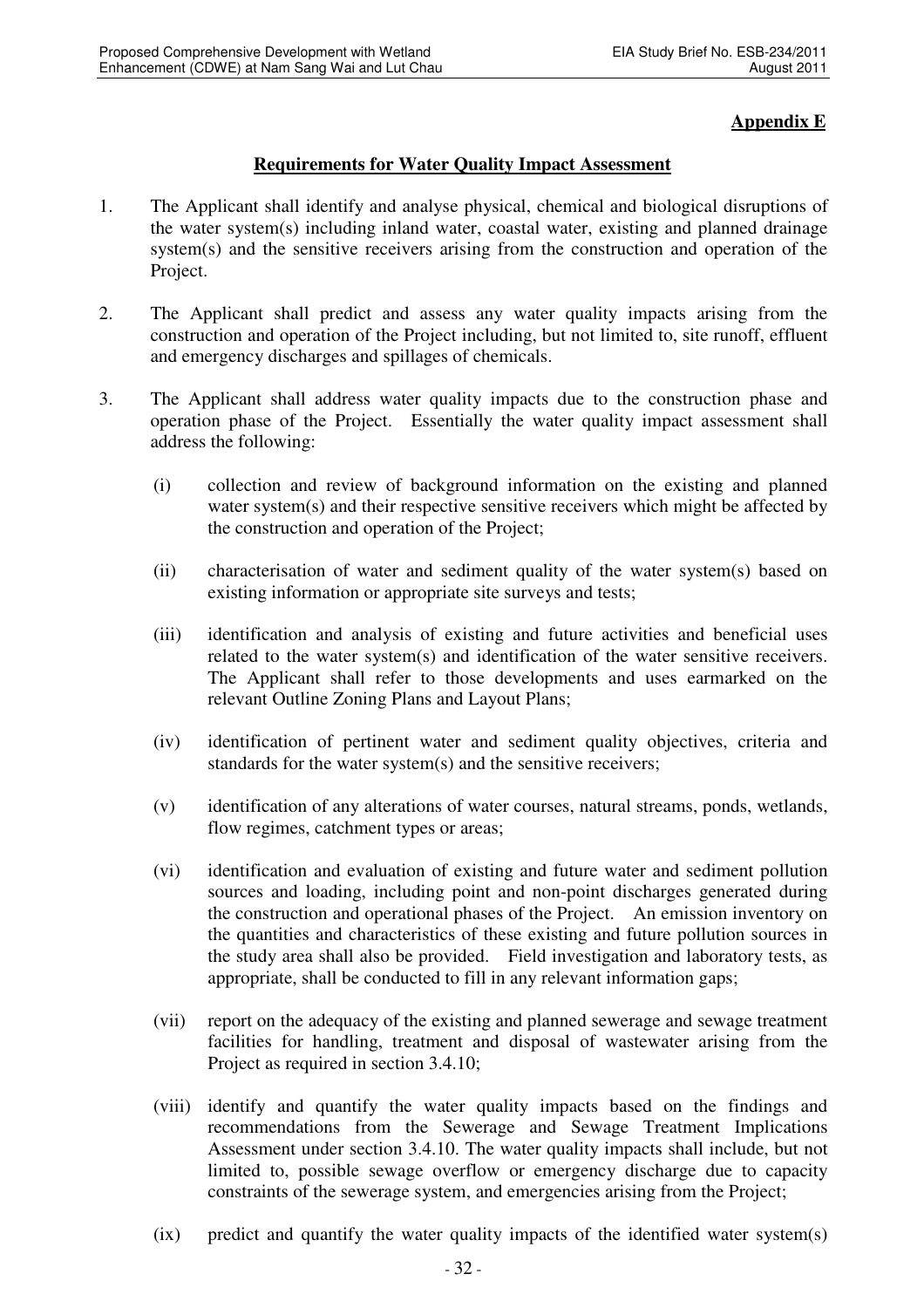**Appendix E**

## Requirements for Water Quality Impact Assessment

1. The Applicant shall identify and analyse physical, chemical and biological disruptions of the water system(s) including inland water, coastal water, existing and planned drainage system(s) and the sensitive receivers arising from the construction and operation of the Project.

2. The Applicant shall predict and assess any water quality impacts arising from the construction and operation of the Project including, but not limited to, site runoff, effluent and emergency discharges and spillages of chemicals.

3. The Applicant shall address water quality impacts due to the construction phase and operation phase of the Project. Essentially the water quality impact assessment shall address the following:

   (i) collection and review of background information on the existing and planned water system(s) and their respective sensitive receivers which might be affected by the construction and operation of the Project;

   (ii) characterisation of water and sediment quality of the water system(s) based on existing information or appropriate site surveys and tests;

   (iii) identification and analysis of existing and future activities and beneficial uses related to the water system(s) and identification of the water sensitive receivers. The Applicant shall refer to those developments and uses earmarked on the relevant Outline Zoning Plans and Layout Plans;

   (iv) identification of pertinent water and sediment quality objectives, criteria and standards for the water system(s) and the sensitive receivers;

   (v) identification of any alterations of water courses, natural streams, ponds, wetlands, flow regimes, catchment types or areas;

   (vi) identification and evaluation of existing and future water and sediment pollution sources and loading, including point and non-point discharges generated during the construction and operational phases of the Project. An emission inventory on the quantities and characteristics of these existing and future pollution sources in the study area shall also be provided. Field investigation and laboratory tests, as appropriate, shall be conducted to fill in any relevant information gaps;

   (vii) report on the adequacy of the existing and planned sewerage and sewage treatment facilities for handling, treatment and disposal of wastewater arising from the Project as required in section 3.4.10;

   (viii) identify and quantify the water quality impacts based on the findings and recommendations from the Sewerage and Sewage Treatment Implications Assessment under section 3.4.10. The water quality impacts shall include, but not limited to, possible sewage overflow or emergency discharge due to capacity constraints of the sewerage system, and emergencies arising from the Project;

   (ix) predict and quantify the water quality impacts of the identified water system(s)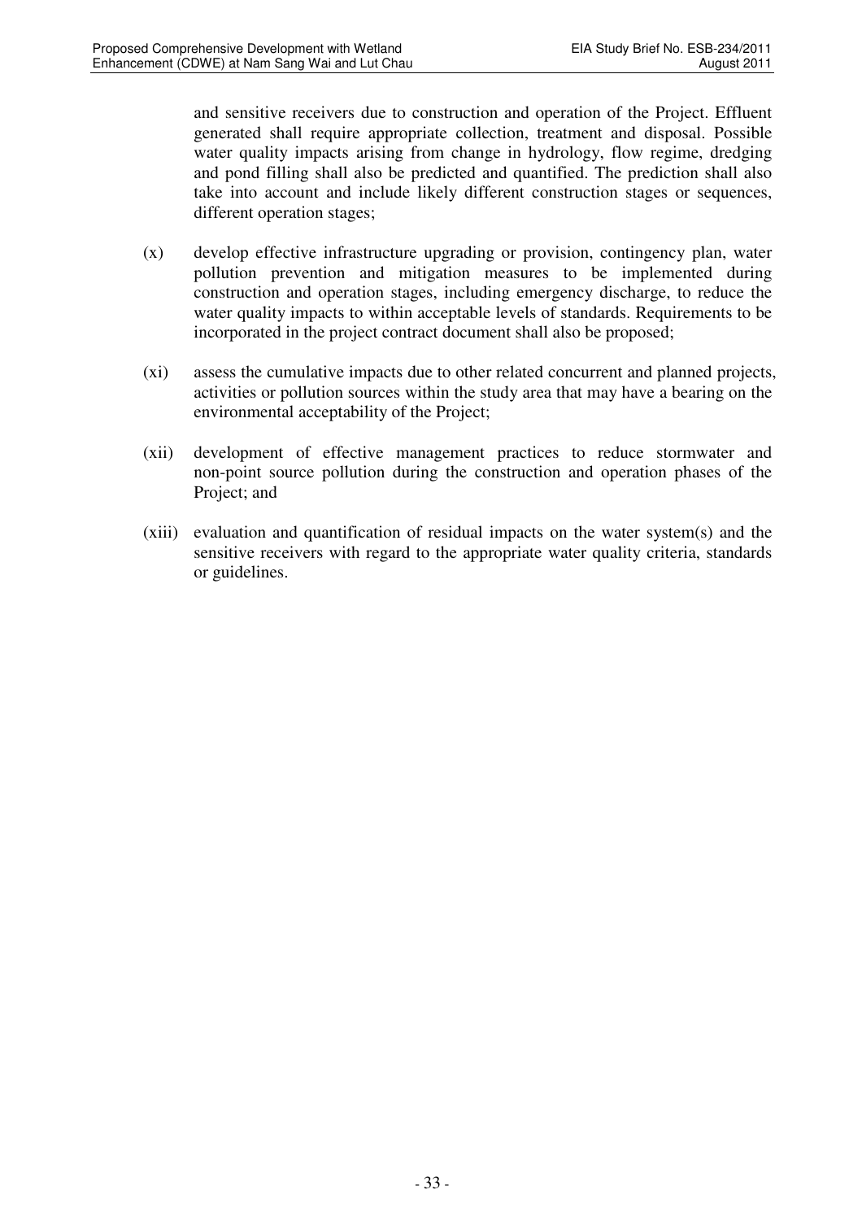and sensitive receivers due to construction and operation of the Project. Effluent generated shall require appropriate collection, treatment and disposal. Possible water quality impacts arising from change in hydrology, flow regime, dredging and pond filling shall also be predicted and quantified. The prediction shall also take into account and include likely different construction stages or sequences, different operation stages;

(x) develop effective infrastructure upgrading or provision, contingency plan, water pollution prevention and mitigation measures to be implemented during construction and operation stages, including emergency discharge, to reduce the water quality impacts to within acceptable levels of standards. Requirements to be incorporated in the project contract document shall also be proposed;

(xi) assess the cumulative impacts due to other related concurrent and planned projects, activities or pollution sources within the study area that may have a bearing on the environmental acceptability of the Project;

(xii) development of effective management practices to reduce stormwater and non-point source pollution during the construction and operation phases of the Project; and

(xiii) evaluation and quantification of residual impacts on the water system(s) and the sensitive receivers with regard to the appropriate water quality criteria, standards or guidelines.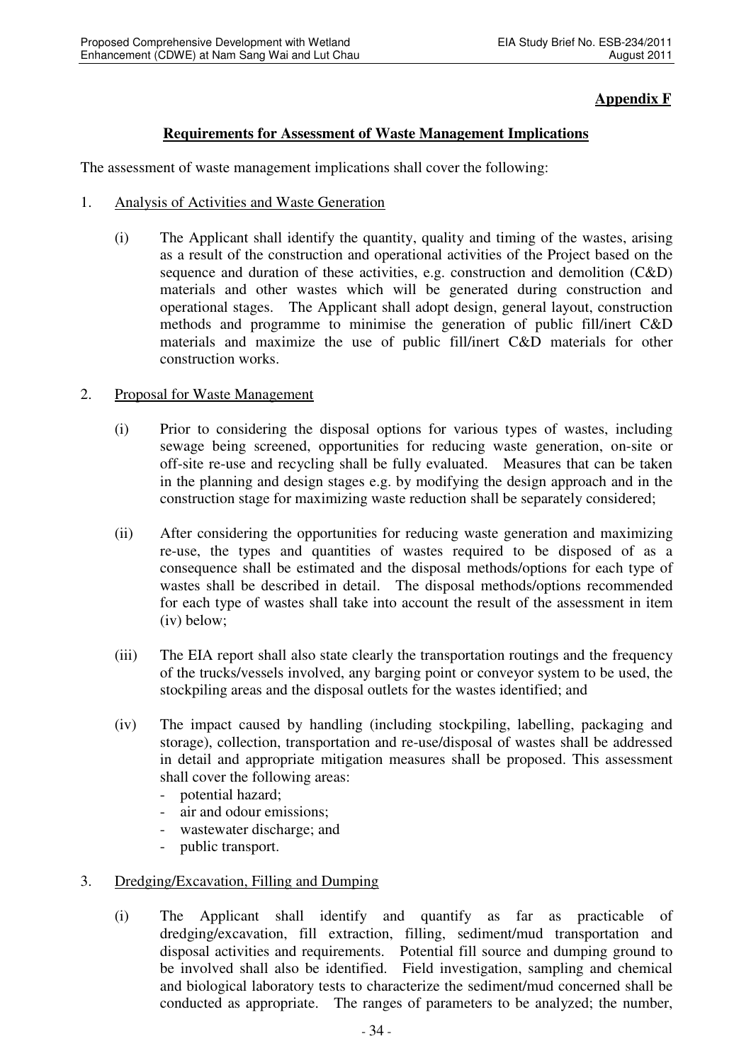**Appendix F**

## Requirements for Assessment of Waste Management Implications

The assessment of waste management implications shall cover the following:

1. Analysis of Activities and Waste Generation

   (i) The Applicant shall identify the quantity, quality and timing of the wastes, arising as a result of the construction and operational activities of the Project based on the sequence and duration of these activities, e.g. construction and demolition (C&D) materials and other wastes which will be generated during construction and operational stages. The Applicant shall adopt design, general layout, construction methods and programme to minimise the generation of public fill/inert C&D materials and maximize the use of public fill/inert C&D materials for other construction works.

2. Proposal for Waste Management

   (i) Prior to considering the disposal options for various types of wastes, including sewage being screened, opportunities for reducing waste generation, on-site or off-site re-use and recycling shall be fully evaluated. Measures that can be taken in the planning and design stages e.g. by modifying the design approach and in the construction stage for maximizing waste reduction shall be separately considered;

   (ii) After considering the opportunities for reducing waste generation and maximizing re-use, the types and quantities of wastes required to be disposed of as a consequence shall be estimated and the disposal methods/options for each type of wastes shall be described in detail. The disposal methods/options recommended for each type of wastes shall take into account the result of the assessment in item (iv) below;

   (iii) The EIA report shall also state clearly the transportation routings and the frequency of the trucks/vessels involved, any barging point or conveyor system to be used, the stockpiling areas and the disposal outlets for the wastes identified; and

   (iv) The impact caused by handling (including stockpiling, labelling, packaging and storage), collection, transportation and re-use/disposal of wastes shall be addressed in detail and appropriate mitigation measures shall be proposed. This assessment shall cover the following areas:
   - potential hazard;
   - air and odour emissions;
   - wastewater discharge; and
   - public transport.

3. Dredging/Excavation, Filling and Dumping

   (i) The Applicant shall identify and quantify as far as practicable of dredging/excavation, fill extraction, filling, sediment/mud transportation and disposal activities and requirements. Potential fill source and dumping ground to be involved shall also be identified. Field investigation, sampling and chemical and biological laboratory tests to characterize the sediment/mud concerned shall be conducted as appropriate. The ranges of parameters to be analyzed; the number,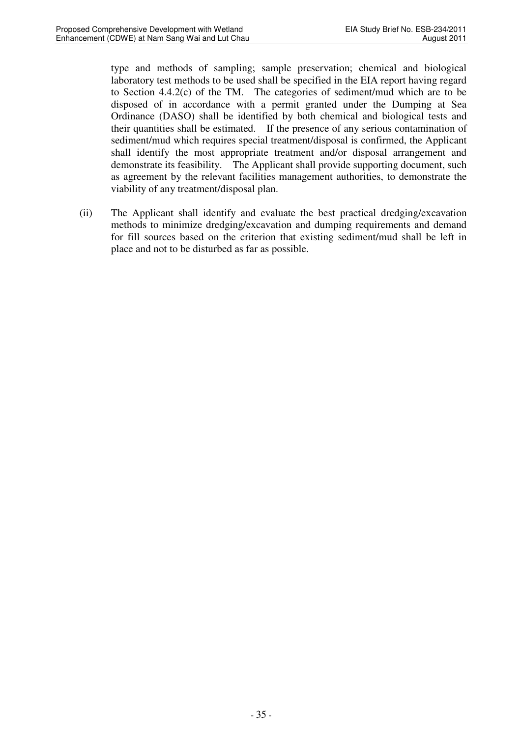type and methods of sampling; sample preservation; chemical and biological laboratory test methods to be used shall be specified in the EIA report having regard to Section 4.4.2(c) of the TM. The categories of sediment/mud which are to be disposed of in accordance with a permit granted under the Dumping at Sea Ordinance (DASO) shall be identified by both chemical and biological tests and their quantities shall be estimated. If the presence of any serious contamination of sediment/mud which requires special treatment/disposal is confirmed, the Applicant shall identify the most appropriate treatment and/or disposal arrangement and demonstrate its feasibility. The Applicant shall provide supporting document, such as agreement by the relevant facilities management authorities, to demonstrate the viability of any treatment/disposal plan.

(ii) The Applicant shall identify and evaluate the best practical dredging/excavation methods to minimize dredging/excavation and dumping requirements and demand for fill sources based on the criterion that existing sediment/mud shall be left in place and not to be disturbed as far as possible.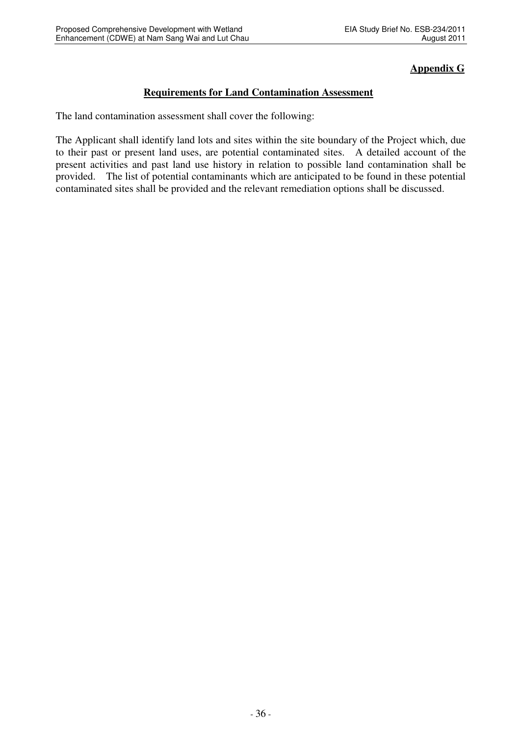**Appendix G**

## Requirements for Land Contamination Assessment

The land contamination assessment shall cover the following:

The Applicant shall identify land lots and sites within the site boundary of the Project which, due to their past or present land uses, are potential contaminated sites. A detailed account of the present activities and past land use history in relation to possible land contamination shall be provided. The list of potential contaminants which are anticipated to be found in these potential contaminated sites shall be provided and the relevant remediation options shall be discussed.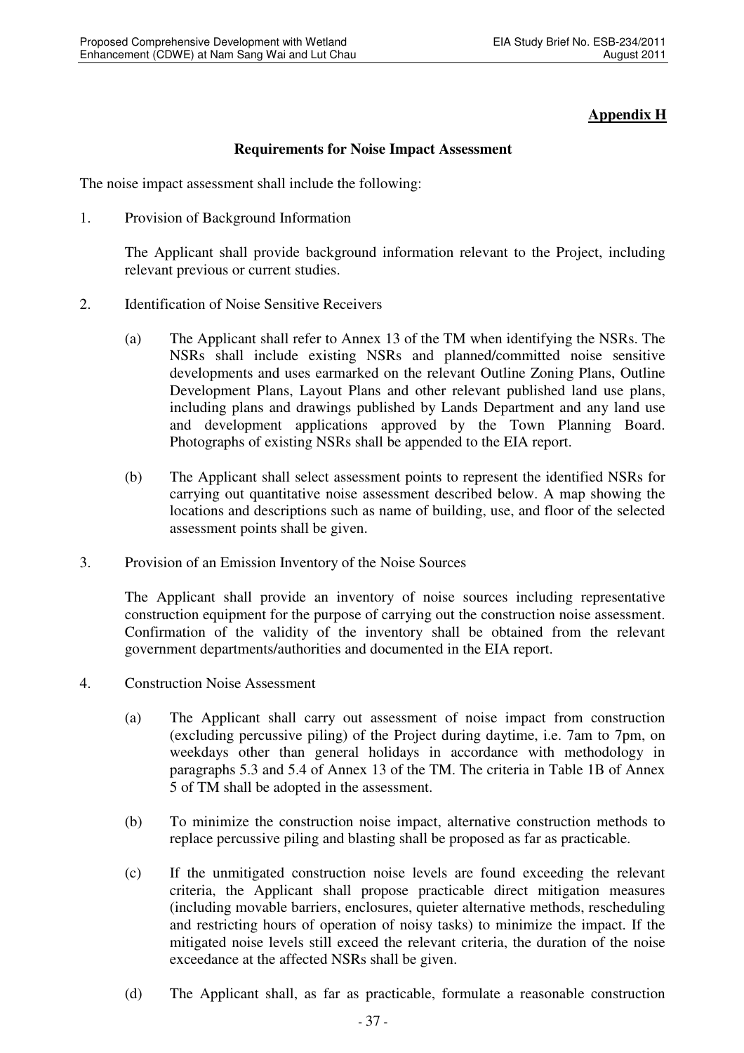## Appendix H

### Requirements for Noise Impact Assessment

The noise impact assessment shall include the following:

1. Provision of Background Information

   The Applicant shall provide background information relevant to the Project, including relevant previous or current studies.

2. Identification of Noise Sensitive Receivers

   (a) The Applicant shall refer to Annex 13 of the TM when identifying the NSRs. The NSRs shall include existing NSRs and planned/committed noise sensitive developments and uses earmarked on the relevant Outline Zoning Plans, Outline Development Plans, Layout Plans and other relevant published land use plans, including plans and drawings published by Lands Department and any land use and development applications approved by the Town Planning Board. Photographs of existing NSRs shall be appended to the EIA report.

   (b) The Applicant shall select assessment points to represent the identified NSRs for carrying out quantitative noise assessment described below. A map showing the locations and descriptions such as name of building, use, and floor of the selected assessment points shall be given.

3. Provision of an Emission Inventory of the Noise Sources

   The Applicant shall provide an inventory of noise sources including representative construction equipment for the purpose of carrying out the construction noise assessment. Confirmation of the validity of the inventory shall be obtained from the relevant government departments/authorities and documented in the EIA report.

4. Construction Noise Assessment

   (a) The Applicant shall carry out assessment of noise impact from construction (excluding percussive piling) of the Project during daytime, i.e. 7am to 7pm, on weekdays other than general holidays in accordance with methodology in paragraphs 5.3 and 5.4 of Annex 13 of the TM. The criteria in Table 1B of Annex 5 of TM shall be adopted in the assessment.

   (b) To minimize the construction noise impact, alternative construction methods to replace percussive piling and blasting shall be proposed as far as practicable.

   (c) If the unmitigated construction noise levels are found exceeding the relevant criteria, the Applicant shall propose practicable direct mitigation measures (including movable barriers, enclosures, quieter alternative methods, rescheduling and restricting hours of operation of noisy tasks) to minimize the impact. If the mitigated noise levels still exceed the relevant criteria, the duration of the noise exceedance at the affected NSRs shall be given.

   (d) The Applicant shall, as far as practicable, formulate a reasonable construction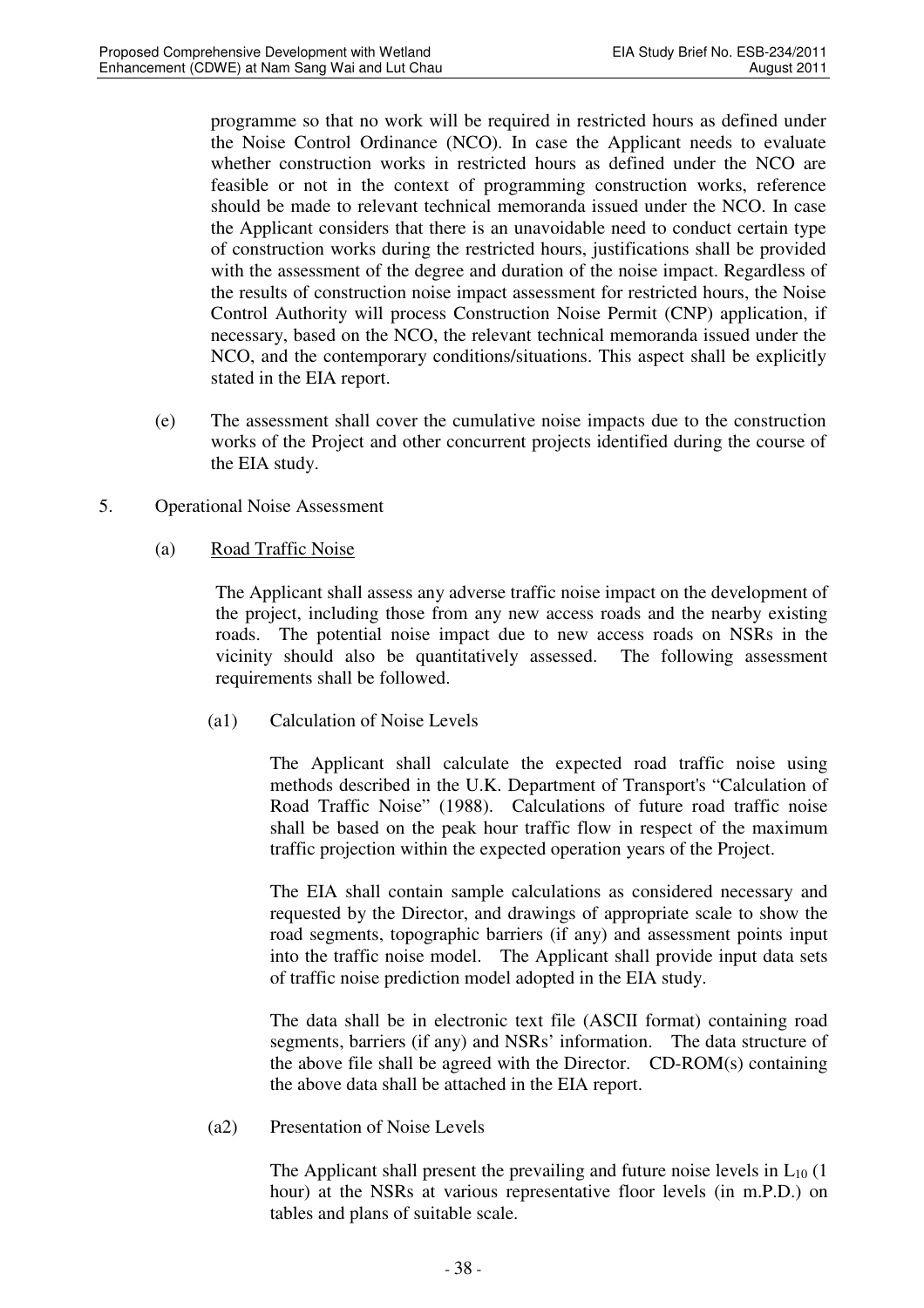programme so that no work will be required in restricted hours as defined under the Noise Control Ordinance (NCO). In case the Applicant needs to evaluate whether construction works in restricted hours as defined under the NCO are feasible or not in the context of programming construction works, reference should be made to relevant technical memoranda issued under the NCO. In case the Applicant considers that there is an unavoidable need to conduct certain type of construction works during the restricted hours, justifications shall be provided with the assessment of the degree and duration of the noise impact. Regardless of the results of construction noise impact assessment for restricted hours, the Noise Control Authority will process Construction Noise Permit (CNP) application, if necessary, based on the NCO, the relevant technical memoranda issued under the NCO, and the contemporary conditions/situations. This aspect shall be explicitly stated in the EIA report.

(e) The assessment shall cover the cumulative noise impacts due to the construction works of the Project and other concurrent projects identified during the course of the EIA study.

5. Operational Noise Assessment

(a) Road Traffic Noise

The Applicant shall assess any adverse traffic noise impact on the development of the project, including those from any new access roads and the nearby existing roads. The potential noise impact due to new access roads on NSRs in the vicinity should also be quantitatively assessed. The following assessment requirements shall be followed.

(a1) Calculation of Noise Levels

The Applicant shall calculate the expected road traffic noise using methods described in the U.K. Department of Transport's "Calculation of Road Traffic Noise" (1988). Calculations of future road traffic noise shall be based on the peak hour traffic flow in respect of the maximum traffic projection within the expected operation years of the Project.

The EIA shall contain sample calculations as considered necessary and requested by the Director, and drawings of appropriate scale to show the road segments, topographic barriers (if any) and assessment points input into the traffic noise model. The Applicant shall provide input data sets of traffic noise prediction model adopted in the EIA study.

The data shall be in electronic text file (ASCII format) containing road segments, barriers (if any) and NSRs' information. The data structure of the above file shall be agreed with the Director. CD-ROM(s) containing the above data shall be attached in the EIA report.

(a2) Presentation of Noise Levels

The Applicant shall present the prevailing and future noise levels in $L_{10}$ (1 hour) at the NSRs at various representative floor levels (in m.P.D.) on tables and plans of suitable scale.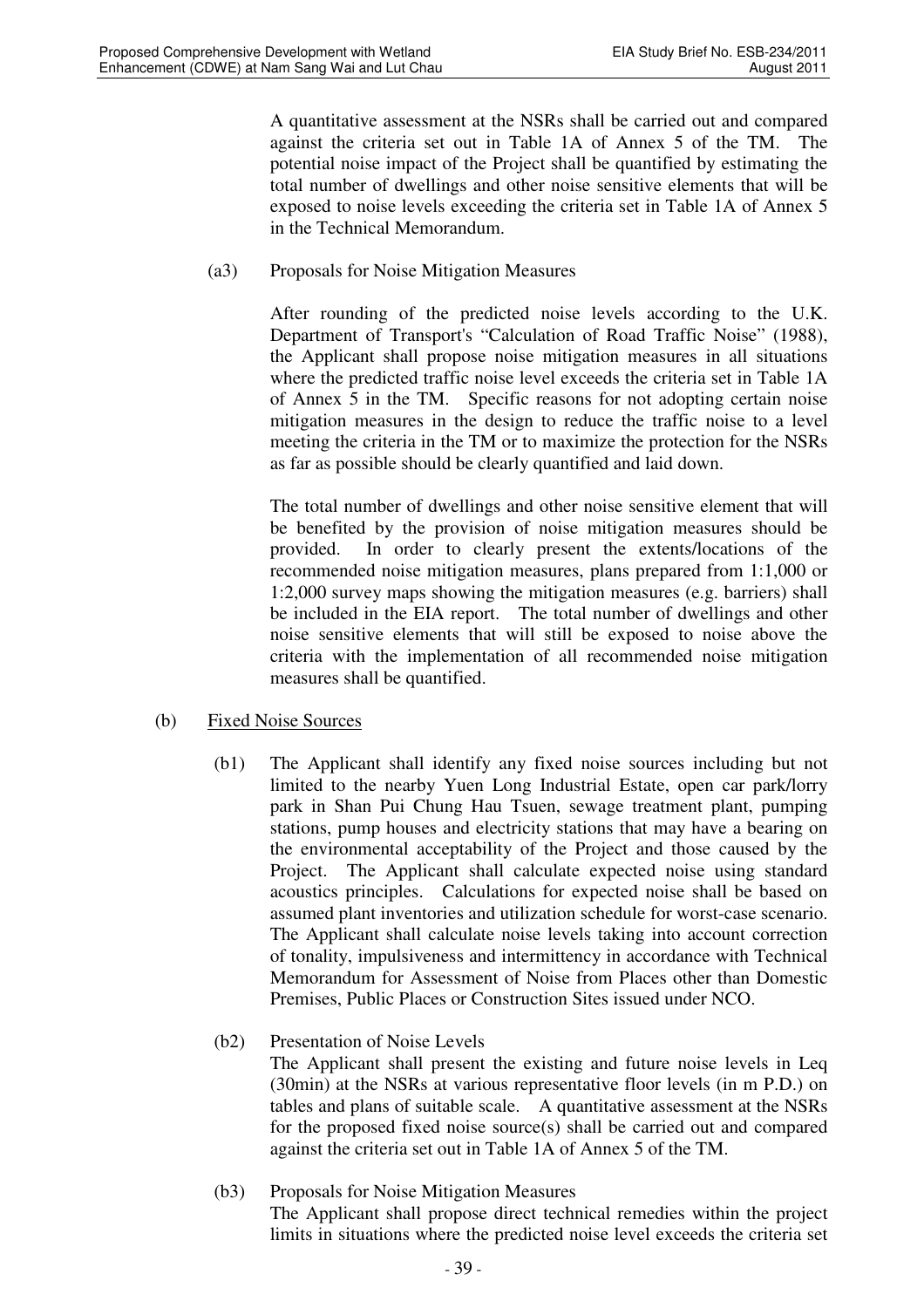A quantitative assessment at the NSRs shall be carried out and compared against the criteria set out in Table 1A of Annex 5 of the TM. The potential noise impact of the Project shall be quantified by estimating the total number of dwellings and other noise sensitive elements that will be exposed to noise levels exceeding the criteria set in Table 1A of Annex 5 in the Technical Memorandum.

(a3) Proposals for Noise Mitigation Measures

After rounding of the predicted noise levels according to the U.K. Department of Transport's "Calculation of Road Traffic Noise" (1988), the Applicant shall propose noise mitigation measures in all situations where the predicted traffic noise level exceeds the criteria set in Table 1A of Annex 5 in the TM. Specific reasons for not adopting certain noise mitigation measures in the design to reduce the traffic noise to a level meeting the criteria in the TM or to maximize the protection for the NSRs as far as possible should be clearly quantified and laid down.

The total number of dwellings and other noise sensitive element that will be benefited by the provision of noise mitigation measures should be provided. In order to clearly present the extents/locations of the recommended noise mitigation measures, plans prepared from 1:1,000 or 1:2,000 survey maps showing the mitigation measures (e.g. barriers) shall be included in the EIA report. The total number of dwellings and other noise sensitive elements that will still be exposed to noise above the criteria with the implementation of all recommended noise mitigation measures shall be quantified.

(b) Fixed Noise Sources

(b1) The Applicant shall identify any fixed noise sources including but not limited to the nearby Yuen Long Industrial Estate, open car park/lorry park in Shan Pui Chung Hau Tsuen, sewage treatment plant, pumping stations, pump houses and electricity stations that may have a bearing on the environmental acceptability of the Project and those caused by the Project. The Applicant shall calculate expected noise using standard acoustics principles. Calculations for expected noise shall be based on assumed plant inventories and utilization schedule for worst-case scenario. The Applicant shall calculate noise levels taking into account correction of tonality, impulsiveness and intermittency in accordance with Technical Memorandum for Assessment of Noise from Places other than Domestic Premises, Public Places or Construction Sites issued under NCO.

(b2) Presentation of Noise Levels
The Applicant shall present the existing and future noise levels in Leq (30min) at the NSRs at various representative floor levels (in m P.D.) on tables and plans of suitable scale. A quantitative assessment at the NSRs for the proposed fixed noise source(s) shall be carried out and compared against the criteria set out in Table 1A of Annex 5 of the TM.

(b3) Proposals for Noise Mitigation Measures
The Applicant shall propose direct technical remedies within the project limits in situations where the predicted noise level exceeds the criteria set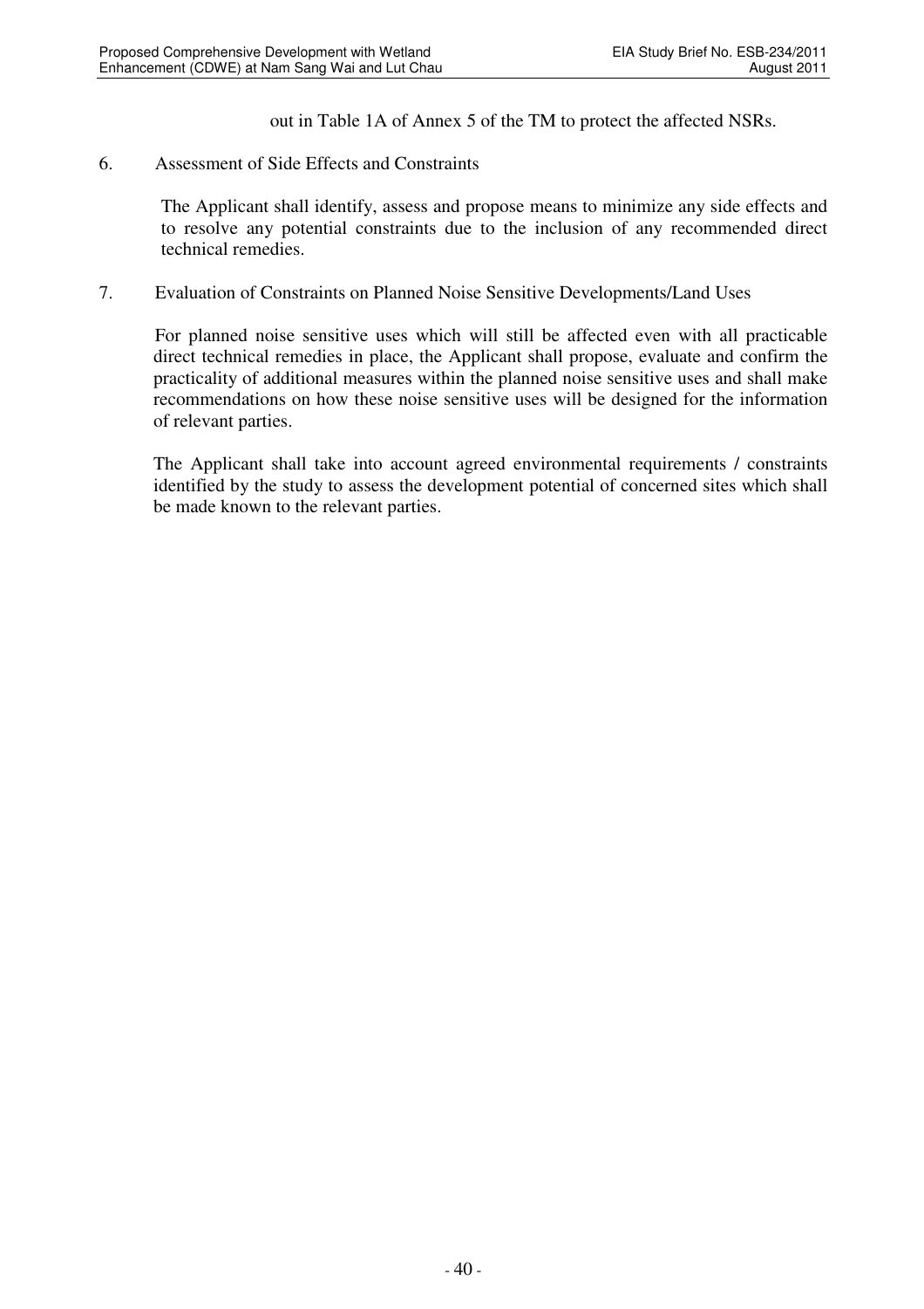out in Table 1A of Annex 5 of the TM to protect the affected NSRs.

6. Assessment of Side Effects and Constraints

The Applicant shall identify, assess and propose means to minimize any side effects and to resolve any potential constraints due to the inclusion of any recommended direct technical remedies.

7. Evaluation of Constraints on Planned Noise Sensitive Developments/Land Uses

For planned noise sensitive uses which will still be affected even with all practicable direct technical remedies in place, the Applicant shall propose, evaluate and confirm the practicality of additional measures within the planned noise sensitive uses and shall make recommendations on how these noise sensitive uses will be designed for the information of relevant parties.

The Applicant shall take into account agreed environmental requirements / constraints identified by the study to assess the development potential of concerned sites which shall be made known to the relevant parties.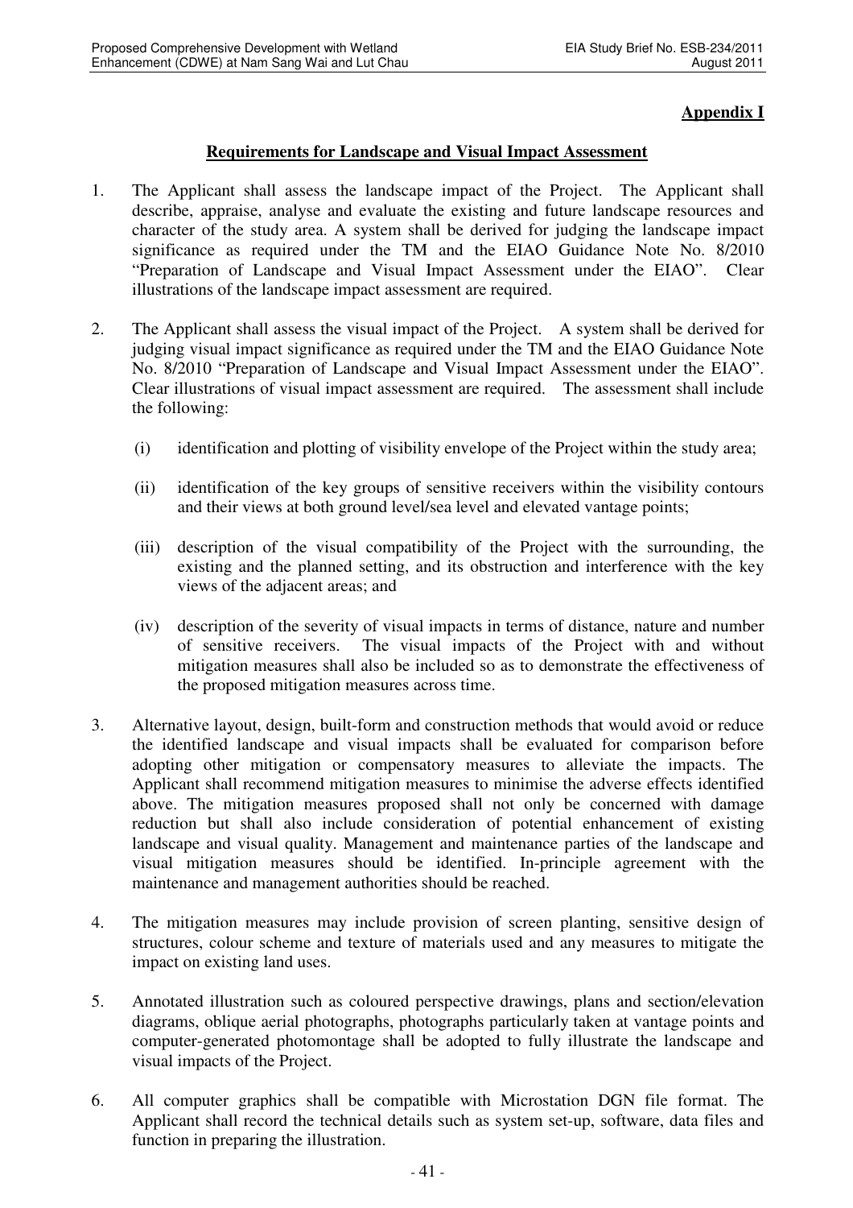**Appendix I**

**Requirements for Landscape and Visual Impact Assessment**

1. The Applicant shall assess the landscape impact of the Project. The Applicant shall describe, appraise, analyse and evaluate the existing and future landscape resources and character of the study area. A system shall be derived for judging the landscape impact significance as required under the TM and the EIAO Guidance Note No. 8/2010 "Preparation of Landscape and Visual Impact Assessment under the EIAO". Clear illustrations of the landscape impact assessment are required.

2. The Applicant shall assess the visual impact of the Project. A system shall be derived for judging visual impact significance as required under the TM and the EIAO Guidance Note No. 8/2010 "Preparation of Landscape and Visual Impact Assessment under the EIAO". Clear illustrations of visual impact assessment are required. The assessment shall include the following:

   (i) identification and plotting of visibility envelope of the Project within the study area;

   (ii) identification of the key groups of sensitive receivers within the visibility contours and their views at both ground level/sea level and elevated vantage points;

   (iii) description of the visual compatibility of the Project with the surrounding, the existing and the planned setting, and its obstruction and interference with the key views of the adjacent areas; and

   (iv) description of the severity of visual impacts in terms of distance, nature and number of sensitive receivers. The visual impacts of the Project with and without mitigation measures shall also be included so as to demonstrate the effectiveness of the proposed mitigation measures across time.

3. Alternative layout, design, built-form and construction methods that would avoid or reduce the identified landscape and visual impacts shall be evaluated for comparison before adopting other mitigation or compensatory measures to alleviate the impacts. The Applicant shall recommend mitigation measures to minimise the adverse effects identified above. The mitigation measures proposed shall not only be concerned with damage reduction but shall also include consideration of potential enhancement of existing landscape and visual quality. Management and maintenance parties of the landscape and visual mitigation measures should be identified. In-principle agreement with the maintenance and management authorities should be reached.

4. The mitigation measures may include provision of screen planting, sensitive design of structures, colour scheme and texture of materials used and any measures to mitigate the impact on existing land uses.

5. Annotated illustration such as coloured perspective drawings, plans and section/elevation diagrams, oblique aerial photographs, photographs particularly taken at vantage points and computer-generated photomontage shall be adopted to fully illustrate the landscape and visual impacts of the Project.

6. All computer graphics shall be compatible with Microstation DGN file format. The Applicant shall record the technical details such as system set-up, software, data files and function in preparing the illustration.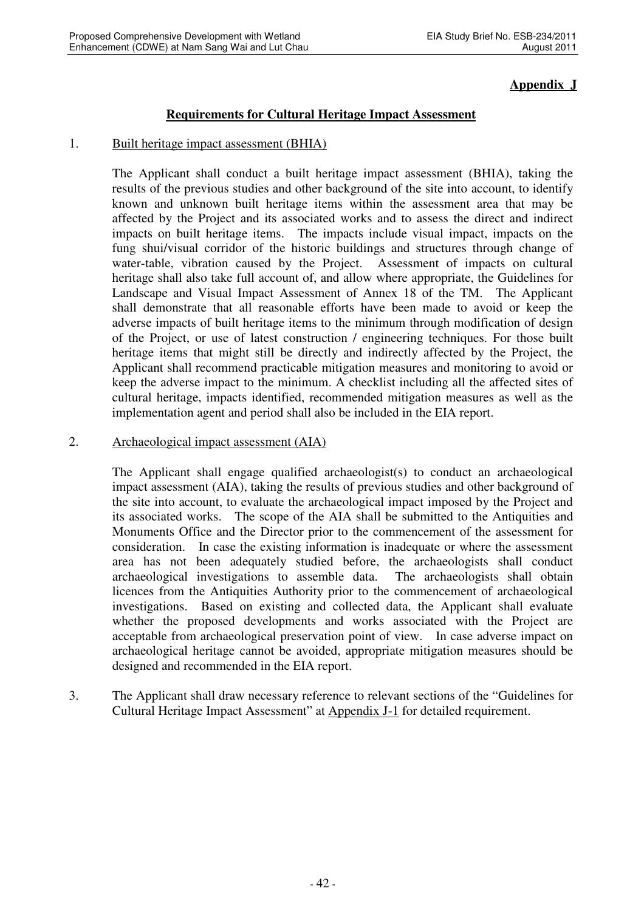**Appendix J**

## Requirements for Cultural Heritage Impact Assessment

1. Built heritage impact assessment (BHIA)

   The Applicant shall conduct a built heritage impact assessment (BHIA), taking the results of the previous studies and other background of the site into account, to identify known and unknown built heritage items within the assessment area that may be affected by the Project and its associated works and to assess the direct and indirect impacts on built heritage items. The impacts include visual impact, impacts on the fung shui/visual corridor of the historic buildings and structures through change of water-table, vibration caused by the Project. Assessment of impacts on cultural heritage shall also take full account of, and allow where appropriate, the Guidelines for Landscape and Visual Impact Assessment of Annex 18 of the TM. The Applicant shall demonstrate that all reasonable efforts have been made to avoid or keep the adverse impacts of built heritage items to the minimum through modification of design of the Project, or use of latest construction / engineering techniques. For those built heritage items that might still be directly and indirectly affected by the Project, the Applicant shall recommend practicable mitigation measures and monitoring to avoid or keep the adverse impact to the minimum. A checklist including all the affected sites of cultural heritage, impacts identified, recommended mitigation measures as well as the implementation agent and period shall also be included in the EIA report.

2. Archaeological impact assessment (AIA)

   The Applicant shall engage qualified archaeologist(s) to conduct an archaeological impact assessment (AIA), taking the results of previous studies and other background of the site into account, to evaluate the archaeological impact imposed by the Project and its associated works. The scope of the AIA shall be submitted to the Antiquities and Monuments Office and the Director prior to the commencement of the assessment for consideration. In case the existing information is inadequate or where the assessment area has not been adequately studied before, the archaeologists shall conduct archaeological investigations to assemble data. The archaeologists shall obtain licences from the Antiquities Authority prior to the commencement of archaeological investigations. Based on existing and collected data, the Applicant shall evaluate whether the proposed developments and works associated with the Project are acceptable from archaeological preservation point of view. In case adverse impact on archaeological heritage cannot be avoided, appropriate mitigation measures should be designed and recommended in the EIA report.

3. The Applicant shall draw necessary reference to relevant sections of the "Guidelines for Cultural Heritage Impact Assessment" at Appendix J-1 for detailed requirement.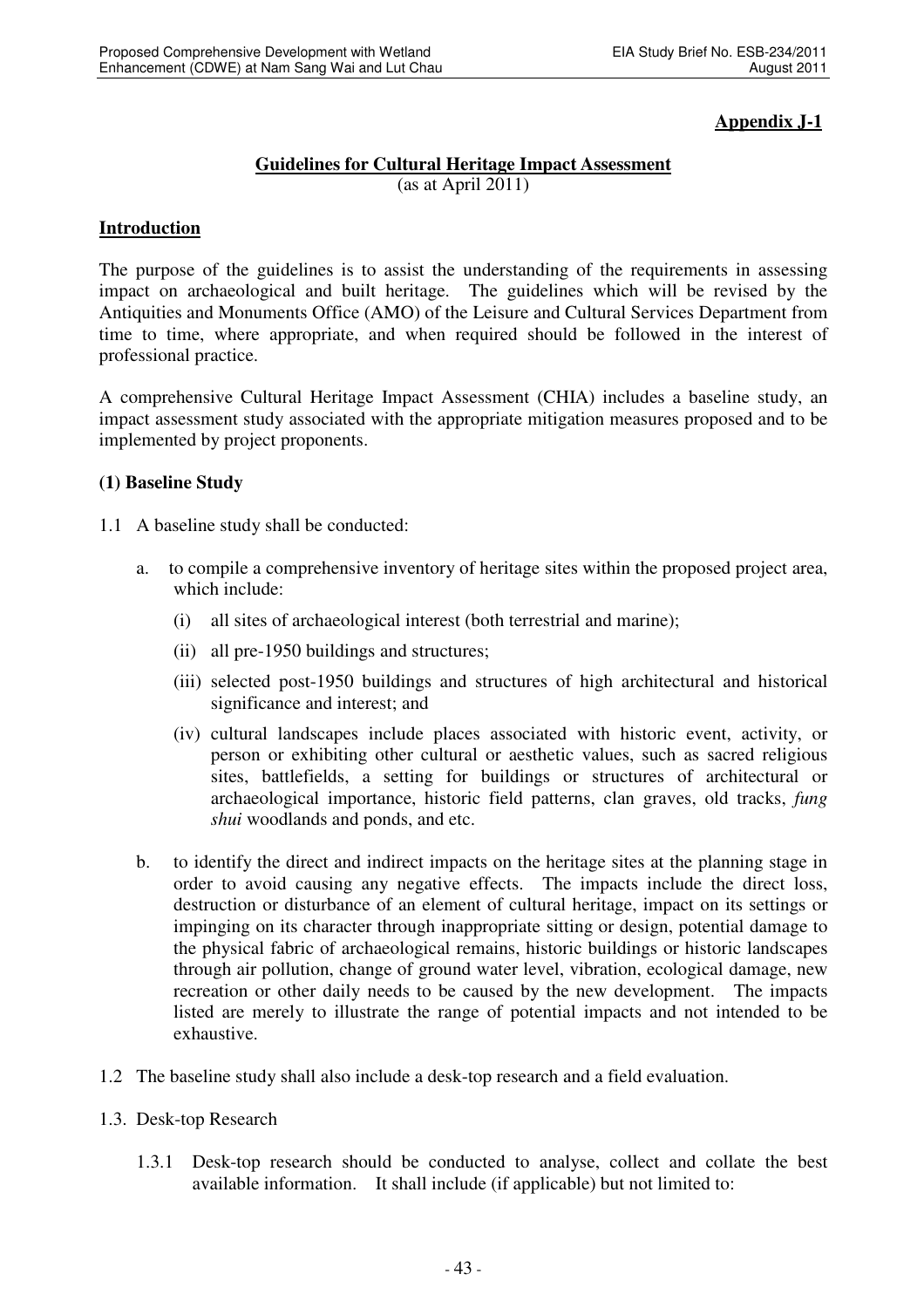**Appendix J-1**

**Guidelines for Cultural Heritage Impact Assessment**
(as at April 2011)

**Introduction**

The purpose of the guidelines is to assist the understanding of the requirements in assessing impact on archaeological and built heritage. The guidelines which will be revised by the Antiquities and Monuments Office (AMO) of the Leisure and Cultural Services Department from time to time, where appropriate, and when required should be followed in the interest of professional practice.

A comprehensive Cultural Heritage Impact Assessment (CHIA) includes a baseline study, an impact assessment study associated with the appropriate mitigation measures proposed and to be implemented by project proponents.

**(1) Baseline Study**

1.1 A baseline study shall be conducted:

a. to compile a comprehensive inventory of heritage sites within the proposed project area, which include:

(i) all sites of archaeological interest (both terrestrial and marine);

(ii) all pre-1950 buildings and structures;

(iii) selected post-1950 buildings and structures of high architectural and historical significance and interest; and

(iv) cultural landscapes include places associated with historic event, activity, or person or exhibiting other cultural or aesthetic values, such as sacred religious sites, battlefields, a setting for buildings or structures of architectural or archaeological importance, historic field patterns, clan graves, old tracks, *fung shui* woodlands and ponds, and etc.

b. to identify the direct and indirect impacts on the heritage sites at the planning stage in order to avoid causing any negative effects. The impacts include the direct loss, destruction or disturbance of an element of cultural heritage, impact on its settings or impinging on its character through inappropriate sitting or design, potential damage to the physical fabric of archaeological remains, historic buildings or historic landscapes through air pollution, change of ground water level, vibration, ecological damage, new recreation or other daily needs to be caused by the new development. The impacts listed are merely to illustrate the range of potential impacts and not intended to be exhaustive.

1.2 The baseline study shall also include a desk-top research and a field evaluation.

1.3. Desk-top Research

1.3.1 Desk-top research should be conducted to analyse, collect and collate the best available information. It shall include (if applicable) but not limited to: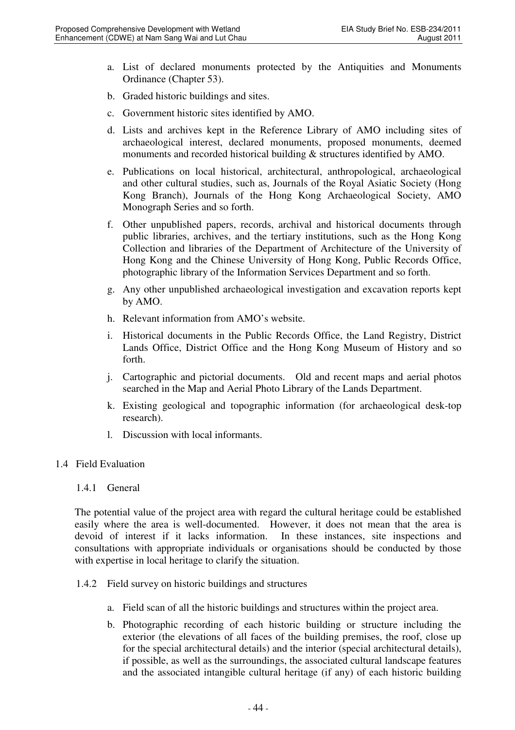a. List of declared monuments protected by the Antiquities and Monuments Ordinance (Chapter 53).

b. Graded historic buildings and sites.

c. Government historic sites identified by AMO.

d. Lists and archives kept in the Reference Library of AMO including sites of archaeological interest, declared monuments, proposed monuments, deemed monuments and recorded historical building & structures identified by AMO.

e. Publications on local historical, architectural, anthropological, archaeological and other cultural studies, such as, Journals of the Royal Asiatic Society (Hong Kong Branch), Journals of the Hong Kong Archaeological Society, AMO Monograph Series and so forth.

f. Other unpublished papers, records, archival and historical documents through public libraries, archives, and the tertiary institutions, such as the Hong Kong Collection and libraries of the Department of Architecture of the University of Hong Kong and the Chinese University of Hong Kong, Public Records Office, photographic library of the Information Services Department and so forth.

g. Any other unpublished archaeological investigation and excavation reports kept by AMO.

h. Relevant information from AMO's website.

i. Historical documents in the Public Records Office, the Land Registry, District Lands Office, District Office and the Hong Kong Museum of History and so forth.

j. Cartographic and pictorial documents. Old and recent maps and aerial photos searched in the Map and Aerial Photo Library of the Lands Department.

k. Existing geological and topographic information (for archaeological desk-top research).

l. Discussion with local informants.

## 1.4 Field Evaluation

### 1.4.1 General

The potential value of the project area with regard the cultural heritage could be established easily where the area is well-documented. However, it does not mean that the area is devoid of interest if it lacks information. In these instances, site inspections and consultations with appropriate individuals or organisations should be conducted by those with expertise in local heritage to clarify the situation.

### 1.4.2 Field survey on historic buildings and structures

a. Field scan of all the historic buildings and structures within the project area.

b. Photographic recording of each historic building or structure including the exterior (the elevations of all faces of the building premises, the roof, close up for the special architectural details) and the interior (special architectural details), if possible, as well as the surroundings, the associated cultural landscape features and the associated intangible cultural heritage (if any) of each historic building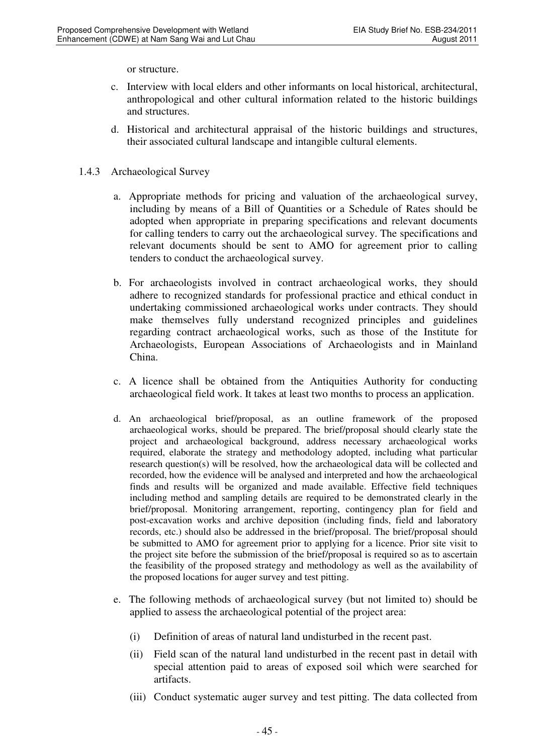or structure.

c. Interview with local elders and other informants on local historical, architectural, anthropological and other cultural information related to the historic buildings and structures.

d. Historical and architectural appraisal of the historic buildings and structures, their associated cultural landscape and intangible cultural elements.

1.4.3 Archaeological Survey

a. Appropriate methods for pricing and valuation of the archaeological survey, including by means of a Bill of Quantities or a Schedule of Rates should be adopted when appropriate in preparing specifications and relevant documents for calling tenders to carry out the archaeological survey. The specifications and relevant documents should be sent to AMO for agreement prior to calling tenders to conduct the archaeological survey.

b. For archaeologists involved in contract archaeological works, they should adhere to recognized standards for professional practice and ethical conduct in undertaking commissioned archaeological works under contracts. They should make themselves fully understand recognized principles and guidelines regarding contract archaeological works, such as those of the Institute for Archaeologists, European Associations of Archaeologists and in Mainland China.

c. A licence shall be obtained from the Antiquities Authority for conducting archaeological field work. It takes at least two months to process an application.

d. An archaeological brief/proposal, as an outline framework of the proposed archaeological works, should be prepared. The brief/proposal should clearly state the project and archaeological background, address necessary archaeological works required, elaborate the strategy and methodology adopted, including what particular research question(s) will be resolved, how the archaeological data will be collected and recorded, how the evidence will be analysed and interpreted and how the archaeological finds and results will be organized and made available. Effective field techniques including method and sampling details are required to be demonstrated clearly in the brief/proposal. Monitoring arrangement, reporting, contingency plan for field and post-excavation works and archive deposition (including finds, field and laboratory records, etc.) should also be addressed in the brief/proposal. The brief/proposal should be submitted to AMO for agreement prior to applying for a licence. Prior site visit to the project site before the submission of the brief/proposal is required so as to ascertain the feasibility of the proposed strategy and methodology as well as the availability of the proposed locations for auger survey and test pitting.

e. The following methods of archaeological survey (but not limited to) should be applied to assess the archaeological potential of the project area:

   (i) Definition of areas of natural land undisturbed in the recent past.

   (ii) Field scan of the natural land undisturbed in the recent past in detail with special attention paid to areas of exposed soil which were searched for artifacts.

   (iii) Conduct systematic auger survey and test pitting. The data collected from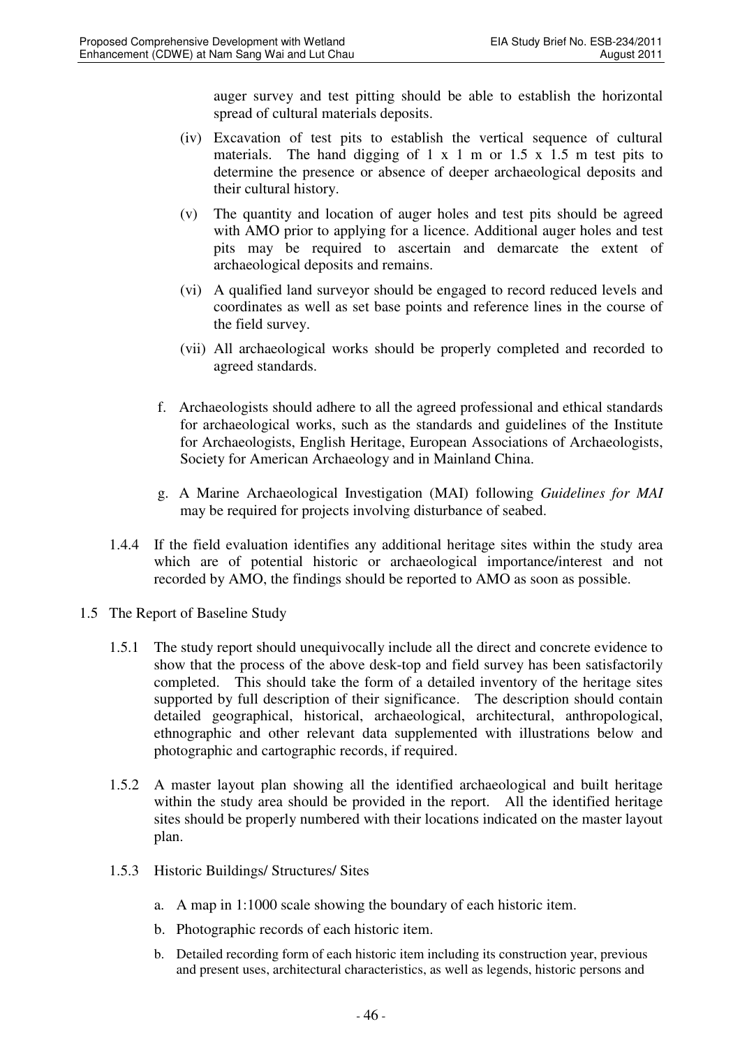auger survey and test pitting should be able to establish the horizontal spread of cultural materials deposits.

(iv) Excavation of test pits to establish the vertical sequence of cultural materials. The hand digging of 1 x 1 m or 1.5 x 1.5 m test pits to determine the presence or absence of deeper archaeological deposits and their cultural history.

(v) The quantity and location of auger holes and test pits should be agreed with AMO prior to applying for a licence. Additional auger holes and test pits may be required to ascertain and demarcate the extent of archaeological deposits and remains.

(vi) A qualified land surveyor should be engaged to record reduced levels and coordinates as well as set base points and reference lines in the course of the field survey.

(vii) All archaeological works should be properly completed and recorded to agreed standards.

f. Archaeologists should adhere to all the agreed professional and ethical standards for archaeological works, such as the standards and guidelines of the Institute for Archaeologists, English Heritage, European Associations of Archaeologists, Society for American Archaeology and in Mainland China.

g. A Marine Archaeological Investigation (MAI) following *Guidelines for MAI* may be required for projects involving disturbance of seabed.

1.4.4 If the field evaluation identifies any additional heritage sites within the study area which are of potential historic or archaeological importance/interest and not recorded by AMO, the findings should be reported to AMO as soon as possible.

1.5 The Report of Baseline Study

1.5.1 The study report should unequivocally include all the direct and concrete evidence to show that the process of the above desk-top and field survey has been satisfactorily completed. This should take the form of a detailed inventory of the heritage sites supported by full description of their significance. The description should contain detailed geographical, historical, archaeological, architectural, anthropological, ethnographic and other relevant data supplemented with illustrations below and photographic and cartographic records, if required.

1.5.2 A master layout plan showing all the identified archaeological and built heritage within the study area should be provided in the report. All the identified heritage sites should be properly numbered with their locations indicated on the master layout plan.

1.5.3 Historic Buildings/ Structures/ Sites

a. A map in 1:1000 scale showing the boundary of each historic item.

b. Photographic records of each historic item.

b. Detailed recording form of each historic item including its construction year, previous and present uses, architectural characteristics, as well as legends, historic persons and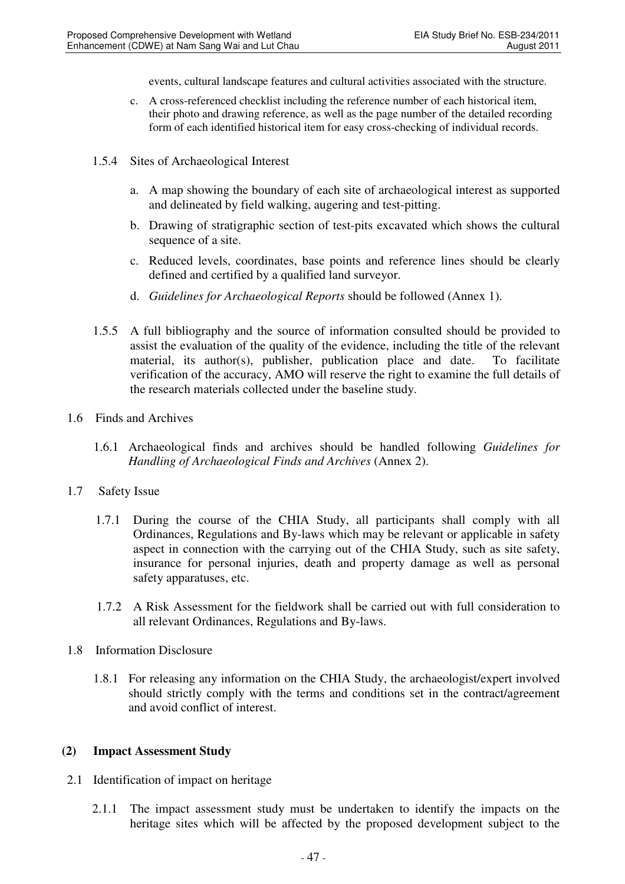events, cultural landscape features and cultural activities associated with the structure.

c. A cross-referenced checklist including the reference number of each historical item, their photo and drawing reference, as well as the page number of the detailed recording form of each identified historical item for easy cross-checking of individual records.

1.5.4 Sites of Archaeological Interest

a. A map showing the boundary of each site of archaeological interest as supported and delineated by field walking, augering and test-pitting.

b. Drawing of stratigraphic section of test-pits excavated which shows the cultural sequence of a site.

c. Reduced levels, coordinates, base points and reference lines should be clearly defined and certified by a qualified land surveyor.

d. *Guidelines for Archaeological Reports* should be followed (Annex 1).

1.5.5 A full bibliography and the source of information consulted should be provided to assist the evaluation of the quality of the evidence, including the title of the relevant material, its author(s), publisher, publication place and date. To facilitate verification of the accuracy, AMO will reserve the right to examine the full details of the research materials collected under the baseline study.

1.6 Finds and Archives

1.6.1 Archaeological finds and archives should be handled following *Guidelines for Handling of Archaeological Finds and Archives* (Annex 2).

1.7 Safety Issue

1.7.1 During the course of the CHIA Study, all participants shall comply with all Ordinances, Regulations and By-laws which may be relevant or applicable in safety aspect in connection with the carrying out of the CHIA Study, such as site safety, insurance for personal injuries, death and property damage as well as personal safety apparatuses, etc.

1.7.2 A Risk Assessment for the fieldwork shall be carried out with full consideration to all relevant Ordinances, Regulations and By-laws.

1.8 Information Disclosure

1.8.1 For releasing any information on the CHIA Study, the archaeologist/expert involved should strictly comply with the terms and conditions set in the contract/agreement and avoid conflict of interest.

## (2) Impact Assessment Study

2.1 Identification of impact on heritage

2.1.1 The impact assessment study must be undertaken to identify the impacts on the heritage sites which will be affected by the proposed development subject to the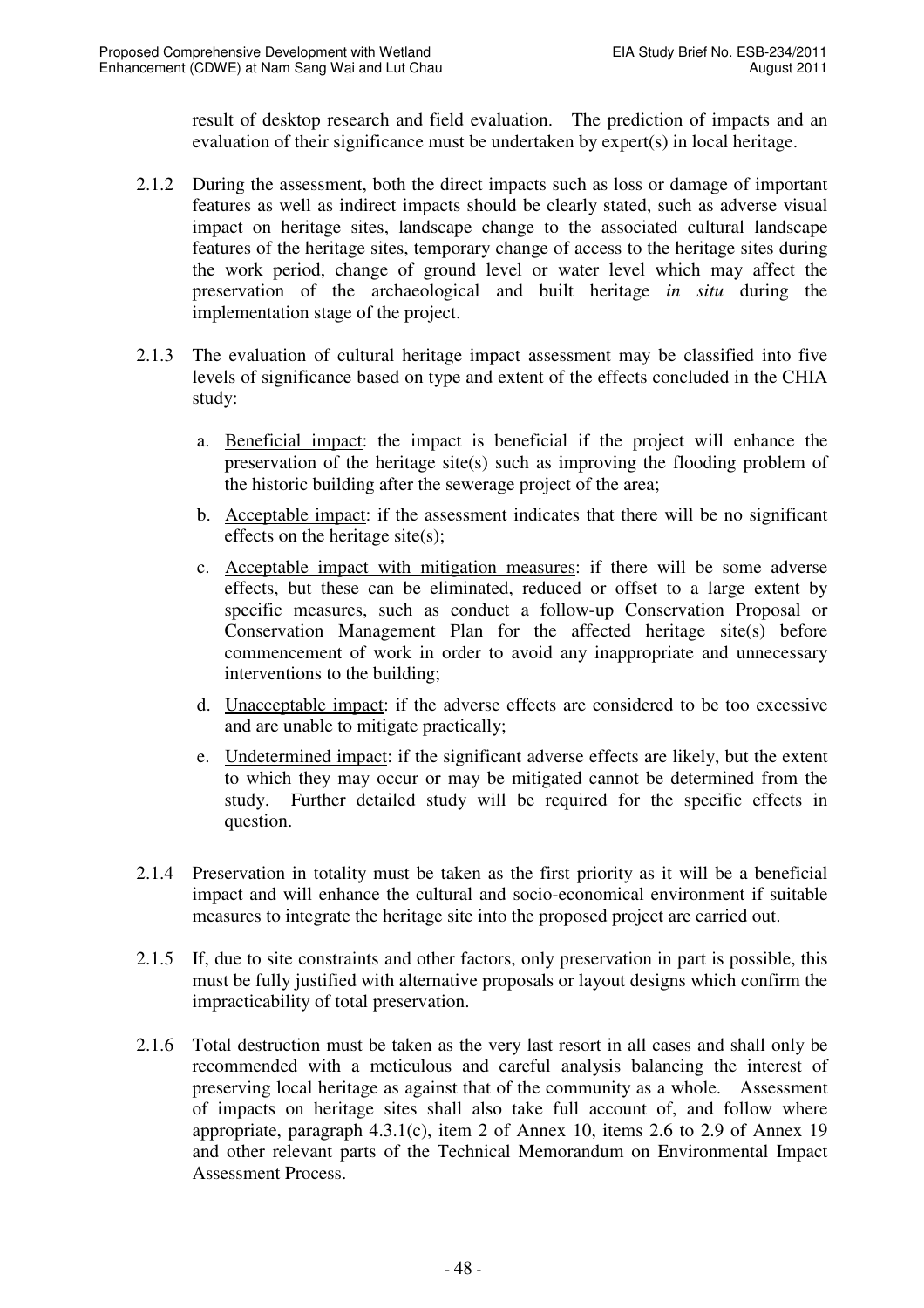result of desktop research and field evaluation. The prediction of impacts and an evaluation of their significance must be undertaken by expert(s) in local heritage.

2.1.2 During the assessment, both the direct impacts such as loss or damage of important features as well as indirect impacts should be clearly stated, such as adverse visual impact on heritage sites, landscape change to the associated cultural landscape features of the heritage sites, temporary change of access to the heritage sites during the work period, change of ground level or water level which may affect the preservation of the archaeological and built heritage *in situ* during the implementation stage of the project.

2.1.3 The evaluation of cultural heritage impact assessment may be classified into five levels of significance based on type and extent of the effects concluded in the CHIA study:

a. Beneficial impact: the impact is beneficial if the project will enhance the preservation of the heritage site(s) such as improving the flooding problem of the historic building after the sewerage project of the area;

b. Acceptable impact: if the assessment indicates that there will be no significant effects on the heritage site(s);

c. Acceptable impact with mitigation measures: if there will be some adverse effects, but these can be eliminated, reduced or offset to a large extent by specific measures, such as conduct a follow-up Conservation Proposal or Conservation Management Plan for the affected heritage site(s) before commencement of work in order to avoid any inappropriate and unnecessary interventions to the building;

d. Unacceptable impact: if the adverse effects are considered to be too excessive and are unable to mitigate practically;

e. Undetermined impact: if the significant adverse effects are likely, but the extent to which they may occur or may be mitigated cannot be determined from the study. Further detailed study will be required for the specific effects in question.

2.1.4 Preservation in totality must be taken as the first priority as it will be a beneficial impact and will enhance the cultural and socio-economical environment if suitable measures to integrate the heritage site into the proposed project are carried out.

2.1.5 If, due to site constraints and other factors, only preservation in part is possible, this must be fully justified with alternative proposals or layout designs which confirm the impracticability of total preservation.

2.1.6 Total destruction must be taken as the very last resort in all cases and shall only be recommended with a meticulous and careful analysis balancing the interest of preserving local heritage as against that of the community as a whole. Assessment of impacts on heritage sites shall also take full account of, and follow where appropriate, paragraph 4.3.1(c), item 2 of Annex 10, items 2.6 to 2.9 of Annex 19 and other relevant parts of the Technical Memorandum on Environmental Impact Assessment Process.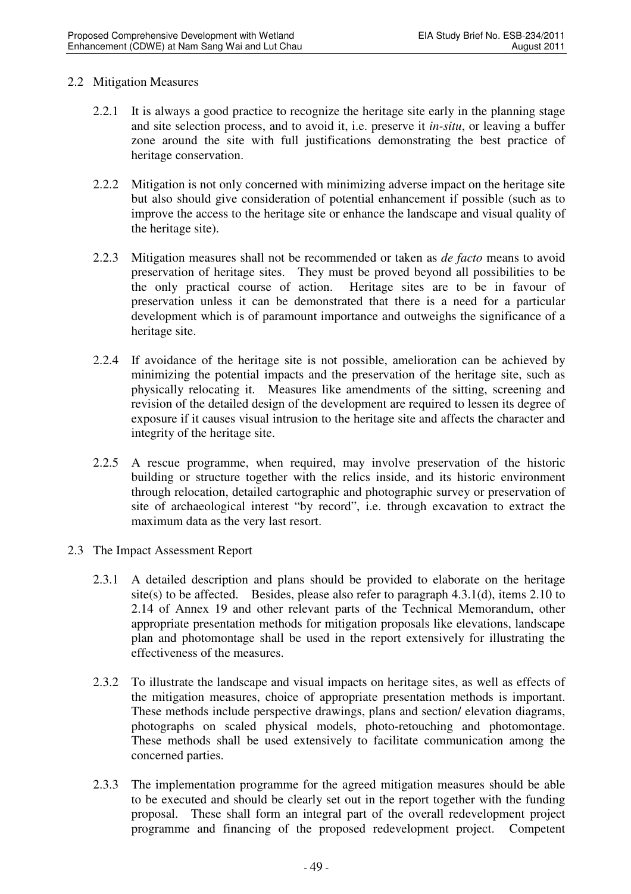## 2.2 Mitigation Measures

2.2.1 It is always a good practice to recognize the heritage site early in the planning stage and site selection process, and to avoid it, i.e. preserve it *in-situ*, or leaving a buffer zone around the site with full justifications demonstrating the best practice of heritage conservation.

2.2.2 Mitigation is not only concerned with minimizing adverse impact on the heritage site but also should give consideration of potential enhancement if possible (such as to improve the access to the heritage site or enhance the landscape and visual quality of the heritage site).

2.2.3 Mitigation measures shall not be recommended or taken as *de facto* means to avoid preservation of heritage sites. They must be proved beyond all possibilities to be the only practical course of action. Heritage sites are to be in favour of preservation unless it can be demonstrated that there is a need for a particular development which is of paramount importance and outweighs the significance of a heritage site.

2.2.4 If avoidance of the heritage site is not possible, amelioration can be achieved by minimizing the potential impacts and the preservation of the heritage site, such as physically relocating it. Measures like amendments of the sitting, screening and revision of the detailed design of the development are required to lessen its degree of exposure if it causes visual intrusion to the heritage site and affects the character and integrity of the heritage site.

2.2.5 A rescue programme, when required, may involve preservation of the historic building or structure together with the relics inside, and its historic environment through relocation, detailed cartographic and photographic survey or preservation of site of archaeological interest "by record", i.e. through excavation to extract the maximum data as the very last resort.

## 2.3 The Impact Assessment Report

2.3.1 A detailed description and plans should be provided to elaborate on the heritage site(s) to be affected. Besides, please also refer to paragraph 4.3.1(d), items 2.10 to 2.14 of Annex 19 and other relevant parts of the Technical Memorandum, other appropriate presentation methods for mitigation proposals like elevations, landscape plan and photomontage shall be used in the report extensively for illustrating the effectiveness of the measures.

2.3.2 To illustrate the landscape and visual impacts on heritage sites, as well as effects of the mitigation measures, choice of appropriate presentation methods is important. These methods include perspective drawings, plans and section/ elevation diagrams, photographs on scaled physical models, photo-retouching and photomontage. These methods shall be used extensively to facilitate communication among the concerned parties.

2.3.3 The implementation programme for the agreed mitigation measures should be able to be executed and should be clearly set out in the report together with the funding proposal. These shall form an integral part of the overall redevelopment project programme and financing of the proposed redevelopment project. Competent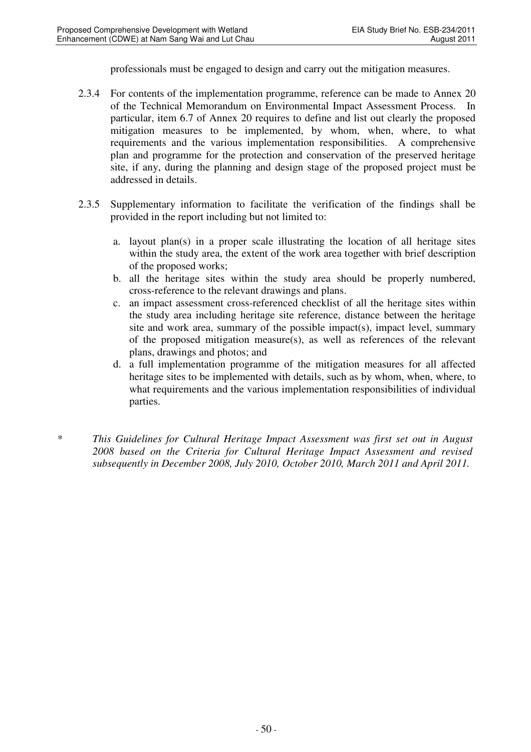professionals must be engaged to design and carry out the mitigation measures.

2.3.4 For contents of the implementation programme, reference can be made to Annex 20 of the Technical Memorandum on Environmental Impact Assessment Process. In particular, item 6.7 of Annex 20 requires to define and list out clearly the proposed mitigation measures to be implemented, by whom, when, where, to what requirements and the various implementation responsibilities. A comprehensive plan and programme for the protection and conservation of the preserved heritage site, if any, during the planning and design stage of the proposed project must be addressed in details.

2.3.5 Supplementary information to facilitate the verification of the findings shall be provided in the report including but not limited to:

a. layout plan(s) in a proper scale illustrating the location of all heritage sites within the study area, the extent of the work area together with brief description of the proposed works;
b. all the heritage sites within the study area should be properly numbered, cross-reference to the relevant drawings and plans.
c. an impact assessment cross-referenced checklist of all the heritage sites within the study area including heritage site reference, distance between the heritage site and work area, summary of the possible impact(s), impact level, summary of the proposed mitigation measure(s), as well as references of the relevant plans, drawings and photos; and
d. a full implementation programme of the mitigation measures for all affected heritage sites to be implemented with details, such as by whom, when, where, to what requirements and the various implementation responsibilities of individual parties.

\* *This Guidelines for Cultural Heritage Impact Assessment was first set out in August 2008 based on the Criteria for Cultural Heritage Impact Assessment and revised subsequently in December 2008, July 2010, October 2010, March 2011 and April 2011.*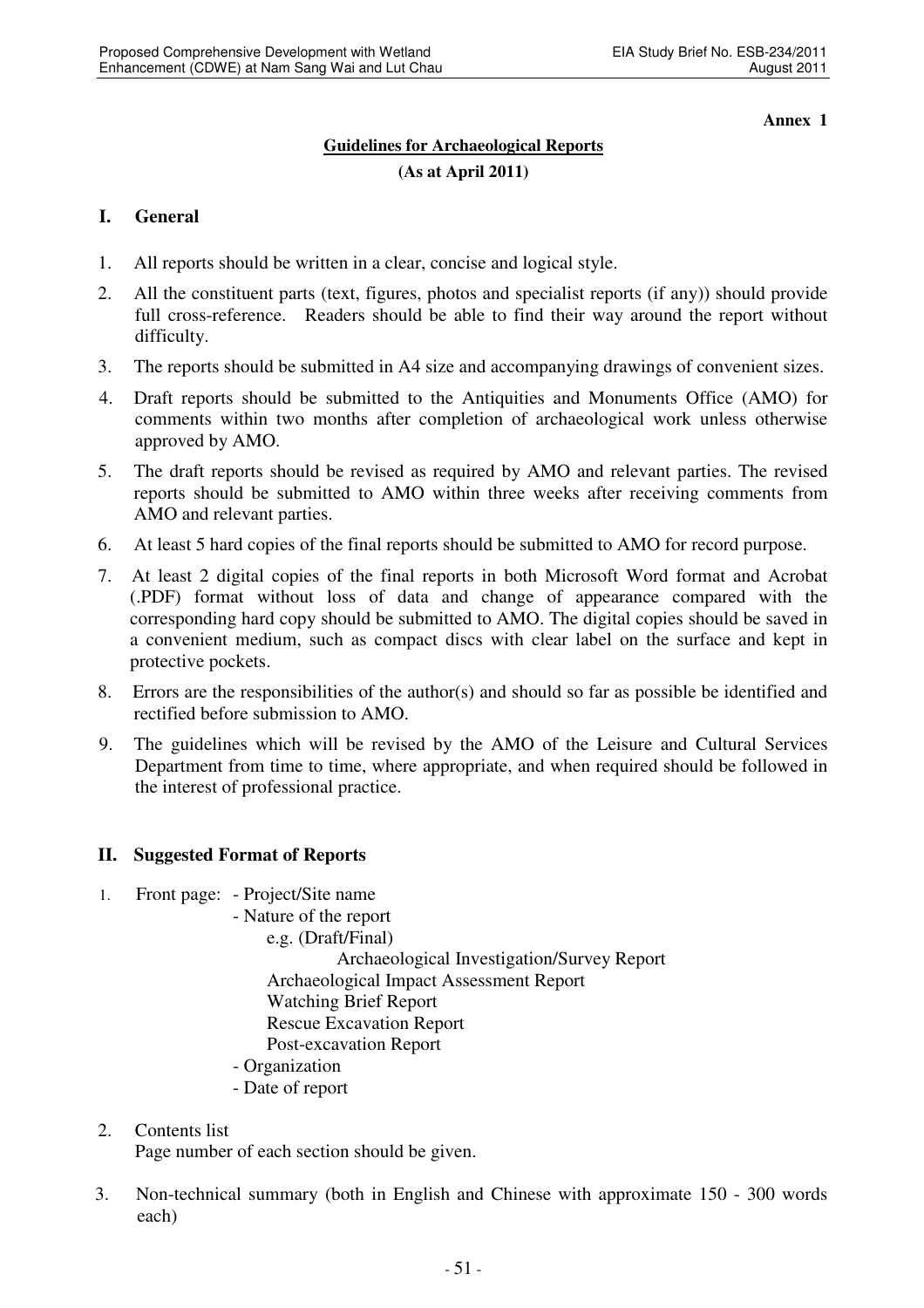**Annex 1**

## Guidelines for Archaeological Reports

**(As at April 2011)**

### I. General

1. All reports should be written in a clear, concise and logical style.
2. All the constituent parts (text, figures, photos and specialist reports (if any)) should provide full cross-reference. Readers should be able to find their way around the report without difficulty.
3. The reports should be submitted in A4 size and accompanying drawings of convenient sizes.
4. Draft reports should be submitted to the Antiquities and Monuments Office (AMO) for comments within two months after completion of archaeological work unless otherwise approved by AMO.
5. The draft reports should be revised as required by AMO and relevant parties. The revised reports should be submitted to AMO within three weeks after receiving comments from AMO and relevant parties.
6. At least 5 hard copies of the final reports should be submitted to AMO for record purpose.
7. At least 2 digital copies of the final reports in both Microsoft Word format and Acrobat (.PDF) format without loss of data and change of appearance compared with the corresponding hard copy should be submitted to AMO. The digital copies should be saved in a convenient medium, such as compact discs with clear label on the surface and kept in protective pockets.
8. Errors are the responsibilities of the author(s) and should so far as possible be identified and rectified before submission to AMO.
9. The guidelines which will be revised by the AMO of the Leisure and Cultural Services Department from time to time, where appropriate, and when required should be followed in the interest of professional practice.

### II. Suggested Format of Reports

1. Front page:
   - Project/Site name
   - Nature of the report
     - e.g. (Draft/Final)
       - Archaeological Investigation/Survey Report
       - Archaeological Impact Assessment Report
       - Watching Brief Report
       - Rescue Excavation Report
       - Post-excavation Report
   - Organization
   - Date of report
2. Contents list
   Page number of each section should be given.
3. Non-technical summary (both in English and Chinese with approximate 150 - 300 words each)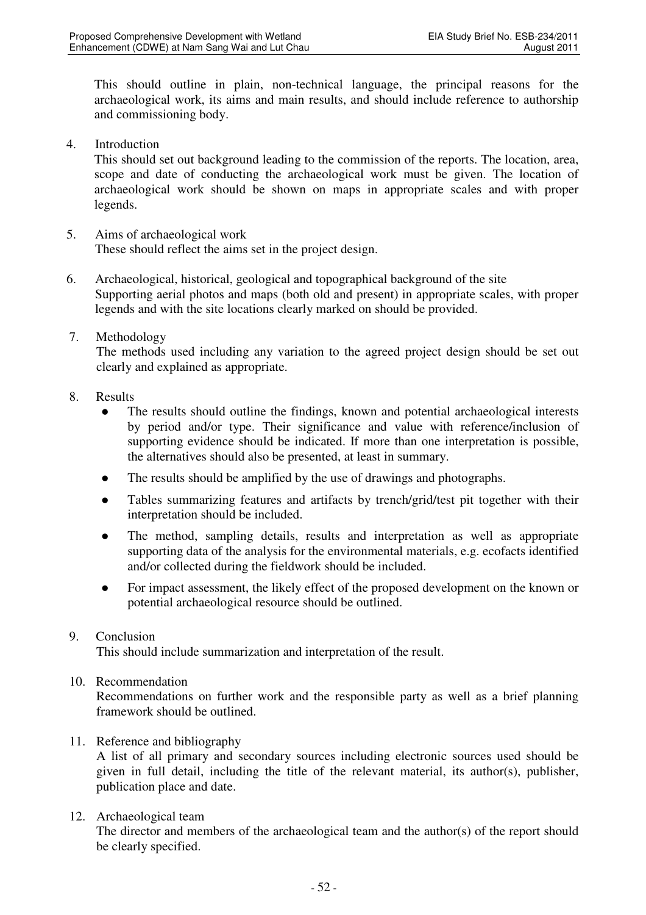This should outline in plain, non-technical language, the principal reasons for the archaeological work, its aims and main results, and should include reference to authorship and commissioning body.

4. Introduction

   This should set out background leading to the commission of the reports. The location, area, scope and date of conducting the archaeological work must be given. The location of archaeological work should be shown on maps in appropriate scales and with proper legends.

5. Aims of archaeological work

   These should reflect the aims set in the project design.

6. Archaeological, historical, geological and topographical background of the site

   Supporting aerial photos and maps (both old and present) in appropriate scales, with proper legends and with the site locations clearly marked on should be provided.

7. Methodology

   The methods used including any variation to the agreed project design should be set out clearly and explained as appropriate.

8. Results

   - The results should outline the findings, known and potential archaeological interests by period and/or type. Their significance and value with reference/inclusion of supporting evidence should be indicated. If more than one interpretation is possible, the alternatives should also be presented, at least in summary.
   - The results should be amplified by the use of drawings and photographs.
   - Tables summarizing features and artifacts by trench/grid/test pit together with their interpretation should be included.
   - The method, sampling details, results and interpretation as well as appropriate supporting data of the analysis for the environmental materials, e.g. ecofacts identified and/or collected during the fieldwork should be included.
   - For impact assessment, the likely effect of the proposed development on the known or potential archaeological resource should be outlined.

9. Conclusion

   This should include summarization and interpretation of the result.

10. Recommendation

    Recommendations on further work and the responsible party as well as a brief planning framework should be outlined.

11. Reference and bibliography

    A list of all primary and secondary sources including electronic sources used should be given in full detail, including the title of the relevant material, its author(s), publisher, publication place and date.

12. Archaeological team

    The director and members of the archaeological team and the author(s) of the report should be clearly specified.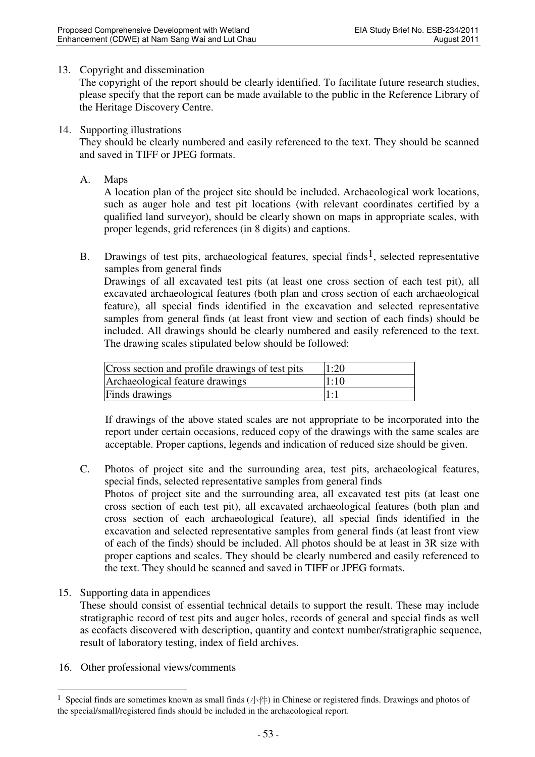13. Copyright and dissemination

    The copyright of the report should be clearly identified. To facilitate future research studies, please specify that the report can be made available to the public in the Reference Library of the Heritage Discovery Centre.

14. Supporting illustrations

    They should be clearly numbered and easily referenced to the text. They should be scanned and saved in TIFF or JPEG formats.

    A. Maps

       A location plan of the project site should be included. Archaeological work locations, such as auger hole and test pit locations (with relevant coordinates certified by a qualified land surveyor), should be clearly shown on maps in appropriate scales, with proper legends, grid references (in 8 digits) and captions.

    B. Drawings of test pits, archaeological features, special finds[1], selected representative samples from general finds

       Drawings of all excavated test pits (at least one cross section of each test pit), all excavated archaeological features (both plan and cross section of each archaeological feature), all special finds identified in the excavation and selected representative samples from general finds (at least front view and section of each finds) should be included. All drawings should be clearly numbered and easily referenced to the text. The drawing scales stipulated below should be followed:

       | Cross section and profile drawings of test pits | 1:20 |
       |---|---|
       | Archaeological feature drawings | 1:10 |
       | Finds drawings | 1:1 |

       If drawings of the above stated scales are not appropriate to be incorporated into the report under certain occasions, reduced copy of the drawings with the same scales are acceptable. Proper captions, legends and indication of reduced size should be given.

    C. Photos of project site and the surrounding area, test pits, archaeological features, special finds, selected representative samples from general finds

       Photos of project site and the surrounding area, all excavated test pits (at least one cross section of each test pit), all excavated archaeological features (both plan and cross section of each archaeological feature), all special finds identified in the excavation and selected representative samples from general finds (at least front view of each of the finds) should be included. All photos should be at least in 3R size with proper captions and scales. They should be clearly numbered and easily referenced to the text. They should be scanned and saved in TIFF or JPEG formats.

15. Supporting data in appendices

    These should consist of essential technical details to support the result. These may include stratigraphic record of test pits and auger holes, records of general and special finds as well as ecofacts discovered with description, quantity and context number/stratigraphic sequence, result of laboratory testing, index of field archives.

16. Other professional views/comments

---

[1] Special finds are sometimes known as small finds (小件) in Chinese or registered finds. Drawings and photos of the special/small/registered finds should be included in the archaeological report.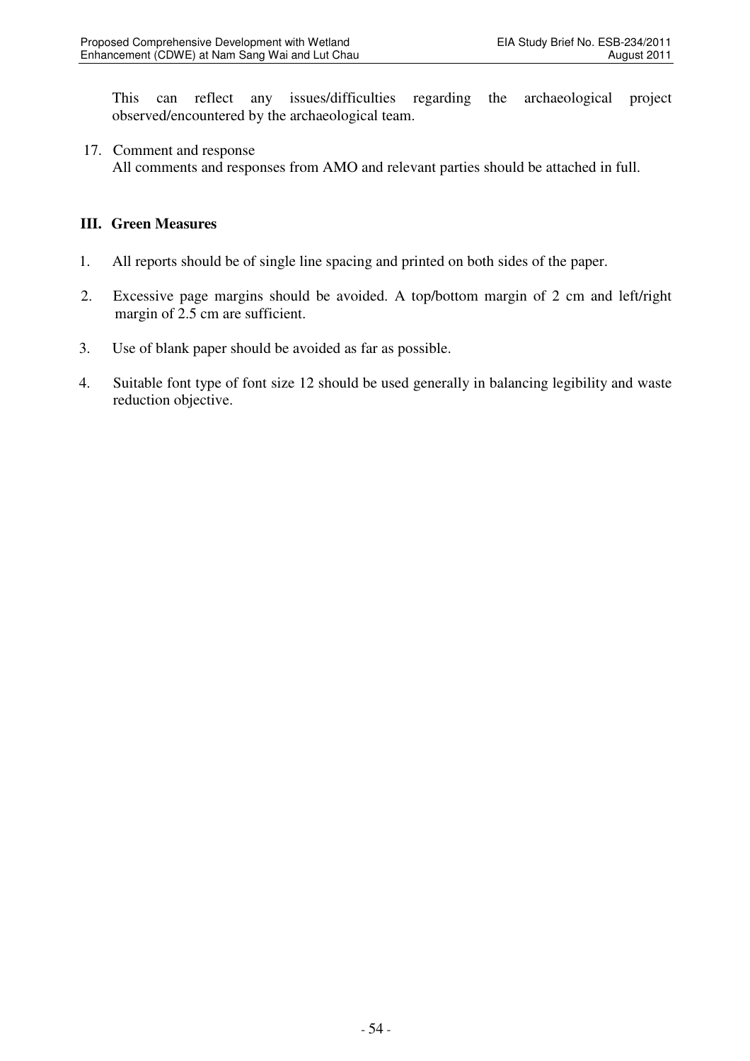This can reflect any issues/difficulties regarding the archaeological project observed/encountered by the archaeological team.

17. Comment and response
    All comments and responses from AMO and relevant parties should be attached in full.

### III. Green Measures

1. All reports should be of single line spacing and printed on both sides of the paper.

2. Excessive page margins should be avoided. A top/bottom margin of 2 cm and left/right margin of 2.5 cm are sufficient.

3. Use of blank paper should be avoided as far as possible.

4. Suitable font type of font size 12 should be used generally in balancing legibility and waste reduction objective.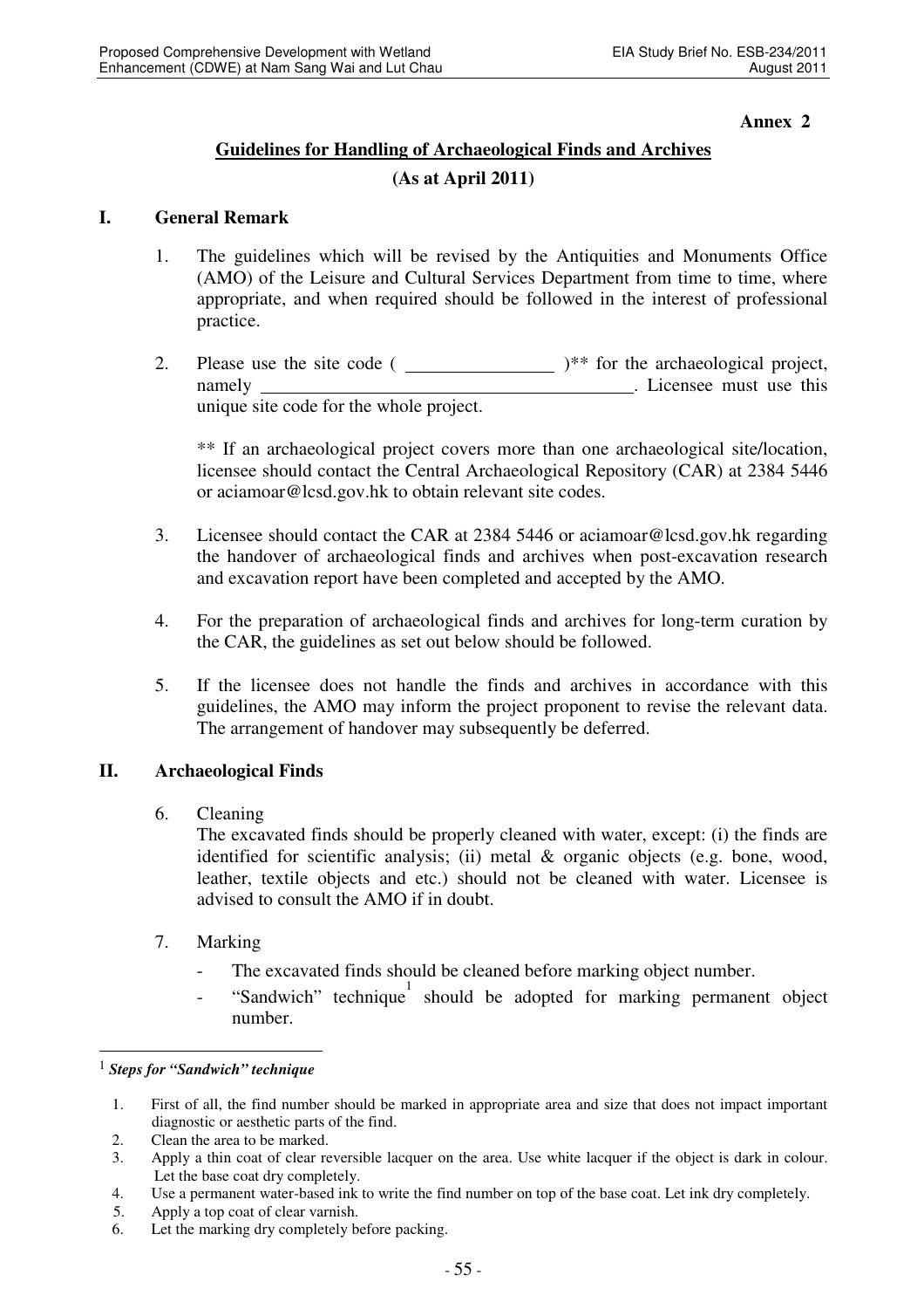Annex 2

## Guidelines for Handling of Archaeological Finds and Archives

**(As at April 2011)**

### I. General Remark

1. The guidelines which will be revised by the Antiquities and Monuments Office (AMO) of the Leisure and Cultural Services Department from time to time, where appropriate, and when required should be followed in the interest of professional practice.

2. Please use the site code ( ________________ )** for the archaeological project, namely ________________________________________. Licensee must use this unique site code for the whole project.

   ** If an archaeological project covers more than one archaeological site/location, licensee should contact the Central Archaeological Repository (CAR) at 2384 5446 or aciamoar@lcsd.gov.hk to obtain relevant site codes.

3. Licensee should contact the CAR at 2384 5446 or aciamoar@lcsd.gov.hk regarding the handover of archaeological finds and archives when post-excavation research and excavation report have been completed and accepted by the AMO.

4. For the preparation of archaeological finds and archives for long-term curation by the CAR, the guidelines as set out below should be followed.

5. If the licensee does not handle the finds and archives in accordance with this guidelines, the AMO may inform the project proponent to revise the relevant data. The arrangement of handover may subsequently be deferred.

### II. Archaeological Finds

6. Cleaning

   The excavated finds should be properly cleaned with water, except: (i) the finds are identified for scientific analysis; (ii) metal & organic objects (e.g. bone, wood, leather, textile objects and etc.) should not be cleaned with water. Licensee is advised to consult the AMO if in doubt.

7. Marking

   - The excavated finds should be cleaned before marking object number.
   - "Sandwich" technique[1] should be adopted for marking permanent object number.

---

[1] ***Steps for "Sandwich" technique***

1. First of all, the find number should be marked in appropriate area and size that does not impact important diagnostic or aesthetic parts of the find.
2. Clean the area to be marked.
3. Apply a thin coat of clear reversible lacquer on the area. Use white lacquer if the object is dark in colour. Let the base coat dry completely.
4. Use a permanent water-based ink to write the find number on top of the base coat. Let ink dry completely.
5. Apply a top coat of clear varnish.
6. Let the marking dry completely before packing.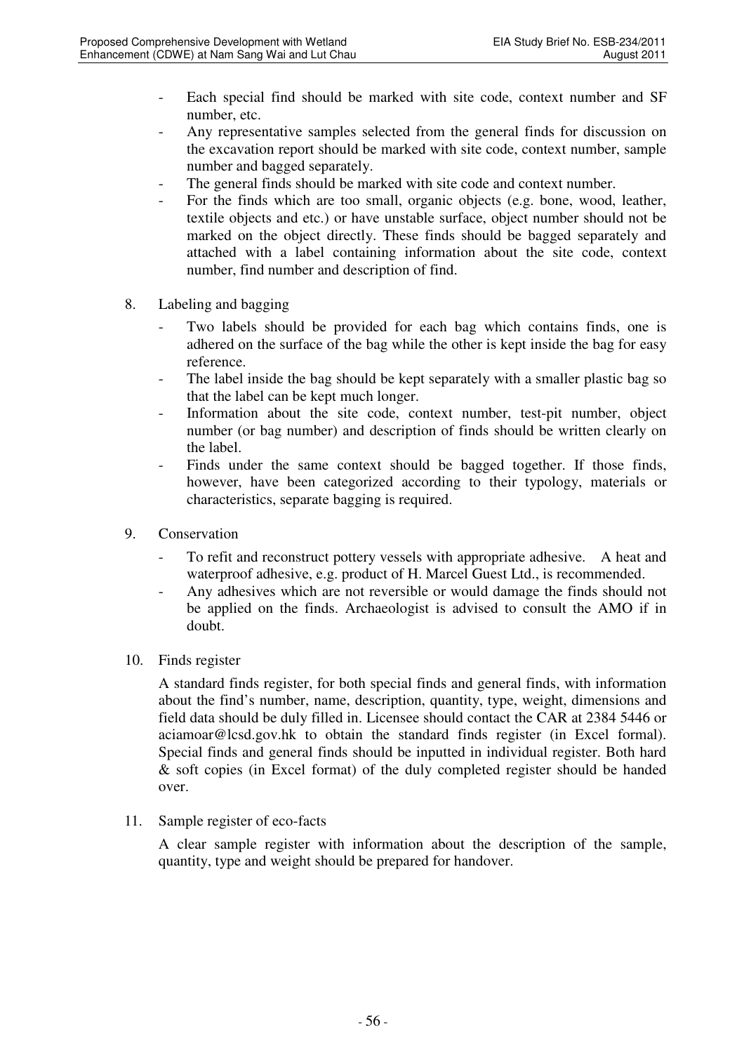- Each special find should be marked with site code, context number and SF number, etc.
- Any representative samples selected from the general finds for discussion on the excavation report should be marked with site code, context number, sample number and bagged separately.
- The general finds should be marked with site code and context number.
- For the finds which are too small, organic objects (e.g. bone, wood, leather, textile objects and etc.) or have unstable surface, object number should not be marked on the object directly. These finds should be bagged separately and attached with a label containing information about the site code, context number, find number and description of find.

8. Labeling and bagging
   - Two labels should be provided for each bag which contains finds, one is adhered on the surface of the bag while the other is kept inside the bag for easy reference.
   - The label inside the bag should be kept separately with a smaller plastic bag so that the label can be kept much longer.
   - Information about the site code, context number, test-pit number, object number (or bag number) and description of finds should be written clearly on the label.
   - Finds under the same context should be bagged together. If those finds, however, have been categorized according to their typology, materials or characteristics, separate bagging is required.

9. Conservation
   - To refit and reconstruct pottery vessels with appropriate adhesive. A heat and waterproof adhesive, e.g. product of H. Marcel Guest Ltd., is recommended.
   - Any adhesives which are not reversible or would damage the finds should not be applied on the finds. Archaeologist is advised to consult the AMO if in doubt.

10. Finds register

    A standard finds register, for both special finds and general finds, with information about the find's number, name, description, quantity, type, weight, dimensions and field data should be duly filled in. Licensee should contact the CAR at 2384 5446 or aciamoar@lcsd.gov.hk to obtain the standard finds register (in Excel formal). Special finds and general finds should be inputted in individual register. Both hard & soft copies (in Excel format) of the duly completed register should be handed over.

11. Sample register of eco-facts

    A clear sample register with information about the description of the sample, quantity, type and weight should be prepared for handover.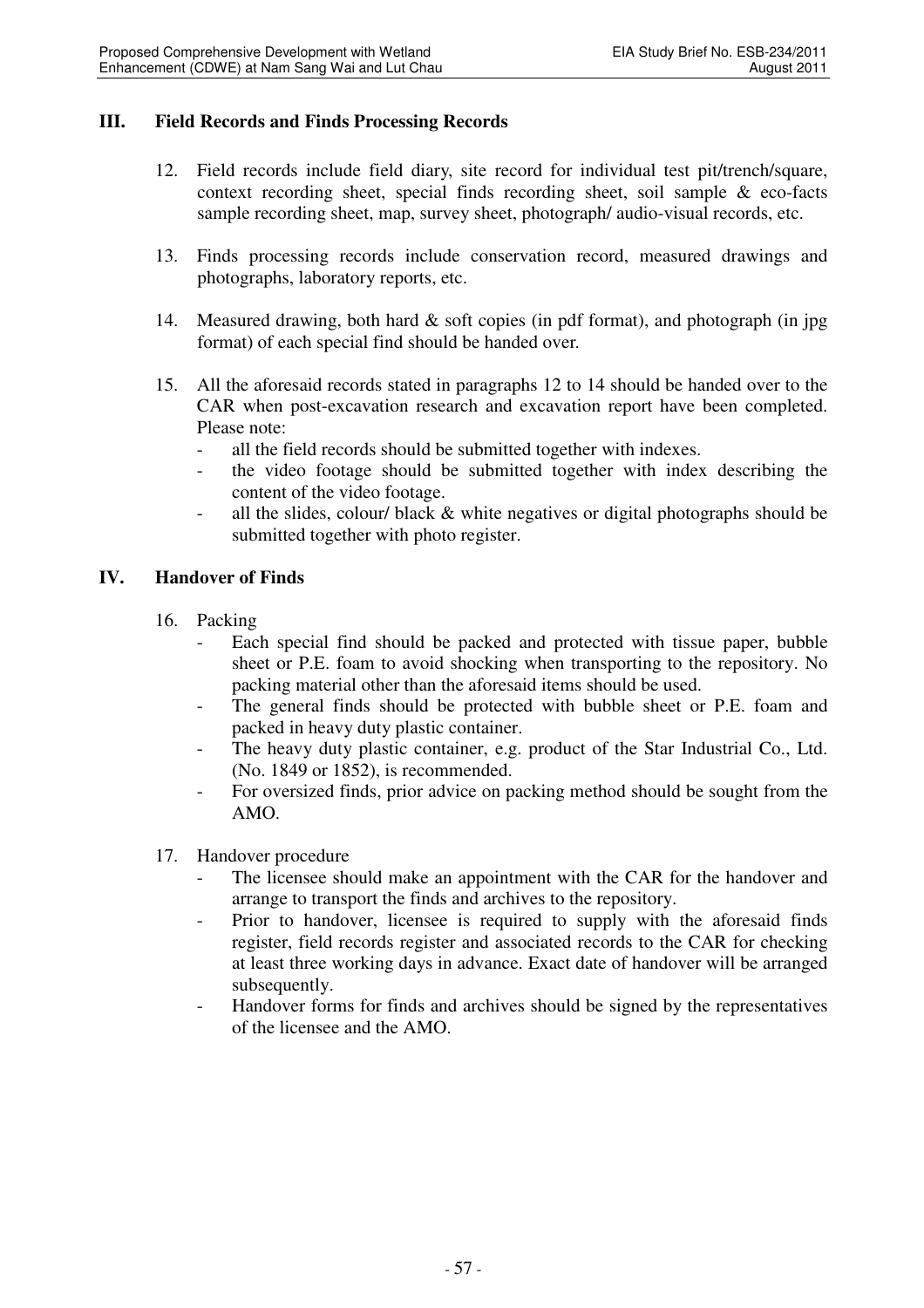## III. Field Records and Finds Processing Records

12. Field records include field diary, site record for individual test pit/trench/square, context recording sheet, special finds recording sheet, soil sample & eco-facts sample recording sheet, map, survey sheet, photograph/ audio-visual records, etc.

13. Finds processing records include conservation record, measured drawings and photographs, laboratory reports, etc.

14. Measured drawing, both hard & soft copies (in pdf format), and photograph (in jpg format) of each special find should be handed over.

15. All the aforesaid records stated in paragraphs 12 to 14 should be handed over to the CAR when post-excavation research and excavation report have been completed. Please note:
    - all the field records should be submitted together with indexes.
    - the video footage should be submitted together with index describing the content of the video footage.
    - all the slides, colour/ black & white negatives or digital photographs should be submitted together with photo register.

## IV. Handover of Finds

16. Packing
    - Each special find should be packed and protected with tissue paper, bubble sheet or P.E. foam to avoid shocking when transporting to the repository. No packing material other than the aforesaid items should be used.
    - The general finds should be protected with bubble sheet or P.E. foam and packed in heavy duty plastic container.
    - The heavy duty plastic container, e.g. product of the Star Industrial Co., Ltd. (No. 1849 or 1852), is recommended.
    - For oversized finds, prior advice on packing method should be sought from the AMO.

17. Handover procedure
    - The licensee should make an appointment with the CAR for the handover and arrange to transport the finds and archives to the repository.
    - Prior to handover, licensee is required to supply with the aforesaid finds register, field records register and associated records to the CAR for checking at least three working days in advance. Exact date of handover will be arranged subsequently.
    - Handover forms for finds and archives should be signed by the representatives of the licensee and the AMO.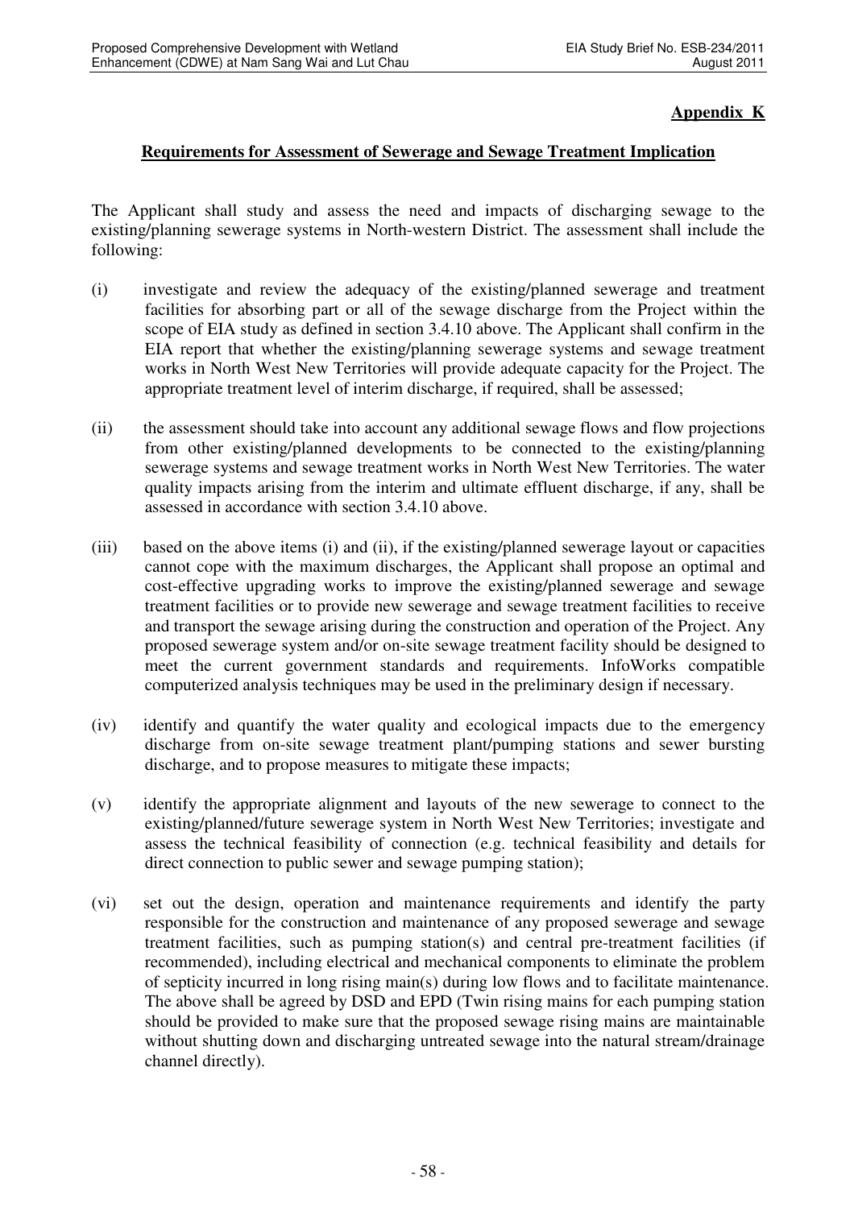**Appendix K**

**Requirements for Assessment of Sewerage and Sewage Treatment Implication**

The Applicant shall study and assess the need and impacts of discharging sewage to the existing/planning sewerage systems in North-western District. The assessment shall include the following:

(i) investigate and review the adequacy of the existing/planned sewerage and treatment facilities for absorbing part or all of the sewage discharge from the Project within the scope of EIA study as defined in section 3.4.10 above. The Applicant shall confirm in the EIA report that whether the existing/planning sewerage systems and sewage treatment works in North West New Territories will provide adequate capacity for the Project. The appropriate treatment level of interim discharge, if required, shall be assessed;

(ii) the assessment should take into account any additional sewage flows and flow projections from other existing/planned developments to be connected to the existing/planning sewerage systems and sewage treatment works in North West New Territories. The water quality impacts arising from the interim and ultimate effluent discharge, if any, shall be assessed in accordance with section 3.4.10 above.

(iii) based on the above items (i) and (ii), if the existing/planned sewerage layout or capacities cannot cope with the maximum discharges, the Applicant shall propose an optimal and cost-effective upgrading works to improve the existing/planned sewerage and sewage treatment facilities or to provide new sewerage and sewage treatment facilities to receive and transport the sewage arising during the construction and operation of the Project. Any proposed sewerage system and/or on-site sewage treatment facility should be designed to meet the current government standards and requirements. InfoWorks compatible computerized analysis techniques may be used in the preliminary design if necessary.

(iv) identify and quantify the water quality and ecological impacts due to the emergency discharge from on-site sewage treatment plant/pumping stations and sewer bursting discharge, and to propose measures to mitigate these impacts;

(v) identify the appropriate alignment and layouts of the new sewerage to connect to the existing/planned/future sewerage system in North West New Territories; investigate and assess the technical feasibility of connection (e.g. technical feasibility and details for direct connection to public sewer and sewage pumping station);

(vi) set out the design, operation and maintenance requirements and identify the party responsible for the construction and maintenance of any proposed sewerage and sewage treatment facilities, such as pumping station(s) and central pre-treatment facilities (if recommended), including electrical and mechanical components to eliminate the problem of septicity incurred in long rising main(s) during low flows and to facilitate maintenance. The above shall be agreed by DSD and EPD (Twin rising mains for each pumping station should be provided to make sure that the proposed sewage rising mains are maintainable without shutting down and discharging untreated sewage into the natural stream/drainage channel directly).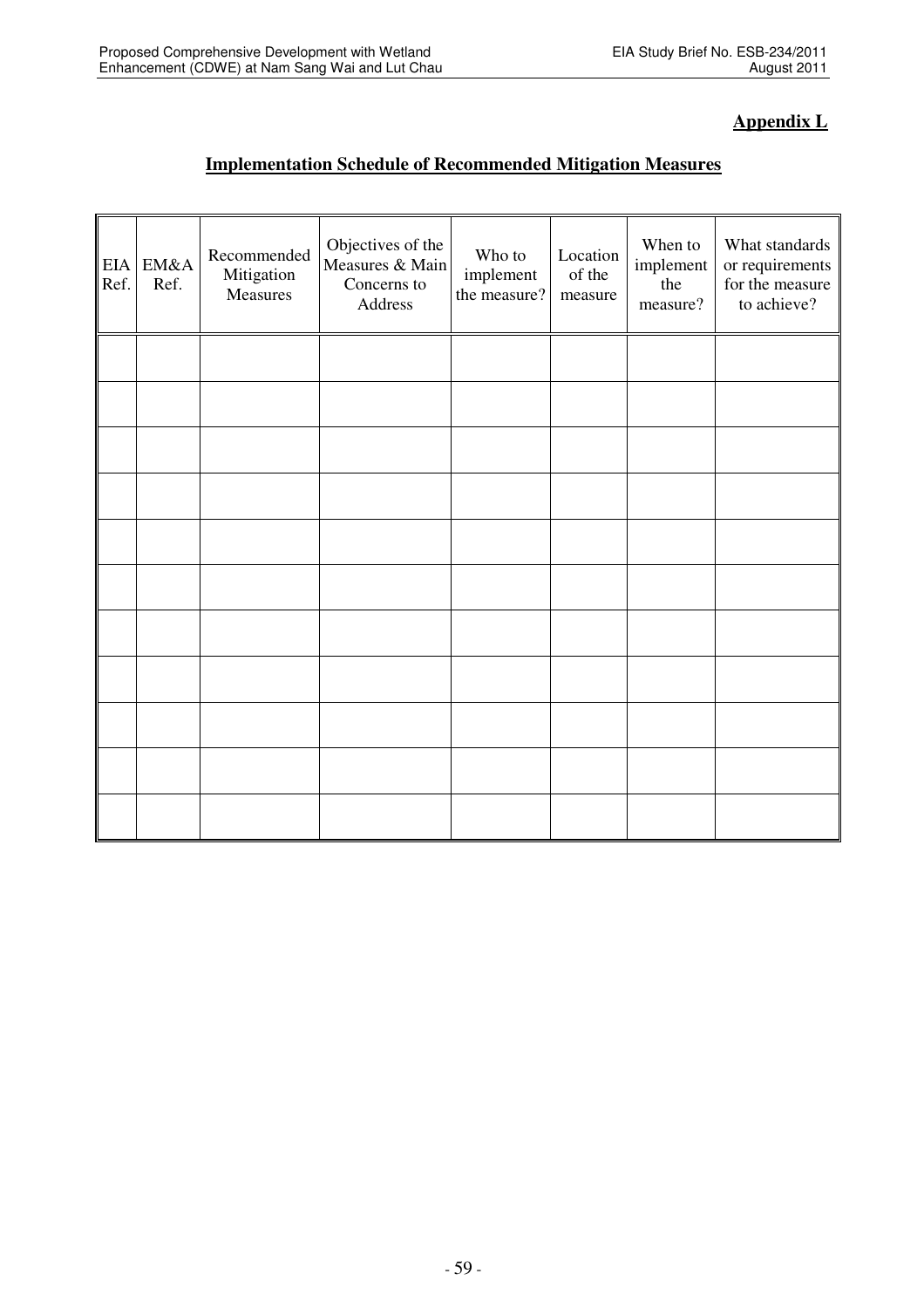**Appendix L**

## Implementation Schedule of Recommended Mitigation Measures

| EIA Ref. | EM&A Ref. | Recommended Mitigation Measures | Objectives of the Measures & Main Concerns to Address | Who to implement the measure? | Location of the measure | When to implement the measure? | What standards or requirements for the measure to achieve? |
|---|---|---|---|---|---|---|---|
| | | | | | | | |
| | | | | | | | |
| | | | | | | | |
| | | | | | | | |
| | | | | | | | |
| | | | | | | | |
| | | | | | | | |
| | | | | | | | |
| | | | | | | | |
| | | | | | | | |
| | | | | | | | |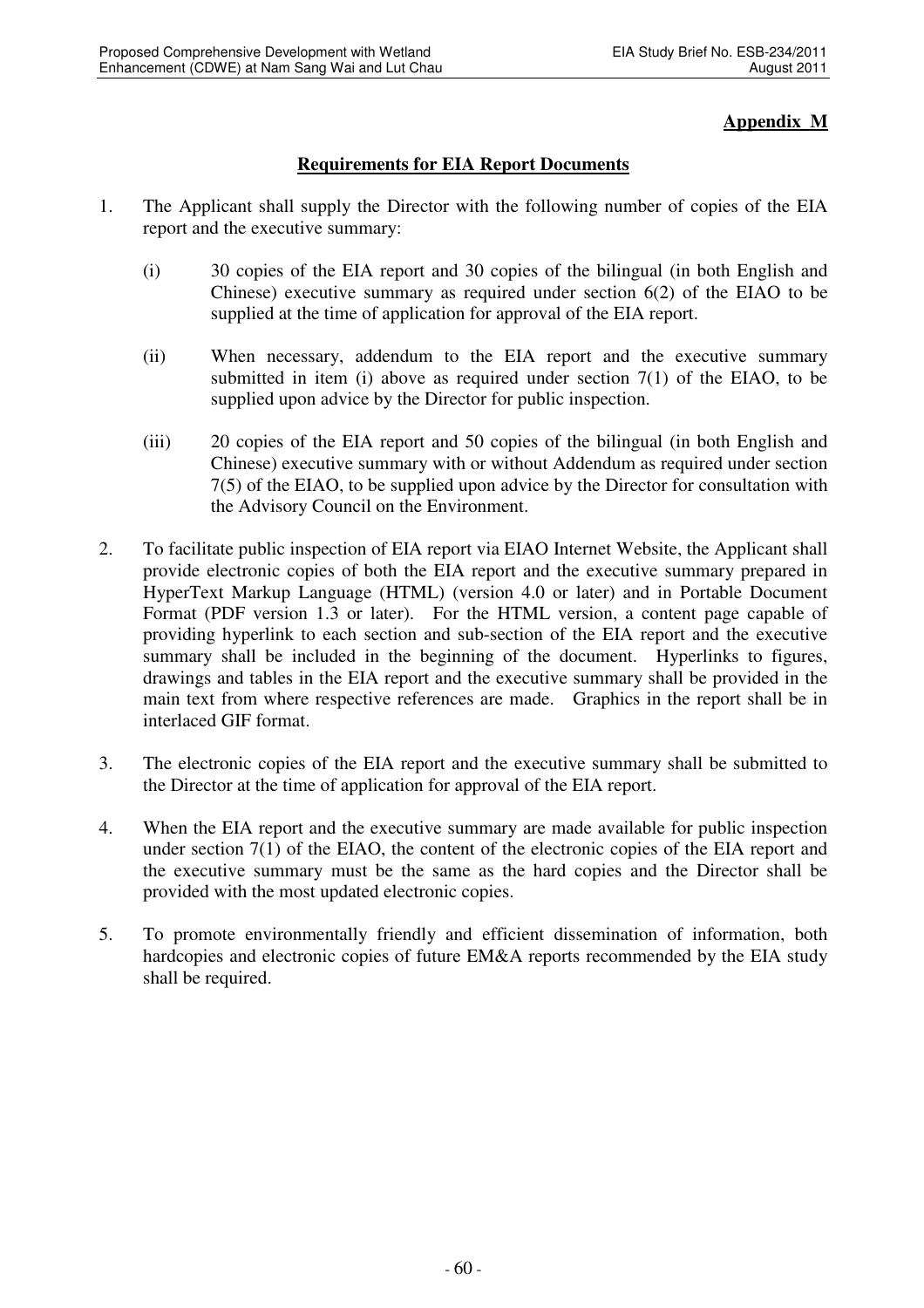**Appendix M**

**Requirements for EIA Report Documents**

1. The Applicant shall supply the Director with the following number of copies of the EIA report and the executive summary:

   (i) 30 copies of the EIA report and 30 copies of the bilingual (in both English and Chinese) executive summary as required under section 6(2) of the EIAO to be supplied at the time of application for approval of the EIA report.

   (ii) When necessary, addendum to the EIA report and the executive summary submitted in item (i) above as required under section 7(1) of the EIAO, to be supplied upon advice by the Director for public inspection.

   (iii) 20 copies of the EIA report and 50 copies of the bilingual (in both English and Chinese) executive summary with or without Addendum as required under section 7(5) of the EIAO, to be supplied upon advice by the Director for consultation with the Advisory Council on the Environment.

2. To facilitate public inspection of EIA report via EIAO Internet Website, the Applicant shall provide electronic copies of both the EIA report and the executive summary prepared in HyperText Markup Language (HTML) (version 4.0 or later) and in Portable Document Format (PDF version 1.3 or later). For the HTML version, a content page capable of providing hyperlink to each section and sub-section of the EIA report and the executive summary shall be included in the beginning of the document. Hyperlinks to figures, drawings and tables in the EIA report and the executive summary shall be provided in the main text from where respective references are made. Graphics in the report shall be in interlaced GIF format.

3. The electronic copies of the EIA report and the executive summary shall be submitted to the Director at the time of application for approval of the EIA report.

4. When the EIA report and the executive summary are made available for public inspection under section 7(1) of the EIAO, the content of the electronic copies of the EIA report and the executive summary must be the same as the hard copies and the Director shall be provided with the most updated electronic copies.

5. To promote environmentally friendly and efficient dissemination of information, both hardcopies and electronic copies of future EM&A reports recommended by the EIA study shall be required.